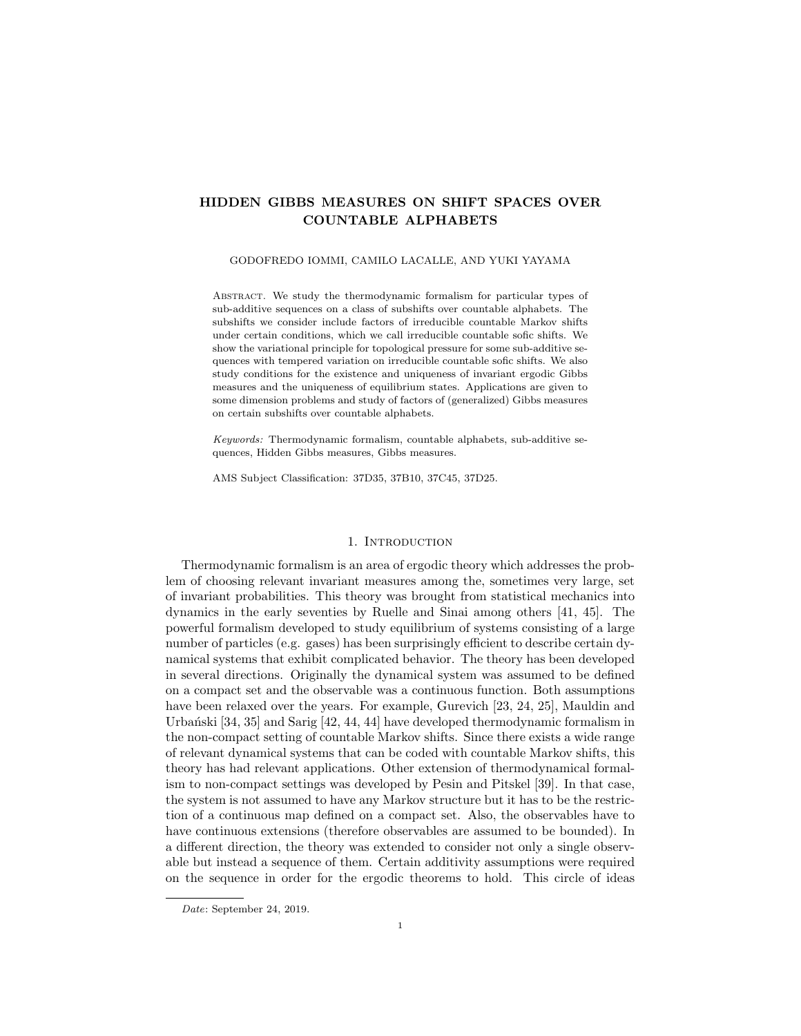# HIDDEN GIBBS MEASURES ON SHIFT SPACES OVER COUNTABLE ALPHABETS

GODOFREDO IOMMI, CAMILO LACALLE, AND YUKI YAYAMA

Abstract. We study the thermodynamic formalism for particular types of sub-additive sequences on a class of subshifts over countable alphabets. The subshifts we consider include factors of irreducible countable Markov shifts under certain conditions, which we call irreducible countable sofic shifts. We show the variational principle for topological pressure for some sub-additive sequences with tempered variation on irreducible countable sofic shifts. We also study conditions for the existence and uniqueness of invariant ergodic Gibbs measures and the uniqueness of equilibrium states. Applications are given to some dimension problems and study of factors of (generalized) Gibbs measures on certain subshifts over countable alphabets.

*Keywords:* Thermodynamic formalism, countable alphabets, sub-additive sequences, Hidden Gibbs measures, Gibbs measures.

AMS Subject Classification: 37D35, 37B10, 37C45, 37D25.

## 1. Introduction

Thermodynamic formalism is an area of ergodic theory which addresses the problem of choosing relevant invariant measures among the, sometimes very large, set of invariant probabilities. This theory was brought from statistical mechanics into dynamics in the early seventies by Ruelle and Sinai among others [41, 45]. The powerful formalism developed to study equilibrium of systems consisting of a large number of particles (e.g. gases) has been surprisingly efficient to describe certain dynamical systems that exhibit complicated behavior. The theory has been developed in several directions. Originally the dynamical system was assumed to be defined on a compact set and the observable was a continuous function. Both assumptions have been relaxed over the years. For example, Gurevich [23, 24, 25], Mauldin and Urbański [34, 35] and Sarig [42, 44, 44] have developed thermodynamic formalism in the non-compact setting of countable Markov shifts. Since there exists a wide range of relevant dynamical systems that can be coded with countable Markov shifts, this theory has had relevant applications. Other extension of thermodynamical formalism to non-compact settings was developed by Pesin and Pitskel [39]. In that case, the system is not assumed to have any Markov structure but it has to be the restriction of a continuous map defined on a compact set. Also, the observables have to have continuous extensions (therefore observables are assumed to be bounded). In a different direction, the theory was extended to consider not only a single observable but instead a sequence of them. Certain additivity assumptions were required on the sequence in order for the ergodic theorems to hold. This circle of ideas

*Date*: September 24, 2019.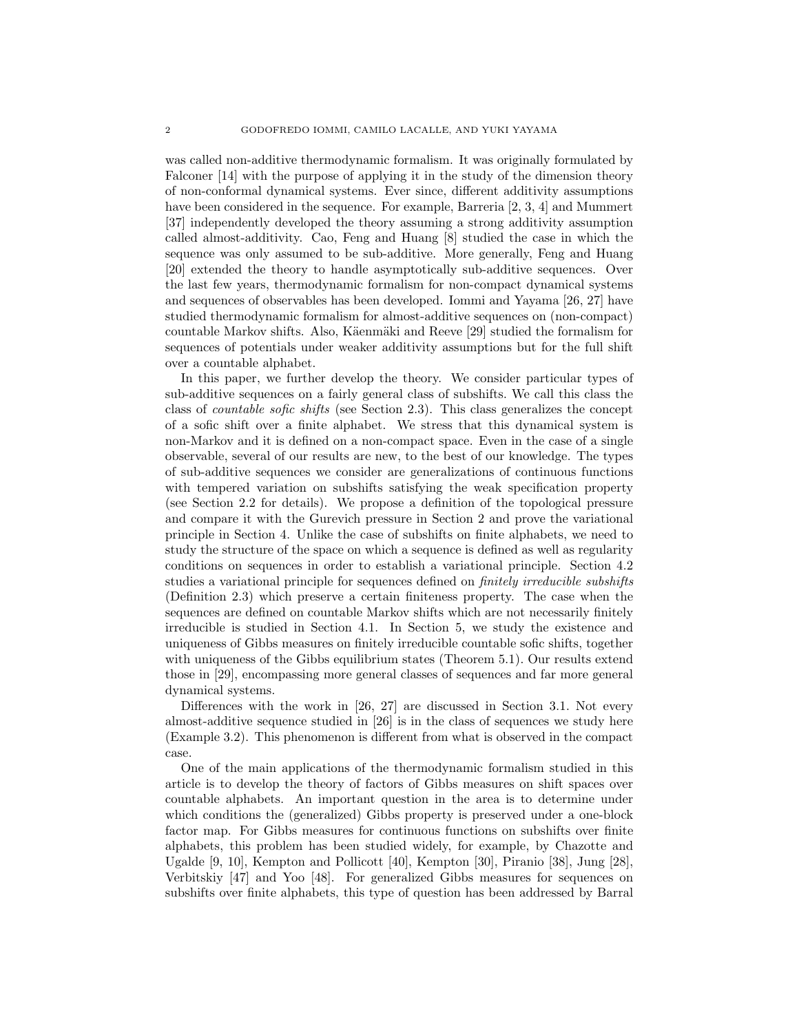was called non-additive thermodynamic formalism. It was originally formulated by Falconer [14] with the purpose of applying it in the study of the dimension theory of non-conformal dynamical systems. Ever since, different additivity assumptions have been considered in the sequence. For example, Barreria [2, 3, 4] and Mummert [37] independently developed the theory assuming a strong additivity assumption called almost-additivity. Cao, Feng and Huang [8] studied the case in which the sequence was only assumed to be sub-additive. More generally, Feng and Huang [20] extended the theory to handle asymptotically sub-additive sequences. Over the last few years, thermodynamic formalism for non-compact dynamical systems and sequences of observables has been developed. Iommi and Yayama [26, 27] have studied thermodynamic formalism for almost-additive sequences on (non-compact) countable Markov shifts. Also, Käenmäki and Reeve [29] studied the formalism for sequences of potentials under weaker additivity assumptions but for the full shift over a countable alphabet.

In this paper, we further develop the theory. We consider particular types of sub-additive sequences on a fairly general class of subshifts. We call this class the class of *countable sofic shifts* (see Section 2.3). This class generalizes the concept of a sofic shift over a finite alphabet. We stress that this dynamical system is non-Markov and it is defined on a non-compact space. Even in the case of a single observable, several of our results are new, to the best of our knowledge. The types of sub-additive sequences we consider are generalizations of continuous functions with tempered variation on subshifts satisfying the weak specification property (see Section 2.2 for details). We propose a definition of the topological pressure and compare it with the Gurevich pressure in Section 2 and prove the variational principle in Section 4. Unlike the case of subshifts on finite alphabets, we need to study the structure of the space on which a sequence is defined as well as regularity conditions on sequences in order to establish a variational principle. Section 4.2 studies a variational principle for sequences defined on *finitely irreducible subshifts* (Definition 2.3) which preserve a certain finiteness property. The case when the sequences are defined on countable Markov shifts which are not necessarily finitely irreducible is studied in Section 4.1. In Section 5, we study the existence and uniqueness of Gibbs measures on finitely irreducible countable sofic shifts, together with uniqueness of the Gibbs equilibrium states (Theorem 5.1). Our results extend those in [29], encompassing more general classes of sequences and far more general dynamical systems.

Differences with the work in [26, 27] are discussed in Section 3.1. Not every almost-additive sequence studied in [26] is in the class of sequences we study here (Example 3.2). This phenomenon is different from what is observed in the compact case.

One of the main applications of the thermodynamic formalism studied in this article is to develop the theory of factors of Gibbs measures on shift spaces over countable alphabets. An important question in the area is to determine under which conditions the (generalized) Gibbs property is preserved under a one-block factor map. For Gibbs measures for continuous functions on subshifts over finite alphabets, this problem has been studied widely, for example, by Chazotte and Ugalde [9, 10], Kempton and Pollicott [40], Kempton [30], Piranio [38], Jung [28], Verbitskiy [47] and Yoo [48]. For generalized Gibbs measures for sequences on subshifts over finite alphabets, this type of question has been addressed by Barral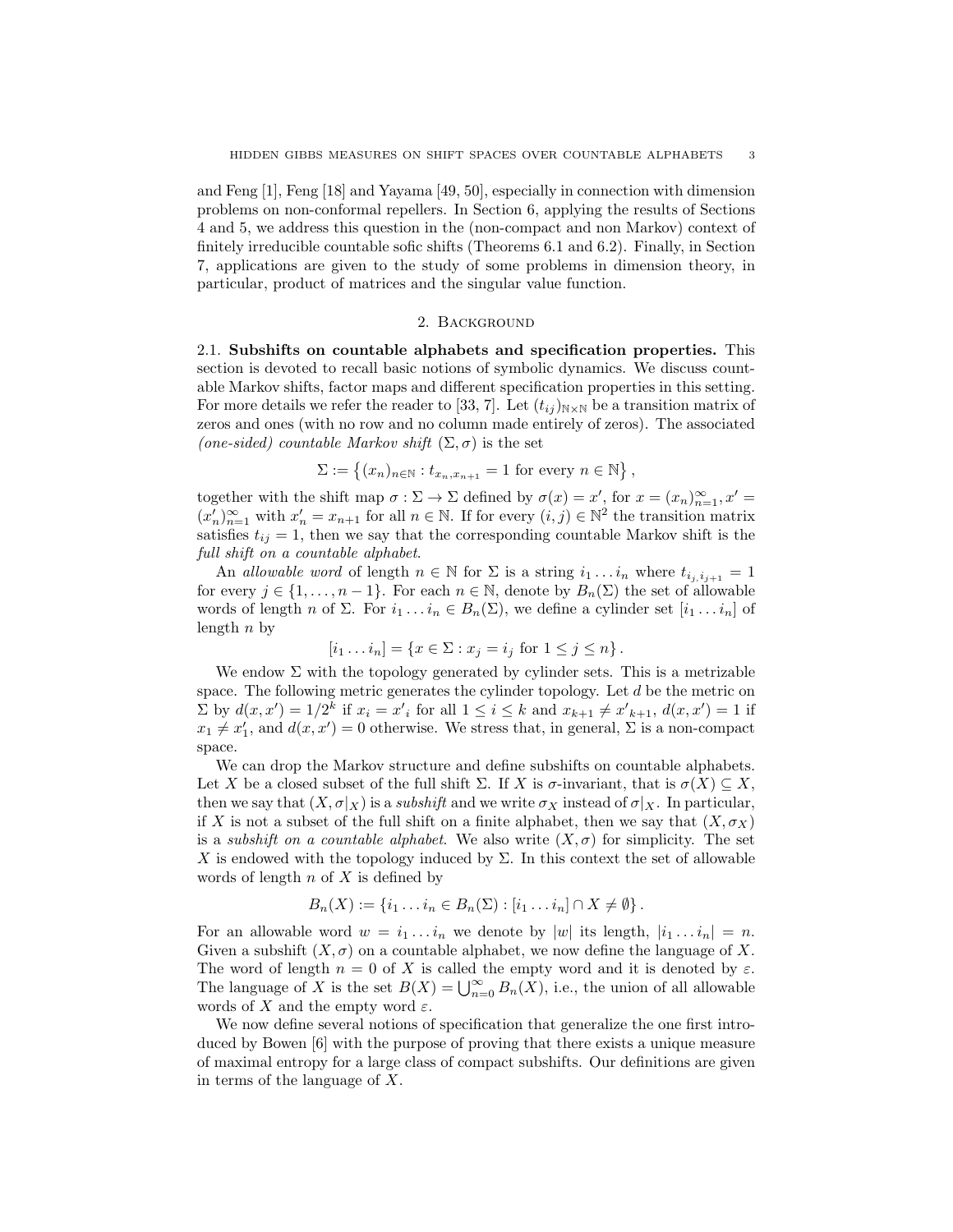and Feng [1], Feng [18] and Yayama [49, 50], especially in connection with dimension problems on non-conformal repellers. In Section 6, applying the results of Sections 4 and 5, we address this question in the (non-compact and non Markov) context of finitely irreducible countable sofic shifts (Theorems 6.1 and 6.2). Finally, in Section 7, applications are given to the study of some problems in dimension theory, in particular, product of matrices and the singular value function.

## 2. Background

**2.1. Subshifts on countable alphabets and specification properties.** This section is devoted to recall basic notions of symbolic dynamics. We discuss countable Markov shifts, factor maps and different specification properties in this setting. For more details we refer the reader to [33, 7]. Let $(t_{ij})_{\mathbb{N}\times\mathbb{N}}$ be a transition matrix of zeros and ones (with no row and no column made entirely of zeros). The associated *(one-sided) countable Markov shift* $(\Sigma, \sigma)$ is the set

$$\Sigma := \left\{(x_n)_{n\in\mathbb{N}} : t_{x_n,x_{n+1}} = 1 \text{ for every } n \in \mathbb{N}\right\},$$

together with the shift map $\sigma : \Sigma \to \Sigma$ defined by $\sigma(x) = x'$, for $x = (x_n)_{n=1}^{\infty}, x' = (x'_n)_{n=1}^{\infty}$ with $x'_n = x_{n+1}$ for all $n \in \mathbb{N}$. If for every $(i, j) \in \mathbb{N}^2$ the transition matrix satisfies $t_{ij} = 1$, then we say that the corresponding countable Markov shift is the *full shift on a countable alphabet*.

An *allowable word* of length $n \in \mathbb{N}$ for $\Sigma$ is a string $i_1 \ldots i_n$ where $t_{i_j,i_{j+1}} = 1$ for every $j \in \{1, \ldots, n-1\}$. For each $n \in \mathbb{N}$, denote by $B_n(\Sigma)$ the set of allowable words of length $n$ of $\Sigma$. For $i_1 \ldots i_n \in B_n(\Sigma)$, we define a cylinder set $[i_1 \ldots i_n]$ of length $n$ by

$$[i_1 \ldots i_n] = \{x \in \Sigma : x_j = i_j \text{ for } 1 \leq j \leq n\}.$$

We endow $\Sigma$ with the topology generated by cylinder sets. This is a metrizable space. The following metric generates the cylinder topology. Let $d$ be the metric on $\Sigma$ by $d(x, x') = 1/2^k$ if $x_i = x'_i$ for all $1 \leq i \leq k$ and $x_{k+1} \neq x'_{k+1}$, $d(x, x') = 1$ if $x_1 \neq x'_1$, and $d(x, x') = 0$ otherwise. We stress that, in general, $\Sigma$ is a non-compact space.

We can drop the Markov structure and define subshifts on countable alphabets. Let $X$ be a closed subset of the full shift $\Sigma$. If $X$ is $\sigma$-invariant, that is $\sigma(X) \subseteq X$, then we say that $(X, \sigma|_X)$ is a *subshift* and we write $\sigma_X$ instead of $\sigma|_X$. In particular, if $X$ is not a subset of the full shift on a finite alphabet, then we say that $(X, \sigma_X)$ is a *subshift on a countable alphabet*. We also write $(X, \sigma)$ for simplicity. The set $X$ is endowed with the topology induced by $\Sigma$. In this context the set of allowable words of length $n$ of $X$ is defined by

$$B_n(X) := \{i_1 \ldots i_n \in B_n(\Sigma) : [i_1 \ldots i_n] \cap X \neq \emptyset\}.$$

For an allowable word $w = i_1 \ldots i_n$ we denote by $|w|$ its length, $|i_1 \ldots i_n| = n$. Given a subshift $(X, \sigma)$ on a countable alphabet, we now define the language of $X$. The word of length $n = 0$ of $X$ is called the empty word and it is denoted by $\varepsilon$. The language of $X$ is the set $B(X) = \bigcup_{n=0}^{\infty} B_n(X)$, i.e., the union of all allowable words of $X$ and the empty word $\varepsilon$.

We now define several notions of specification that generalize the one first introduced by Bowen [6] with the purpose of proving that there exists a unique measure of maximal entropy for a large class of compact subshifts. Our definitions are given in terms of the language of $X$.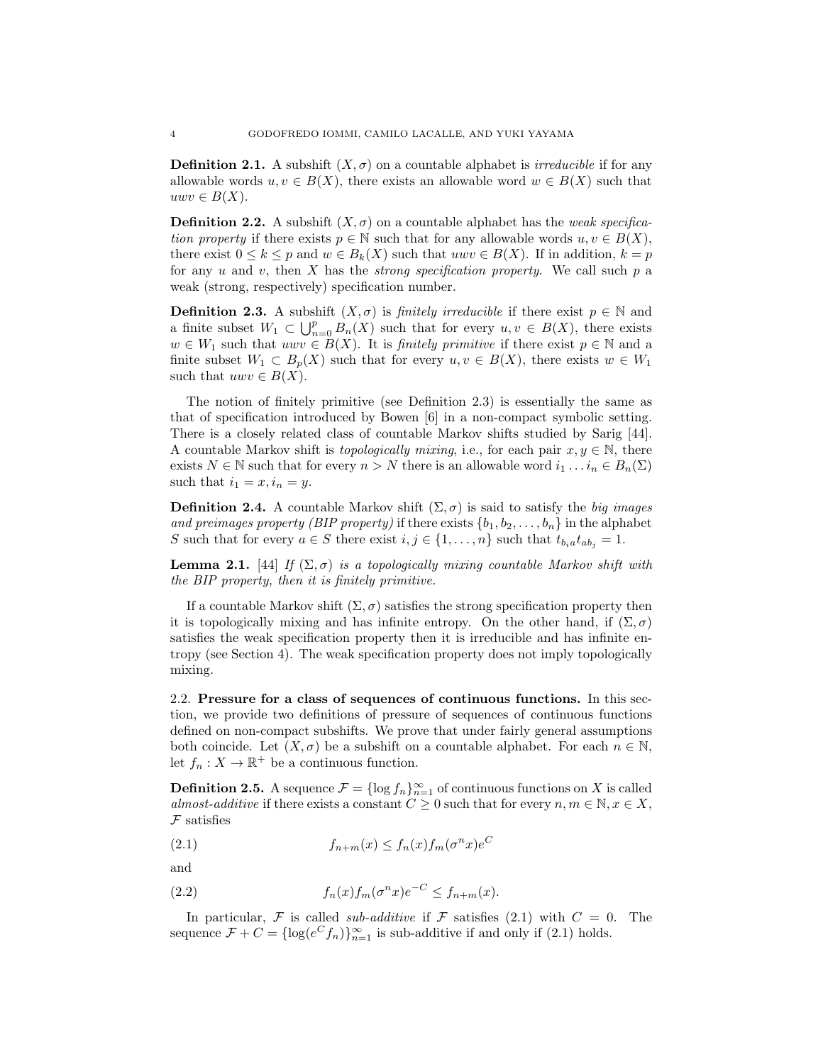**Definition 2.1.** A subshift $(X, \sigma)$ on a countable alphabet is *irreducible* if for any allowable words $u, v \in B(X)$, there exists an allowable word $w \in B(X)$ such that $uwv \in B(X)$.

**Definition 2.2.** A subshift $(X, \sigma)$ on a countable alphabet has the *weak specification property* if there exists $p \in \mathbb{N}$ such that for any allowable words $u, v \in B(X)$, there exist $0 \leq k \leq p$ and $w \in B_k(X)$ such that $uwv \in B(X)$. If in addition, $k = p$ for any $u$ and $v$, then $X$ has the *strong specification property*. We call such $p$ a weak (strong, respectively) specification number.

**Definition 2.3.** A subshift $(X, \sigma)$ is *finitely irreducible* if there exist $p \in \mathbb{N}$ and a finite subset $W_1 \subset \bigcup_{n=0}^{p} B_n(X)$ such that for every $u, v \in B(X)$, there exists $w \in W_1$ such that $uwv \in B(X)$. It is *finitely primitive* if there exist $p \in \mathbb{N}$ and a finite subset $W_1 \subset B_p(X)$ such that for every $u, v \in B(X)$, there exists $w \in W_1$ such that $uwv \in B(X)$.

The notion of finitely primitive (see Definition 2.3) is essentially the same as that of specification introduced by Bowen [6] in a non-compact symbolic setting. There is a closely related class of countable Markov shifts studied by Sarig [44]. A countable Markov shift is *topologically mixing*, i.e., for each pair $x, y \in \mathbb{N}$, there exists $N \in \mathbb{N}$ such that for every $n > N$ there is an allowable word $i_1 \ldots i_n \in B_n(\Sigma)$ such that $i_1 = x, i_n = y$.

**Definition 2.4.** A countable Markov shift $(\Sigma, \sigma)$ is said to satisfy the *big images and preimages property (BIP property)* if there exists $\{b_1, b_2, \ldots, b_n\}$ in the alphabet $S$ such that for every $a \in S$ there exist $i, j \in \{1, \ldots, n\}$ such that $t_{b_i a} t_{a b_j} = 1$.

**Lemma 2.1.** [44] *If $(\Sigma, \sigma)$ is a topologically mixing countable Markov shift with the BIP property, then it is finitely primitive.*

If a countable Markov shift $(\Sigma, \sigma)$ satisfies the strong specification property then it is topologically mixing and has infinite entropy. On the other hand, if $(\Sigma, \sigma)$ satisfies the weak specification property then it is irreducible and has infinite entropy (see Section 4). The weak specification property does not imply topologically mixing.

## 2.2. Pressure for a class of sequences of continuous functions.

In this section, we provide two definitions of pressure of sequences of continuous functions defined on non-compact subshifts. We prove that under fairly general assumptions both coincide. Let $(X, \sigma)$ be a subshift on a countable alphabet. For each $n \in \mathbb{N}$, let $f_n : X \to \mathbb{R}^+$ be a continuous function.

**Definition 2.5.** A sequence $\mathcal{F} = \{\log f_n\}_{n=1}^{\infty}$ of continuous functions on $X$ is called *almost-additive* if there exists a constant $C \geq 0$ such that for every $n, m \in \mathbb{N}, x \in X$, $\mathcal{F}$ satisfies

$$f_{n+m}(x) \leq f_n(x) f_m(\sigma^n x) e^C \tag{2.1}$$

and

$$f_n(x) f_m(\sigma^n x) e^{-C} \leq f_{n+m}(x). \tag{2.2}$$

In particular, $\mathcal{F}$ is called *sub-additive* if $\mathcal{F}$ satisfies (2.1) with $C = 0$. The sequence $\mathcal{F} + C = \{\log(e^C f_n)\}_{n=1}^{\infty}$ is sub-additive if and only if (2.1) holds.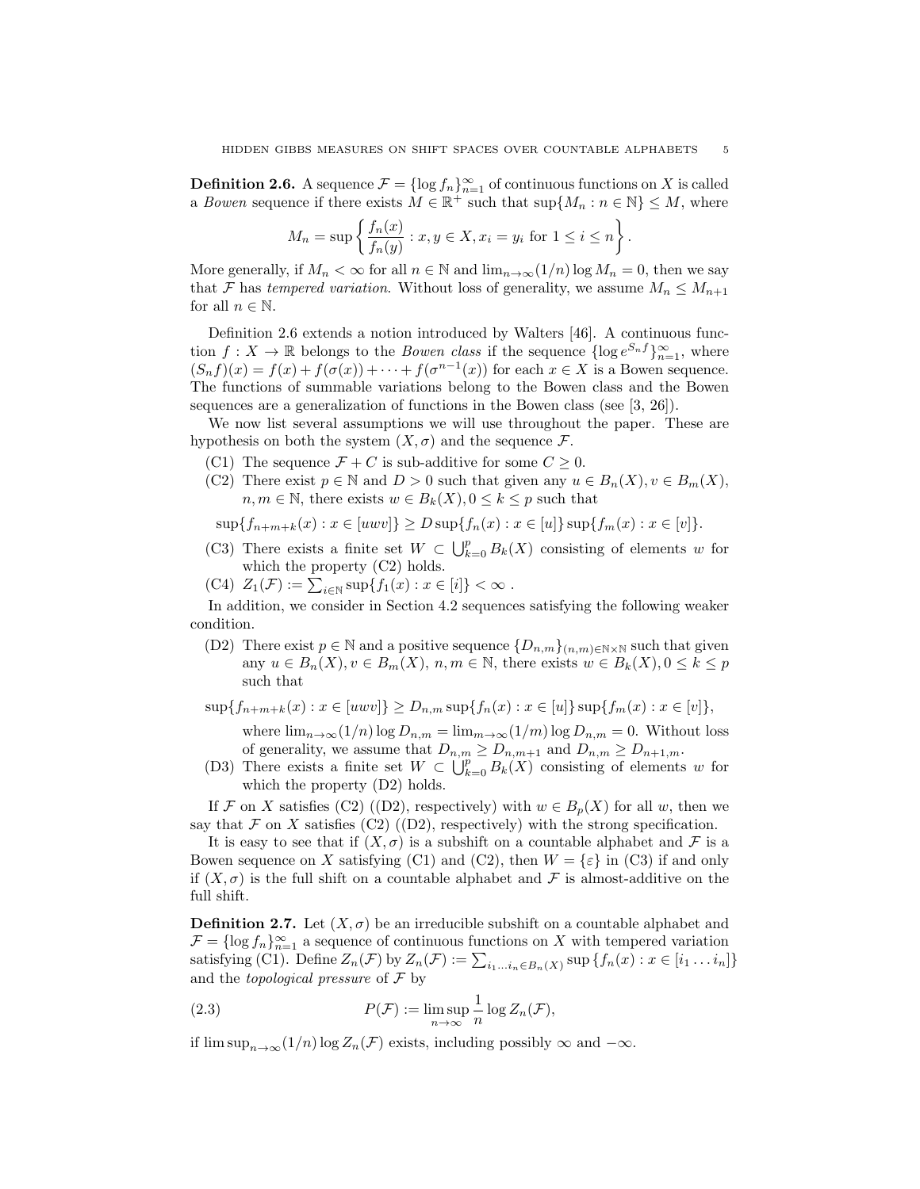**Definition 2.6.** A sequence $\mathcal{F} = \{\log f_n\}_{n=1}^{\infty}$ of continuous functions on $X$ is called a *Bowen* sequence if there exists $M \in \mathbb{R}^+$ such that $\sup\{M_n : n \in \mathbb{N}\} \leq M$, where

$$M_n = \sup\left\{\frac{f_n(x)}{f_n(y)} : x, y \in X, x_i = y_i \text{ for } 1 \leq i \leq n\right\}.$$

More generally, if $M_n < \infty$ for all $n \in \mathbb{N}$ and $\lim_{n\to\infty}(1/n)\log M_n = 0$, then we say that $\mathcal{F}$ has *tempered variation*. Without loss of generality, we assume $M_n \leq M_{n+1}$ for all $n \in \mathbb{N}$.

Definition 2.6 extends a notion introduced by Walters [46]. A continuous function $f : X \to \mathbb{R}$ belongs to the *Bowen class* if the sequence $\{\log e^{S_n f}\}_{n=1}^{\infty}$, where $(S_n f)(x) = f(x) + f(\sigma(x)) + \cdots + f(\sigma^{n-1}(x))$ for each $x \in X$ is a Bowen sequence. The functions of summable variations belong to the Bowen class and the Bowen sequences are a generalization of functions in the Bowen class (see [3, 26]).

We now list several assumptions we will use throughout the paper. These are hypothesis on both the system $(X, \sigma)$ and the sequence $\mathcal{F}$.

- (C1) The sequence $\mathcal{F} + C$ is sub-additive for some $C \geq 0$.
- (C2) There exist $p \in \mathbb{N}$ and $D > 0$ such that given any $u \in B_n(X), v \in B_m(X)$, $n, m \in \mathbb{N}$, there exists $w \in B_k(X), 0 \leq k \leq p$ such that

$$\sup\{f_{n+m+k}(x) : x \in [uwv]\} \geq D \sup\{f_n(x) : x \in [u]\} \sup\{f_m(x) : x \in [v]\}.$$

- (C3) There exists a finite set $W \subset \bigcup_{k=0}^{p} B_k(X)$ consisting of elements $w$ for which the property (C2) holds.
- (C4) $Z_1(\mathcal{F}) := \sum_{i\in\mathbb{N}} \sup\{f_1(x) : x \in [i]\} < \infty$ .

In addition, we consider in Section 4.2 sequences satisfying the following weaker condition.

- (D2) There exist $p \in \mathbb{N}$ and a positive sequence $\{D_{n,m}\}_{(n,m)\in\mathbb{N}\times\mathbb{N}}$ such that given any $u \in B_n(X), v \in B_m(X)$, $n, m \in \mathbb{N}$, there exists $w \in B_k(X), 0 \leq k \leq p$ such that

$$\sup\{f_{n+m+k}(x) : x \in [uwv]\} \geq D_{n,m} \sup\{f_n(x) : x \in [u]\} \sup\{f_m(x) : x \in [v]\},$$

  where $\lim_{n\to\infty}(1/n)\log D_{n,m} = \lim_{m\to\infty}(1/m)\log D_{n,m} = 0$. Without loss of generality, we assume that $D_{n,m} \geq D_{n,m+1}$ and $D_{n,m} \geq D_{n+1,m}$.
- (D3) There exists a finite set $W \subset \bigcup_{k=0}^{p} B_k(X)$ consisting of elements $w$ for which the property (D2) holds.

If $\mathcal{F}$ on $X$ satisfies (C2) ((D2), respectively) with $w \in B_p(X)$ for all $w$, then we say that $\mathcal{F}$ on $X$ satisfies (C2) ((D2), respectively) with the strong specification.

It is easy to see that if $(X, \sigma)$ is a subshift on a countable alphabet and $\mathcal{F}$ is a Bowen sequence on $X$ satisfying (C1) and (C2), then $W = \{\varepsilon\}$ in (C3) if and only if $(X, \sigma)$ is the full shift on a countable alphabet and $\mathcal{F}$ is almost-additive on the full shift.

**Definition 2.7.** Let $(X, \sigma)$ be an irreducible subshift on a countable alphabet and $\mathcal{F} = \{\log f_n\}_{n=1}^{\infty}$ a sequence of continuous functions on $X$ with tempered variation satisfying (C1). Define $Z_n(\mathcal{F})$ by $Z_n(\mathcal{F}) := \sum_{i_1\ldots i_n \in B_n(X)} \sup\{f_n(x) : x \in [i_1 \ldots i_n]\}$ and the *topological pressure* of $\mathcal{F}$ by

$$P(\mathcal{F}) := \limsup_{n\to\infty} \frac{1}{n} \log Z_n(\mathcal{F}), \tag{2.3}$$

if $\limsup_{n\to\infty}(1/n)\log Z_n(\mathcal{F})$ exists, including possibly $\infty$ and $-\infty$.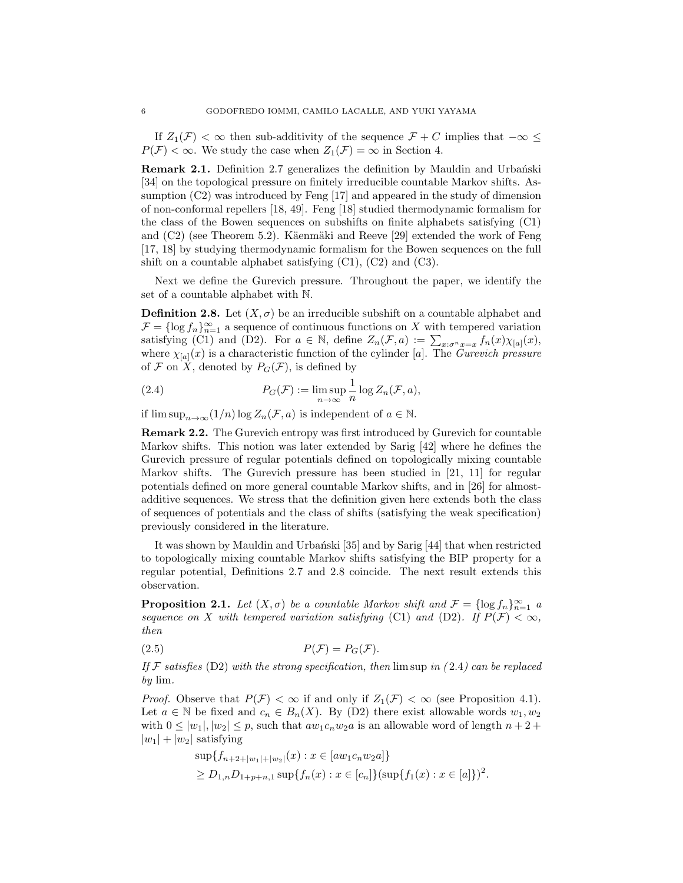If $Z_1(\mathcal{F}) < \infty$ then sub-additivity of the sequence $\mathcal{F} + C$ implies that $-\infty \leq P(\mathcal{F}) < \infty$. We study the case when $Z_1(\mathcal{F}) = \infty$ in Section 4.

**Remark 2.1.** Definition 2.7 generalizes the definition by Mauldin and Urbański [34] on the topological pressure on finitely irreducible countable Markov shifts. Assumption (C2) was introduced by Feng [17] and appeared in the study of dimension of non-conformal repellers [18, 49]. Feng [18] studied thermodynamic formalism for the class of the Bowen sequences on subshifts on finite alphabets satisfying (C1) and (C2) (see Theorem 5.2). Käenmäki and Reeve [29] extended the work of Feng [17, 18] by studying thermodynamic formalism for the Bowen sequences on the full shift on a countable alphabet satisfying (C1), (C2) and (C3).

Next we define the Gurevich pressure. Throughout the paper, we identify the set of a countable alphabet with $\mathbb{N}$.

**Definition 2.8.** Let $(X, \sigma)$ be an irreducible subshift on a countable alphabet and $\mathcal{F} = \{\log f_n\}_{n=1}^{\infty}$ a sequence of continuous functions on $X$ with tempered variation satisfying (C1) and (D2). For $a \in \mathbb{N}$, define $Z_n(\mathcal{F}, a) := \sum_{x:\sigma^n x = x} f_n(x)\chi_{[a]}(x)$, where $\chi_{[a]}(x)$ is a characteristic function of the cylinder $[a]$. The *Gurevich pressure* of $\mathcal{F}$ on $X$, denoted by $P_G(\mathcal{F})$, is defined by

$$P_G(\mathcal{F}) := \limsup_{n\to\infty} \frac{1}{n} \log Z_n(\mathcal{F}, a), \tag{2.4}$$

if $\limsup_{n\to\infty}(1/n)\log Z_n(\mathcal{F}, a)$ is independent of $a \in \mathbb{N}$.

**Remark 2.2.** The Gurevich entropy was first introduced by Gurevich for countable Markov shifts. This notion was later extended by Sarig [42] where he defines the Gurevich pressure of regular potentials defined on topologically mixing countable Markov shifts. The Gurevich pressure has been studied in [21, 11] for regular potentials defined on more general countable Markov shifts, and in [26] for almost-additive sequences. We stress that the definition given here extends both the class of sequences of potentials and the class of shifts (satisfying the weak specification) previously considered in the literature.

It was shown by Mauldin and Urbański [35] and by Sarig [44] that when restricted to topologically mixing countable Markov shifts satisfying the BIP property for a regular potential, Definitions 2.7 and 2.8 coincide. The next result extends this observation.

**Proposition 2.1.** *Let $(X, \sigma)$ be a countable Markov shift and $\mathcal{F} = \{\log f_n\}_{n=1}^{\infty}$ a sequence on $X$ with tempered variation satisfying* (C1) *and* (D2)*. If $P(\mathcal{F}) < \infty$, then*

$$P(\mathcal{F}) = P_G(\mathcal{F}). \tag{2.5}$$

*If $\mathcal{F}$ satisfies* (D2) *with the strong specification, then* lim sup *in (2.4) can be replaced by* lim.

*Proof.* Observe that $P(\mathcal{F}) < \infty$ if and only if $Z_1(\mathcal{F}) < \infty$ (see Proposition 4.1). Let $a \in \mathbb{N}$ be fixed and $c_n \in B_n(X)$. By (D2) there exist allowable words $w_1, w_2$ with $0 \leq |w_1|, |w_2| \leq p$, such that $aw_1c_nw_2a$ is an allowable word of length $n + 2 + |w_1| + |w_2|$ satisfying

$$\begin{aligned}
&\sup\{f_{n+2+|w_1|+|w_2|}(x) : x \in [aw_1c_nw_2a]\} \\
&\geq D_{1,n}D_{1+p+n,1} \sup\{f_n(x) : x \in [c_n]\}(\sup\{f_1(x) : x \in [a]\})^2.
\end{aligned}$$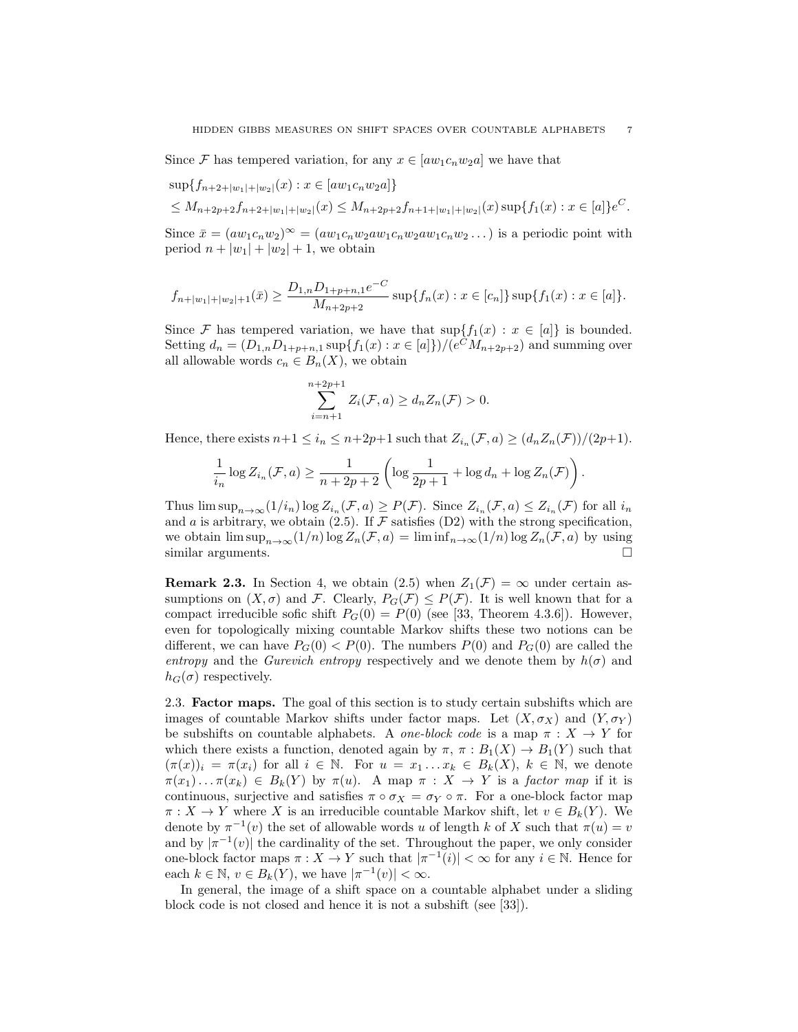Since $\mathcal{F}$ has tempered variation, for any $x \in [aw_1c_nw_2a]$ we have that

$$
\begin{aligned}
&\sup\{f_{n+2+|w_1|+|w_2|}(x) : x \in [aw_1c_nw_2a]\} \\
&\leq M_{n+2p+2}f_{n+2+|w_1|+|w_2|}(x) \leq M_{n+2p+2}f_{n+1+|w_1|+|w_2|}(x)\sup\{f_1(x) : x \in [a]\}e^C.
\end{aligned}
$$

Since $\bar{x} = (aw_1c_nw_2)^\infty = (aw_1c_nw_2aw_1c_nw_2aw_1c_nw_2\dots)$ is a periodic point with period $n + |w_1| + |w_2| + 1$, we obtain

$$
f_{n+|w_1|+|w_2|+1}(\bar{x}) \geq \frac{D_{1,n}D_{1+p+n,1}e^{-C}}{M_{n+2p+2}} \sup\{f_n(x) : x \in [c_n]\}\sup\{f_1(x) : x \in [a]\}.
$$

Since $\mathcal{F}$ has tempered variation, we have that $\sup\{f_1(x) : x \in [a]\}$ is bounded. Setting $d_n = (D_{1,n}D_{1+p+n,1}\sup\{f_1(x) : x \in [a]\})/(e^C M_{n+2p+2})$ and summing over all allowable words $c_n \in B_n(X)$, we obtain

$$
\sum_{i=n+1}^{n+2p+1} Z_i(\mathcal{F}, a) \geq d_n Z_n(\mathcal{F}) > 0.
$$

Hence, there exists $n+1 \leq i_n \leq n+2p+1$ such that $Z_{i_n}(\mathcal{F}, a) \geq (d_n Z_n(\mathcal{F}))/(2p+1)$.

$$
\frac{1}{i_n}\log Z_{i_n}(\mathcal{F}, a) \geq \frac{1}{n+2p+2}\left(\log\frac{1}{2p+1} + \log d_n + \log Z_n(\mathcal{F})\right).
$$

Thus $\limsup_{n\to\infty}(1/i_n)\log Z_{i_n}(\mathcal{F}, a) \geq P(\mathcal{F})$. Since $Z_{i_n}(\mathcal{F}, a) \leq Z_{i_n}(\mathcal{F})$ for all $i_n$ and $a$ is arbitrary, we obtain (2.5). If $\mathcal{F}$ satisfies (D2) with the strong specification, we obtain $\limsup_{n\to\infty}(1/n)\log Z_n(\mathcal{F}, a) = \liminf_{n\to\infty}(1/n)\log Z_n(\mathcal{F}, a)$ by using similar arguments. □

**Remark 2.3.** In Section 4, we obtain (2.5) when $Z_1(\mathcal{F}) = \infty$ under certain assumptions on $(X, \sigma)$ and $\mathcal{F}$. Clearly, $P_G(\mathcal{F}) \leq P(\mathcal{F})$. It is well known that for a compact irreducible sofic shift $P_G(0) = P(0)$ (see [33, Theorem 4.3.6]). However, even for topologically mixing countable Markov shifts these two notions can be different, we can have $P_G(0) < P(0)$. The numbers $P(0)$ and $P_G(0)$ are called the *entropy* and the *Gurevich entropy* respectively and we denote them by $h(\sigma)$ and $h_G(\sigma)$ respectively.

2.3. **Factor maps.** The goal of this section is to study certain subshifts which are images of countable Markov shifts under factor maps. Let $(X, \sigma_X)$ and $(Y, \sigma_Y)$ be subshifts on countable alphabets. A *one-block code* is a map $\pi : X \to Y$ for which there exists a function, denoted again by $\pi$, $\pi : B_1(X) \to B_1(Y)$ such that $(\pi(x))_i = \pi(x_i)$ for all $i \in \mathbb{N}$. For $u = x_1 \dots x_k \in B_k(X)$, $k \in \mathbb{N}$, we denote $\pi(x_1)\dots\pi(x_k) \in B_k(Y)$ by $\pi(u)$. A map $\pi : X \to Y$ is a *factor map* if it is continuous, surjective and satisfies $\pi \circ \sigma_X = \sigma_Y \circ \pi$. For a one-block factor map $\pi : X \to Y$ where $X$ is an irreducible countable Markov shift, let $v \in B_k(Y)$. We denote by $\pi^{-1}(v)$ the set of allowable words $u$ of length $k$ of $X$ such that $\pi(u) = v$ and by $|\pi^{-1}(v)|$ the cardinality of the set. Throughout the paper, we only consider one-block factor maps $\pi : X \to Y$ such that $|\pi^{-1}(i)| < \infty$ for any $i \in \mathbb{N}$. Hence for each $k \in \mathbb{N}$, $v \in B_k(Y)$, we have $|\pi^{-1}(v)| < \infty$.

In general, the image of a shift space on a countable alphabet under a sliding block code is not closed and hence it is not a subshift (see [33]).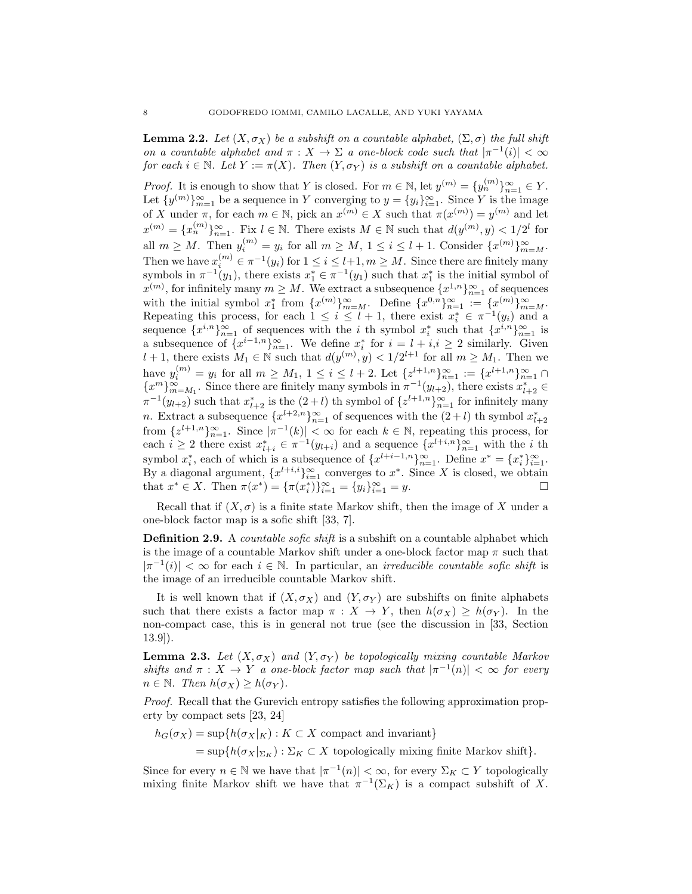**Lemma 2.2.** *Let $(X, \sigma_X)$ be a subshift on a countable alphabet, $(\Sigma, \sigma)$ the full shift on a countable alphabet and $\pi : X \to \Sigma$ a one-block code such that $|\pi^{-1}(i)| < \infty$ for each $i \in \mathbb{N}$. Let $Y := \pi(X)$. Then $(Y, \sigma_Y)$ is a subshift on a countable alphabet.*

*Proof.* It is enough to show that $Y$ is closed. For $m \in \mathbb{N}$, let $y^{(m)} = \{y_n^{(m)}\}_{n=1}^{\infty} \in Y$. Let $\{y^{(m)}\}_{m=1}^{\infty}$ be a sequence in $Y$ converging to $y = \{y_i\}_{i=1}^{\infty}$. Since $Y$ is the image of $X$ under $\pi$, for each $m \in \mathbb{N}$, pick an $x^{(m)} \in X$ such that $\pi(x^{(m)}) = y^{(m)}$ and let $x^{(m)} = \{x_n^{(m)}\}_{n=1}^{\infty}$. Fix $l \in \mathbb{N}$. There exists $M \in \mathbb{N}$ such that $d(y^{(m)}, y) < 1/2^l$ for all $m \geq M$. Then $y_i^{(m)} = y_i$ for all $m \geq M$, $1 \leq i \leq l+1$. Consider $\{x^{(m)}\}_{m=M}^{\infty}$. Then we have $x_i^{(m)} \in \pi^{-1}(y_i)$ for $1 \leq i \leq l+1, m \geq M$. Since there are finitely many symbols in $\pi^{-1}(y_1)$, there exists $x_1^* \in \pi^{-1}(y_1)$ such that $x_1^*$ is the initial symbol of $x^{(m)}$, for infinitely many $m \geq M$. We extract a subsequence $\{x^{1,n}\}_{n=1}^{\infty}$ of sequences with the initial symbol $x_1^*$ from $\{x^{(m)}\}_{m=M}^{\infty}$. Define $\{x^{0,n}\}_{n=1}^{\infty} := \{x^{(m)}\}_{m=M}^{\infty}$. Repeating this process, for each $1 \leq i \leq l+1$, there exist $x_i^* \in \pi^{-1}(y_i)$ and a sequence $\{x^{i,n}\}_{n=1}^{\infty}$ of sequences with the $i$ th symbol $x_i^*$ such that $\{x^{i,n}\}_{n=1}^{\infty}$ is a subsequence of $\{x^{i-1,n}\}_{n=1}^{\infty}$. We define $x_i^*$ for $i = l+i, i \geq 2$ similarly. Given $l+1$, there exists $M_1 \in \mathbb{N}$ such that $d(y^{(m)}, y) < 1/2^{l+1}$ for all $m \geq M_1$. Then we have $y_i^{(m)} = y_i$ for all $m \geq M_1$, $1 \leq i \leq l+2$. Let $\{z^{l+1,n}\}_{n=1}^{\infty} := \{x^{l+1,n}\}_{n=1}^{\infty} \cap \{x^m\}_{m=M_1}^{\infty}$. Since there are finitely many symbols in $\pi^{-1}(y_{l+2})$, there exists $x_{l+2}^* \in \pi^{-1}(y_{l+2})$ such that $x_{l+2}^*$ is the $(2+l)$ th symbol of $\{z^{l+1,n}\}_{n=1}^{\infty}$ for infinitely many $n$. Extract a subsequence $\{x^{l+2,n}\}_{n=1}^{\infty}$ of sequences with the $(2+l)$ th symbol $x_{l+2}^*$ from $\{z^{l+1,n}\}_{n=1}^{\infty}$. Since $|\pi^{-1}(k)| < \infty$ for each $k \in \mathbb{N}$, repeating this process, for each $i \geq 2$ there exist $x_{l+i}^* \in \pi^{-1}(y_{l+i})$ and a sequence $\{x^{l+i,n}\}_{n=1}^{\infty}$ with the $i$ th symbol $x_i^*$, each of which is a subsequence of $\{x^{l+i-1,n}\}_{n=1}^{\infty}$. Define $x^* = \{x_i^*\}_{i=1}^{\infty}$. By a diagonal argument, $\{x^{l+i,i}\}_{i=1}^{\infty}$ converges to $x^*$. Since $X$ is closed, we obtain that $x^* \in X$. Then $\pi(x^*) = \{\pi(x_i^*)\}_{i=1}^{\infty} = \{y_i\}_{i=1}^{\infty} = y$. □

Recall that if $(X, \sigma)$ is a finite state Markov shift, then the image of $X$ under a one-block factor map is a sofic shift [33, 7].

**Definition 2.9.** A *countable sofic shift* is a subshift on a countable alphabet which is the image of a countable Markov shift under a one-block factor map $\pi$ such that $|\pi^{-1}(i)| < \infty$ for each $i \in \mathbb{N}$. In particular, an *irreducible countable sofic shift* is the image of an irreducible countable Markov shift.

It is well known that if $(X, \sigma_X)$ and $(Y, \sigma_Y)$ are subshifts on finite alphabets such that there exists a factor map $\pi : X \to Y$, then $h(\sigma_X) \geq h(\sigma_Y)$. In the non-compact case, this is in general not true (see the discussion in [33, Section 13.9]).

**Lemma 2.3.** *Let $(X, \sigma_X)$ and $(Y, \sigma_Y)$ be topologically mixing countable Markov shifts and $\pi : X \to Y$ a one-block factor map such that $|\pi^{-1}(n)| < \infty$ for every $n \in \mathbb{N}$. Then $h(\sigma_X) \geq h(\sigma_Y)$.*

*Proof.* Recall that the Gurevich entropy satisfies the following approximation property by compact sets [23, 24]

$$\begin{aligned} h_G(\sigma_X) &= \sup\{h(\sigma_X|_K) : K \subset X \text{ compact and invariant}\} \\ &= \sup\{h(\sigma_X|_{\Sigma_K}) : \Sigma_K \subset X \text{ topologically mixing finite Markov shift}\}. \end{aligned}$$

Since for every $n \in \mathbb{N}$ we have that $|\pi^{-1}(n)| < \infty$, for every $\Sigma_K \subset Y$ topologically mixing finite Markov shift we have that $\pi^{-1}(\Sigma_K)$ is a compact subshift of $X$.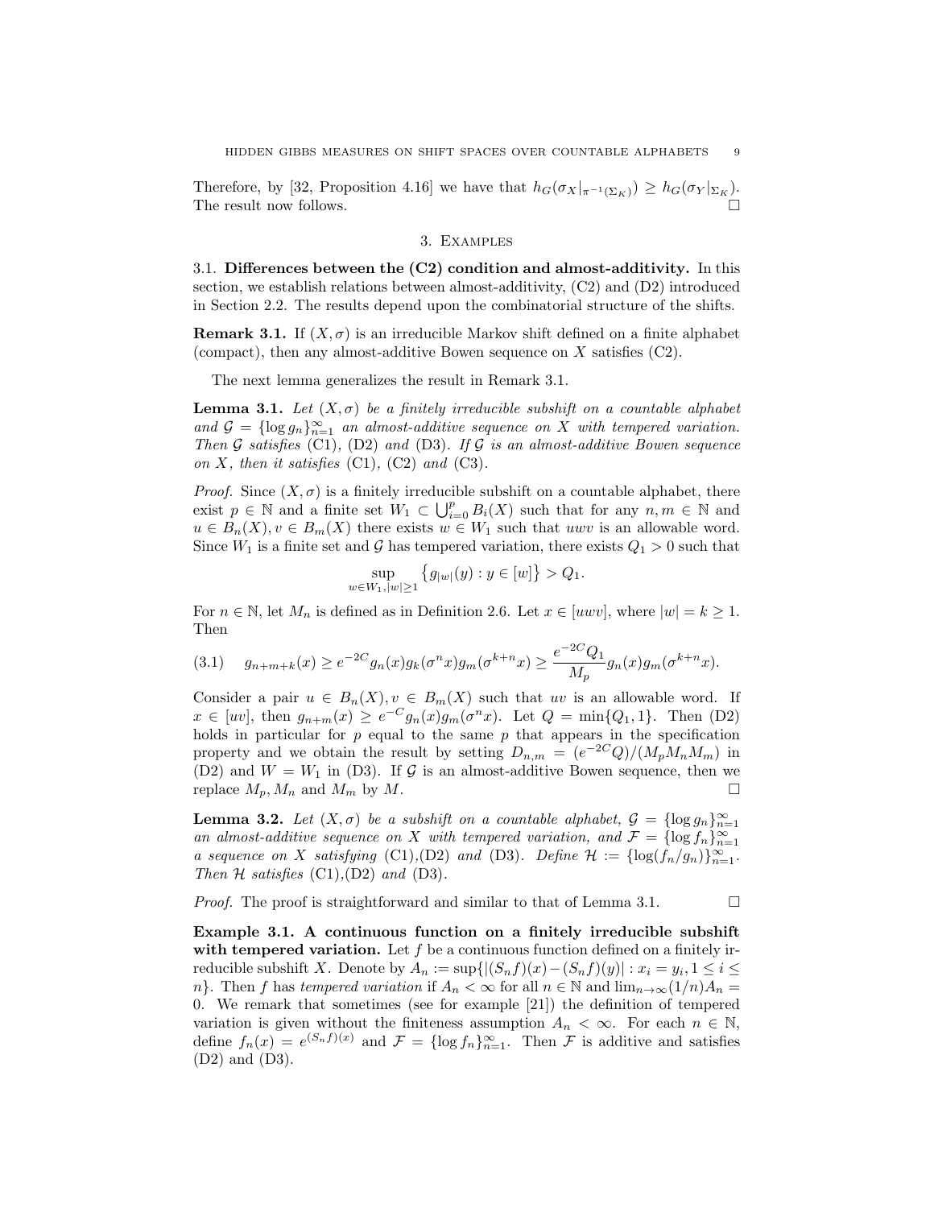Therefore, by [32, Proposition 4.16] we have that $h_G(\sigma_X|_{\pi^{-1}(\Sigma_K)}) \geq h_G(\sigma_Y|_{\Sigma_K})$. The result now follows. $\square$

## 3. Examples

**3.1. Differences between the (C2) condition and almost-additivity.** In this section, we establish relations between almost-additivity, (C2) and (D2) introduced in Section 2.2. The results depend upon the combinatorial structure of the shifts.

**Remark 3.1.** If $(X, \sigma)$ is an irreducible Markov shift defined on a finite alphabet (compact), then any almost-additive Bowen sequence on $X$ satisfies (C2).

The next lemma generalizes the result in Remark 3.1.

**Lemma 3.1.** *Let $(X, \sigma)$ be a finitely irreducible subshift on a countable alphabet and $\mathcal{G} = \{\log g_n\}_{n=1}^{\infty}$ an almost-additive sequence on $X$ with tempered variation. Then $\mathcal{G}$ satisfies* (C1)*,* (D2) *and* (D3)*. If $\mathcal{G}$ is an almost-additive Bowen sequence on $X$, then it satisfies* (C1)*,* (C2) *and* (C3)*.*

*Proof.* Since $(X, \sigma)$ is a finitely irreducible subshift on a countable alphabet, there exist $p \in \mathbb{N}$ and a finite set $W_1 \subset \bigcup_{i=0}^{p} B_i(X)$ such that for any $n, m \in \mathbb{N}$ and $u \in B_n(X), v \in B_m(X)$ there exists $w \in W_1$ such that $uwv$ is an allowable word. Since $W_1$ is a finite set and $\mathcal{G}$ has tempered variation, there exists $Q_1 > 0$ such that

$$\sup_{w \in W_1, |w| \geq 1} \left\{ g_{|w|}(y) : y \in [w] \right\} > Q_1.$$

For $n \in \mathbb{N}$, let $M_n$ is defined as in Definition 2.6. Let $x \in [uwv]$, where $|w| = k \geq 1$. Then

$$g_{n+m+k}(x) \geq e^{-2C} g_n(x) g_k(\sigma^n x) g_m(\sigma^{k+n} x) \geq \frac{e^{-2C} Q_1}{M_p} g_n(x) g_m(\sigma^{k+n} x). \tag{3.1}$$

Consider a pair $u \in B_n(X), v \in B_m(X)$ such that $uv$ is an allowable word. If $x \in [uv]$, then $g_{n+m}(x) \geq e^{-C} g_n(x) g_m(\sigma^n x)$. Let $Q = \min\{Q_1, 1\}$. Then (D2) holds in particular for $p$ equal to the same $p$ that appears in the specification property and we obtain the result by setting $D_{n,m} = (e^{-2C} Q)/(M_p M_n M_m)$ in (D2) and $W = W_1$ in (D3). If $\mathcal{G}$ is an almost-additive Bowen sequence, then we replace $M_p, M_n$ and $M_m$ by $M$. $\square$

**Lemma 3.2.** *Let $(X, \sigma)$ be a subshift on a countable alphabet, $\mathcal{G} = \{\log g_n\}_{n=1}^{\infty}$ an almost-additive sequence on $X$ with tempered variation, and $\mathcal{F} = \{\log f_n\}_{n=1}^{\infty}$ a sequence on $X$ satisfying* (C1)*,*(D2) *and* (D3)*. Define $\mathcal{H} := \{\log(f_n/g_n)\}_{n=1}^{\infty}$. Then $\mathcal{H}$ satisfies* (C1)*,*(D2) *and* (D3)*.*

*Proof.* The proof is straightforward and similar to that of Lemma 3.1. $\square$

**Example 3.1. A continuous function on a finitely irreducible subshift with tempered variation.** Let $f$ be a continuous function defined on a finitely irreducible subshift $X$. Denote by $A_n := \sup\{|(S_n f)(x) - (S_n f)(y)| : x_i = y_i, 1 \leq i \leq n\}$. Then $f$ has *tempered variation* if $A_n < \infty$ for all $n \in \mathbb{N}$ and $\lim_{n \to \infty} (1/n) A_n = 0$. We remark that sometimes (see for example [21]) the definition of tempered variation is given without the finiteness assumption $A_n < \infty$. For each $n \in \mathbb{N}$, define $f_n(x) = e^{(S_n f)(x)}$ and $\mathcal{F} = \{\log f_n\}_{n=1}^{\infty}$. Then $\mathcal{F}$ is additive and satisfies (D2) and (D3).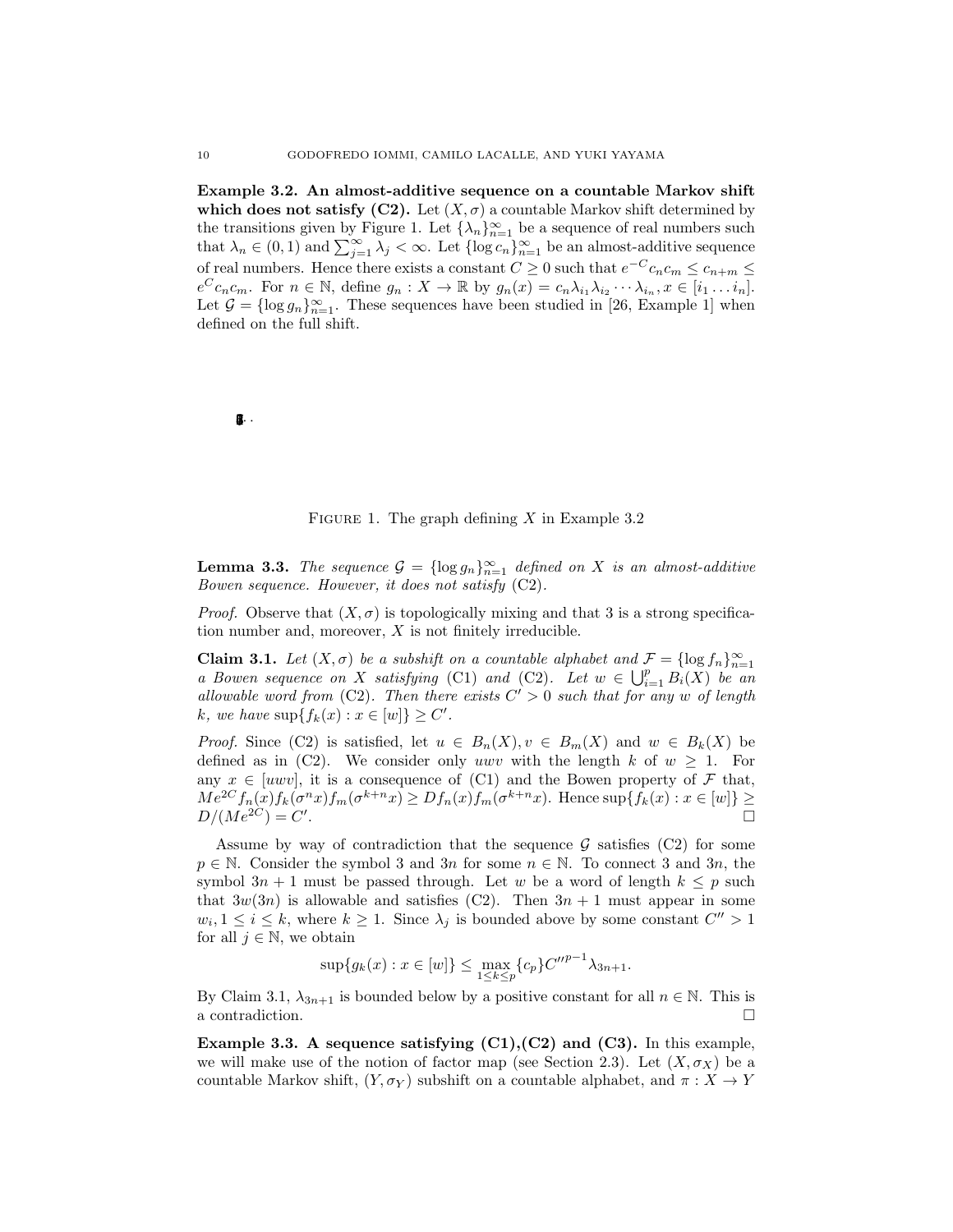**Example 3.2. An almost-additive sequence on a countable Markov shift which does not satisfy (C2).** Let $(X, \sigma)$ a countable Markov shift determined by the transitions given by Figure 1. Let $\{\lambda_n\}_{n=1}^{\infty}$ be a sequence of real numbers such that $\lambda_n \in (0,1)$ and $\sum_{j=1}^{\infty} \lambda_j < \infty$. Let $\{\log c_n\}_{n=1}^{\infty}$ be an almost-additive sequence of real numbers. Hence there exists a constant $C \geq 0$ such that $e^{-C} c_n c_m \leq c_{n+m} \leq e^C c_n c_m$. For $n \in \mathbb{N}$, define $g_n : X \to \mathbb{R}$ by $g_n(x) = c_n \lambda_{i_1} \lambda_{i_2} \cdots \lambda_{i_n}, x \in [i_1 \ldots i_n]$. Let $\mathcal{G} = \{\log g_n\}_{n=1}^{\infty}$. These sequences have been studied in [26, Example 1] when defined on the full shift.

FIGURE 1. The graph defining $X$ in Example 3.2

**Lemma 3.3.** *The sequence $\mathcal{G} = \{\log g_n\}_{n=1}^{\infty}$ defined on $X$ is an almost-additive Bowen sequence. However, it does not satisfy* (C2).

*Proof.* Observe that $(X, \sigma)$ is topologically mixing and that 3 is a strong specification number and, moreover, $X$ is not finitely irreducible.

**Claim 3.1.** *Let $(X, \sigma)$ be a subshift on a countable alphabet and $\mathcal{F} = \{\log f_n\}_{n=1}^{\infty}$ a Bowen sequence on $X$ satisfying* (C1) *and* (C2). *Let $w \in \bigcup_{i=1}^{p} B_i(X)$ be an allowable word from* (C2). *Then there exists $C' > 0$ such that for any $w$ of length $k$, we have $\sup\{f_k(x) : x \in [w]\} \geq C'$.*

*Proof.* Since (C2) is satisfied, let $u \in B_n(X), v \in B_m(X)$ and $w \in B_k(X)$ be defined as in (C2). We consider only $uwv$ with the length $k$ of $w \geq 1$. For any $x \in [uwv]$, it is a consequence of (C1) and the Bowen property of $\mathcal{F}$ that, $Me^{2C} f_n(x) f_k(\sigma^n x) f_m(\sigma^{k+n} x) \geq D f_n(x) f_m(\sigma^{k+n} x)$. Hence $\sup\{f_k(x) : x \in [w]\} \geq D/(Me^{2C}) = C'$. □

Assume by way of contradiction that the sequence $\mathcal{G}$ satisfies (C2) for some $p \in \mathbb{N}$. Consider the symbol 3 and $3n$ for some $n \in \mathbb{N}$. To connect 3 and $3n$, the symbol $3n+1$ must be passed through. Let $w$ be a word of length $k \leq p$ such that $3w(3n)$ is allowable and satisfies (C2). Then $3n+1$ must appear in some $w_i, 1 \leq i \leq k$, where $k \geq 1$. Since $\lambda_j$ is bounded above by some constant $C'' > 1$ for all $j \in \mathbb{N}$, we obtain

$$\sup\{g_k(x) : x \in [w]\} \leq \max_{1 \leq k \leq p}\{c_p\} {C''}^{p-1} \lambda_{3n+1}.$$

By Claim 3.1, $\lambda_{3n+1}$ is bounded below by a positive constant for all $n \in \mathbb{N}$. This is a contradiction. □

**Example 3.3. A sequence satisfying (C1),(C2) and (C3).** In this example, we will make use of the notion of factor map (see Section 2.3). Let $(X, \sigma_X)$ be a countable Markov shift, $(Y, \sigma_Y)$ subshift on a countable alphabet, and $\pi : X \to Y$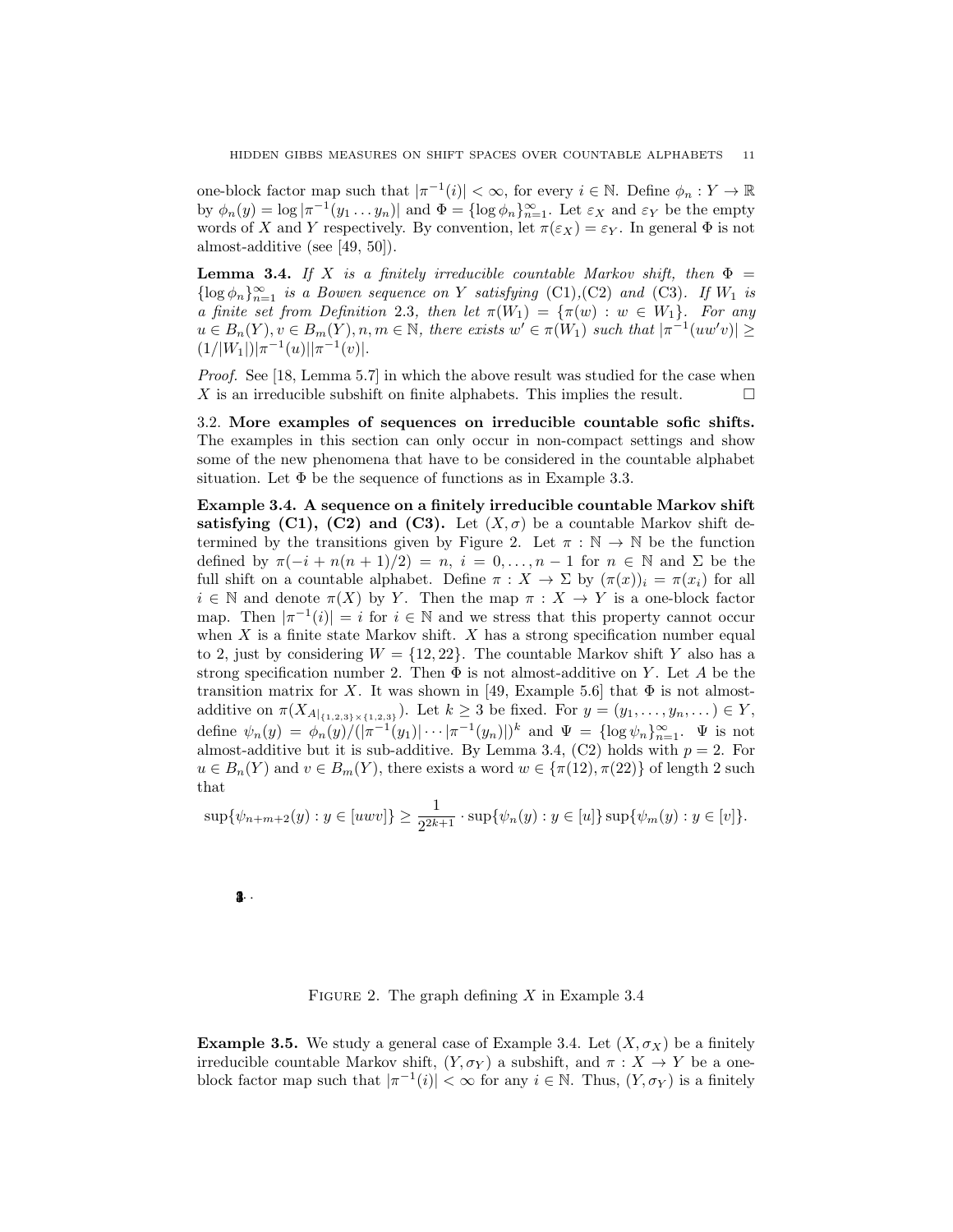one-block factor map such that $|\pi^{-1}(i)| < \infty$, for every $i \in \mathbb{N}$. Define $\phi_n : Y \to \mathbb{R}$ by $\phi_n(y) = \log |\pi^{-1}(y_1 \dots y_n)|$ and $\Phi = \{\log \phi_n\}_{n=1}^{\infty}$. Let $\varepsilon_X$ and $\varepsilon_Y$ be the empty words of $X$ and $Y$ respectively. By convention, let $\pi(\varepsilon_X) = \varepsilon_Y$. In general $\Phi$ is not almost-additive (see [49, 50]).

**Lemma 3.4.** *If $X$ is a finitely irreducible countable Markov shift, then $\Phi = \{\log \phi_n\}_{n=1}^{\infty}$ is a Bowen sequence on $Y$ satisfying* (C1),(C2) *and* (C3). *If $W_1$ is a finite set from Definition* 2.3, *then let $\pi(W_1) = \{\pi(w) : w \in W_1\}$. For any $u \in B_n(Y), v \in B_m(Y), n, m \in \mathbb{N}$, there exists $w' \in \pi(W_1)$ such that $|\pi^{-1}(uw'v)| \geq (1/|W_1|)|\pi^{-1}(u)||\pi^{-1}(v)|$.*

*Proof.* See [18, Lemma 5.7] in which the above result was studied for the case when $X$ is an irreducible subshift on finite alphabets. This implies the result. $\square$

3.2. **More examples of sequences on irreducible countable sofic shifts.** The examples in this section can only occur in non-compact settings and show some of the new phenomena that have to be considered in the countable alphabet situation. Let $\Phi$ be the sequence of functions as in Example 3.3.

**Example 3.4. A sequence on a finitely irreducible countable Markov shift satisfying (C1), (C2) and (C3).** Let $(X, \sigma)$ be a countable Markov shift determined by the transitions given by Figure 2. Let $\pi : \mathbb{N} \to \mathbb{N}$ be the function defined by $\pi(-i + n(n+1)/2) = n$, $i = 0, \dots, n-1$ for $n \in \mathbb{N}$ and $\Sigma$ be the full shift on a countable alphabet. Define $\pi : X \to \Sigma$ by $(\pi(x))_i = \pi(x_i)$ for all $i \in \mathbb{N}$ and denote $\pi(X)$ by $Y$. Then the map $\pi : X \to Y$ is a one-block factor map. Then $|\pi^{-1}(i)| = i$ for $i \in \mathbb{N}$ and we stress that this property cannot occur when $X$ is a finite state Markov shift. $X$ has a strong specification number equal to 2, just by considering $W = \{12, 22\}$. The countable Markov shift $Y$ also has a strong specification number 2. Then $\Phi$ is not almost-additive on $Y$. Let $A$ be the transition matrix for $X$. It was shown in [49, Example 5.6] that $\Phi$ is not almost-additive on $\pi(X_{A|_{\{1,2,3\}\times\{1,2,3\}}})$. Let $k \geq 3$ be fixed. For $y = (y_1, \dots, y_n, \dots) \in Y$, define $\psi_n(y) = \phi_n(y)/(|\pi^{-1}(y_1)| \cdots |\pi^{-1}(y_n)|)^k$ and $\Psi = \{\log \psi_n\}_{n=1}^{\infty}$. $\Psi$ is not almost-additive but it is sub-additive. By Lemma 3.4, (C2) holds with $p = 2$. For $u \in B_n(Y)$ and $v \in B_m(Y)$, there exists a word $w \in \{\pi(12), \pi(22)\}$ of length 2 such that

$$\sup\{\psi_{n+m+2}(y) : y \in [uwv]\} \geq \frac{1}{2^{2k+1}} \cdot \sup\{\psi_n(y) : y \in [u]\} \sup\{\psi_m(y) : y \in [v]\}.$$

FIGURE 2. The graph defining $X$ in Example 3.4

**Example 3.5.** We study a general case of Example 3.4. Let $(X, \sigma_X)$ be a finitely irreducible countable Markov shift, $(Y, \sigma_Y)$ a subshift, and $\pi : X \to Y$ be a one-block factor map such that $|\pi^{-1}(i)| < \infty$ for any $i \in \mathbb{N}$. Thus, $(Y, \sigma_Y)$ is a finitely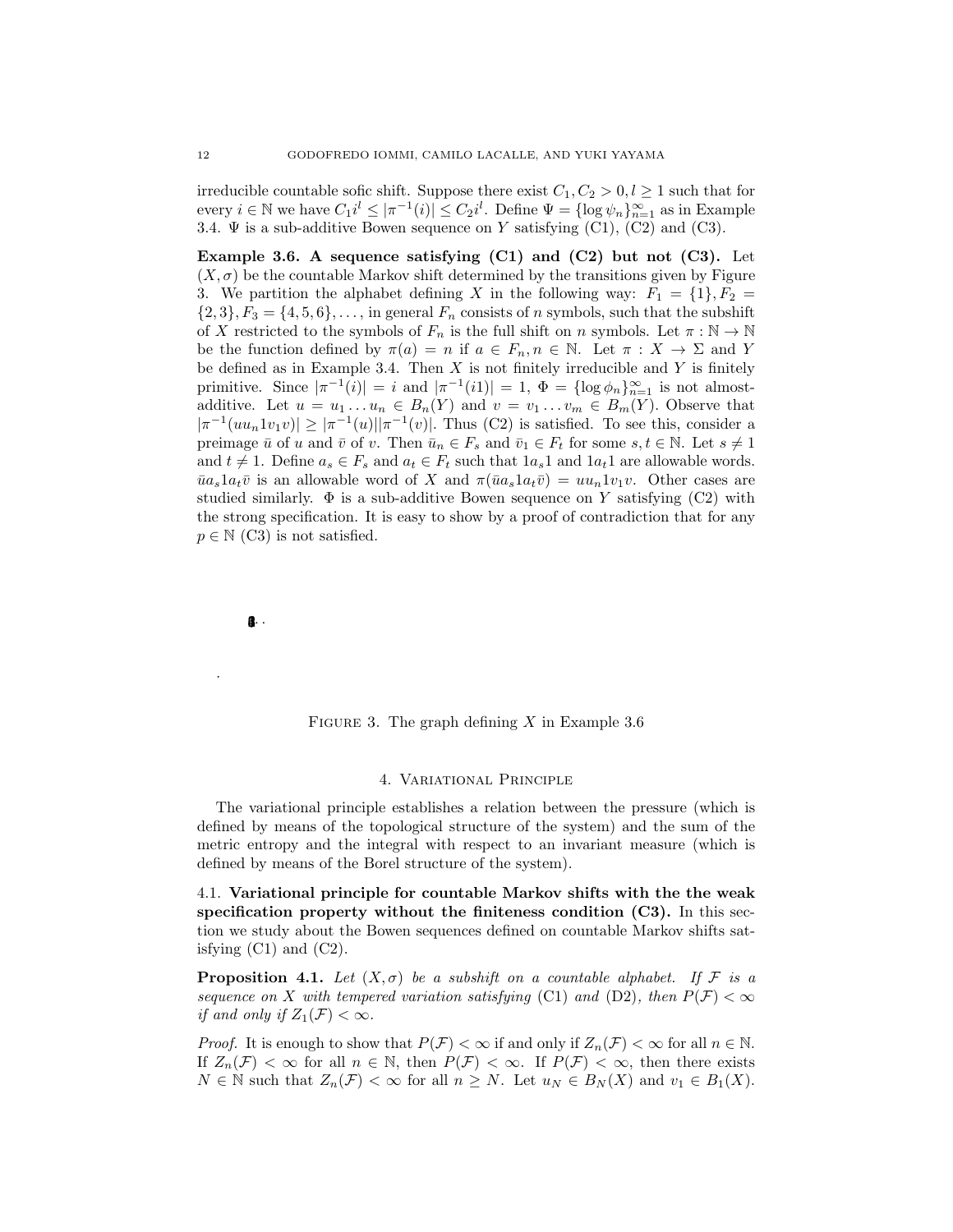irreducible countable sofic shift. Suppose there exist $C_1, C_2 > 0, l \geq 1$ such that for every $i \in \mathbb{N}$ we have $C_1 i^l \leq |\pi^{-1}(i)| \leq C_2 i^l$. Define $\Psi = \{\log \psi_n\}_{n=1}^{\infty}$ as in Example 3.4. $\Psi$ is a sub-additive Bowen sequence on $Y$ satisfying (C1), (C2) and (C3).

**Example 3.6. A sequence satisfying (C1) and (C2) but not (C3).** Let $(X, \sigma)$ be the countable Markov shift determined by the transitions given by Figure 3. We partition the alphabet defining $X$ in the following way: $F_1 = \{1\}, F_2 = \{2, 3\}, F_3 = \{4, 5, 6\}, \dots$, in general $F_n$ consists of $n$ symbols, such that the subshift of $X$ restricted to the symbols of $F_n$ is the full shift on $n$ symbols. Let $\pi : \mathbb{N} \to \mathbb{N}$ be the function defined by $\pi(a) = n$ if $a \in F_n, n \in \mathbb{N}$. Let $\pi : X \to \Sigma$ and $Y$ be defined as in Example 3.4. Then $X$ is not finitely irreducible and $Y$ is finitely primitive. Since $|\pi^{-1}(i)| = i$ and $|\pi^{-1}(i1)| = 1$, $\Phi = \{\log \phi_n\}_{n=1}^{\infty}$ is not almost-additive. Let $u = u_1 \dots u_n \in B_n(Y)$ and $v = v_1 \dots v_m \in B_m(Y)$. Observe that $|\pi^{-1}(uu_n 1 v_1 v)| \geq |\pi^{-1}(u)||\pi^{-1}(v)|$. Thus (C2) is satisfied. To see this, consider a preimage $\bar{u}$ of $u$ and $\bar{v}$ of $v$. Then $\bar{u}_n \in F_s$ and $\bar{v}_1 \in F_t$ for some $s, t \in \mathbb{N}$. Let $s \neq 1$ and $t \neq 1$. Define $a_s \in F_s$ and $a_t \in F_t$ such that $1a_s1$ and $1a_t1$ are allowable words. $\bar{u}a_s 1 a_t \bar{v}$ is an allowable word of $X$ and $\pi(\bar{u}a_s 1 a_t \bar{v}) = uu_n 1 v_1 v$. Other cases are studied similarly. $\Phi$ is a sub-additive Bowen sequence on $Y$ satisfying (C2) with the strong specification. It is easy to show by a proof of contradiction that for any $p \in \mathbb{N}$ (C3) is not satisfied.

FIGURE 3. The graph defining $X$ in Example 3.6

## 4. Variational Principle

The variational principle establishes a relation between the pressure (which is defined by means of the topological structure of the system) and the sum of the metric entropy and the integral with respect to an invariant measure (which is defined by means of the Borel structure of the system).

### 4.1. Variational principle for countable Markov shifts with the the weak specification property without the finiteness condition (C3).

In this section we study about the Bowen sequences defined on countable Markov shifts satisfying (C1) and (C2).

**Proposition 4.1.** *Let $(X, \sigma)$ be a subshift on a countable alphabet. If $\mathcal{F}$ is a sequence on $X$ with tempered variation satisfying* (C1) *and* (D2)*, then $P(\mathcal{F}) < \infty$ if and only if $Z_1(\mathcal{F}) < \infty$.*

*Proof.* It is enough to show that $P(\mathcal{F}) < \infty$ if and only if $Z_n(\mathcal{F}) < \infty$ for all $n \in \mathbb{N}$. If $Z_n(\mathcal{F}) < \infty$ for all $n \in \mathbb{N}$, then $P(\mathcal{F}) < \infty$. If $P(\mathcal{F}) < \infty$, then there exists $N \in \mathbb{N}$ such that $Z_n(\mathcal{F}) < \infty$ for all $n \geq N$. Let $u_N \in B_N(X)$ and $v_1 \in B_1(X)$.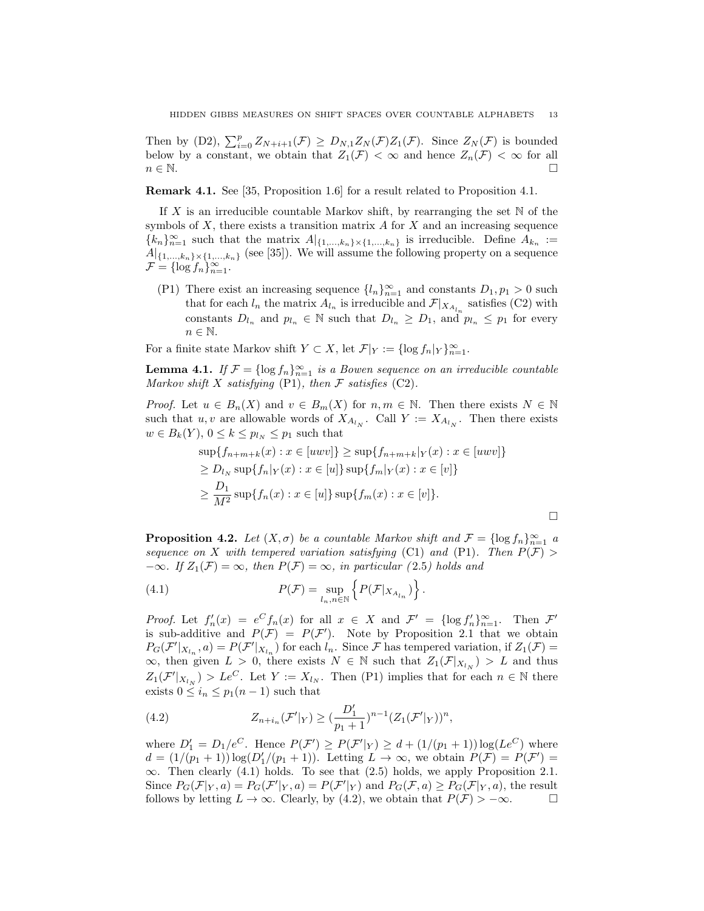Then by (D2), $\sum_{i=0}^{p} Z_{N+i+1}(\mathcal{F}) \geq D_{N,1} Z_N(\mathcal{F}) Z_1(\mathcal{F})$. Since $Z_N(\mathcal{F})$ is bounded below by a constant, we obtain that $Z_1(\mathcal{F}) < \infty$ and hence $Z_n(\mathcal{F}) < \infty$ for all $n \in \mathbb{N}$. $\square$

**Remark 4.1.** See [35, Proposition 1.6] for a result related to Proposition 4.1.

If $X$ is an irreducible countable Markov shift, by rearranging the set $\mathbb{N}$ of the symbols of $X$, there exists a transition matrix $A$ for $X$ and an increasing sequence $\{k_n\}_{n=1}^{\infty}$ such that the matrix $A|_{\{1,\dots,k_n\}\times\{1,\dots,k_n\}}$ is irreducible. Define $A_{k_n} := A|_{\{1,\dots,k_n\}\times\{1,\dots,k_n\}}$ (see [35]). We will assume the following property on a sequence $\mathcal{F} = \{\log f_n\}_{n=1}^{\infty}$.

(P1) There exist an increasing sequence $\{l_n\}_{n=1}^{\infty}$ and constants $D_1, p_1 > 0$ such that for each $l_n$ the matrix $A_{l_n}$ is irreducible and $\mathcal{F}|_{X_{A_{l_n}}}$ satisfies (C2) with constants $D_{l_n}$ and $p_{l_n} \in \mathbb{N}$ such that $D_{l_n} \geq D_1$, and $p_{l_n} \leq p_1$ for every $n \in \mathbb{N}$.

For a finite state Markov shift $Y \subset X$, let $\mathcal{F}|_Y := \{\log f_n|_Y\}_{n=1}^{\infty}$.

**Lemma 4.1.** *If $\mathcal{F} = \{\log f_n\}_{n=1}^{\infty}$ is a Bowen sequence on an irreducible countable Markov shift $X$ satisfying* (P1)*, then $\mathcal{F}$ satisfies* (C2)*.*

*Proof.* Let $u \in B_n(X)$ and $v \in B_m(X)$ for $n, m \in \mathbb{N}$. Then there exists $N \in \mathbb{N}$ such that $u, v$ are allowable words of $X_{A_{l_N}}$. Call $Y := X_{A_{l_N}}$. Then there exists $w \in B_k(Y)$, $0 \leq k \leq p_{l_N} \leq p_1$ such that

$$
\begin{aligned}
\sup\{f_{n+m+k}(x) : x \in [uwv]\} &\geq \sup\{f_{n+m+k}|_Y(x) : x \in [uwv]\} \\
&\geq D_{l_N} \sup\{f_n|_Y(x) : x \in [u]\} \sup\{f_m|_Y(x) : x \in [v]\} \\
&\geq \frac{D_1}{M^2} \sup\{f_n(x) : x \in [u]\} \sup\{f_m(x) : x \in [v]\}.
\end{aligned}
$$

$\square$

**Proposition 4.2.** *Let $(X, \sigma)$ be a countable Markov shift and $\mathcal{F} = \{\log f_n\}_{n=1}^{\infty}$ a sequence on $X$ with tempered variation satisfying* (C1) *and* (P1)*. Then $P(\mathcal{F}) > -\infty$. If $Z_1(\mathcal{F}) = \infty$, then $P(\mathcal{F}) = \infty$, in particular (2.5) holds and*

$$
P(\mathcal{F}) = \sup_{l_n, n \in \mathbb{N}} \left\{ P(\mathcal{F}|_{X_{A_{l_n}}}) \right\}. \tag{4.1}
$$

*Proof.* Let $f'_n(x) = e^C f_n(x)$ for all $x \in X$ and $\mathcal{F}' = \{\log f'_n\}_{n=1}^{\infty}$. Then $\mathcal{F}'$ is sub-additive and $P(\mathcal{F}) = P(\mathcal{F}')$. Note by Proposition 2.1 that we obtain $P_G(\mathcal{F}'|_{X_{l_n}}, a) = P(\mathcal{F}'|_{X_{l_n}})$ for each $l_n$. Since $\mathcal{F}$ has tempered variation, if $Z_1(\mathcal{F}) = \infty$, then given $L > 0$, there exists $N \in \mathbb{N}$ such that $Z_1(\mathcal{F}|_{X_{l_N}}) > L$ and thus $Z_1(\mathcal{F}'|_{X_{l_N}}) > Le^C$. Let $Y := X_{l_N}$. Then (P1) implies that for each $n \in \mathbb{N}$ there exists $0 \leq i_n \leq p_1(n-1)$ such that

$$
Z_{n+i_n}(\mathcal{F}'|_Y) \geq \left(\frac{D'_1}{p_1+1}\right)^{n-1} (Z_1(\mathcal{F}'|_Y))^n, \tag{4.2}
$$

where $D'_1 = D_1/e^C$. Hence $P(\mathcal{F}') \geq P(\mathcal{F}'|_Y) \geq d + (1/(p_1+1))\log(Le^C)$ where $d = (1/(p_1+1))\log(D'_1/(p_1+1))$. Letting $L \to \infty$, we obtain $P(\mathcal{F}) = P(\mathcal{F}') = \infty$. Then clearly (4.1) holds. To see that (2.5) holds, we apply Proposition 2.1. Since $P_G(\mathcal{F}|_Y, a) = P_G(\mathcal{F}'|_Y, a) = P(\mathcal{F}'|_Y)$ and $P_G(\mathcal{F}, a) \geq P_G(\mathcal{F}|_Y, a)$, the result follows by letting $L \to \infty$. Clearly, by (4.2), we obtain that $P(\mathcal{F}) > -\infty$. $\square$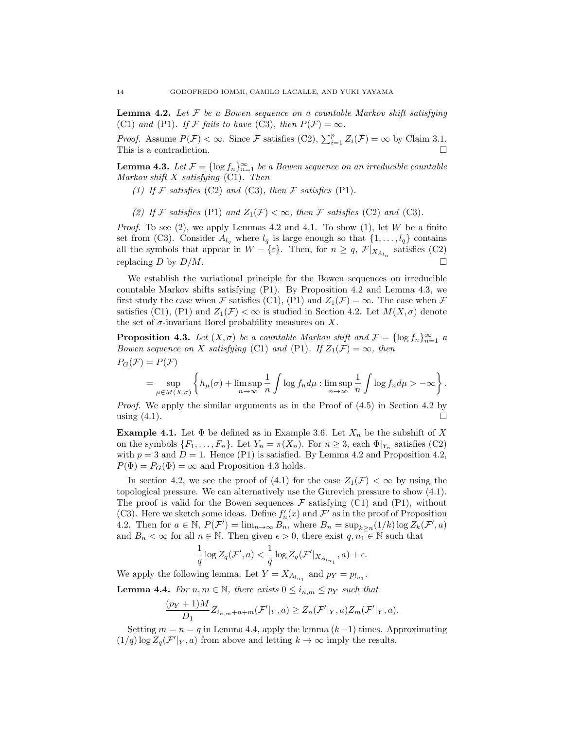**Lemma 4.2.** *Let $\mathcal{F}$ be a Bowen sequence on a countable Markov shift satisfying* (C1) *and* (P1)*. If $\mathcal{F}$ fails to have* (C3)*, then $P(\mathcal{F}) = \infty$.*

*Proof.* Assume $P(\mathcal{F}) < \infty$. Since $\mathcal{F}$ satisfies (C2), $\sum_{i=1}^{p} Z_i(\mathcal{F}) = \infty$ by Claim 3.1. This is a contradiction. $\square$

**Lemma 4.3.** *Let $\mathcal{F} = \{\log f_n\}_{n=1}^{\infty}$ be a Bowen sequence on an irreducible countable Markov shift $X$ satisfying* (C1)*. Then*

*(1) If $\mathcal{F}$ satisfies* (C2) *and* (C3)*, then $\mathcal{F}$ satisfies* (P1)*.*

*(2) If $\mathcal{F}$ satisfies* (P1) *and $Z_1(\mathcal{F}) < \infty$, then $\mathcal{F}$ satisfies* (C2) *and* (C3)*.*

*Proof.* To see (2), we apply Lemmas 4.2 and 4.1. To show (1), let $W$ be a finite set from (C3). Consider $A_{l_q}$ where $l_q$ is large enough so that $\{1, \ldots, l_q\}$ contains all the symbols that appear in $W - \{\varepsilon\}$. Then, for $n \geq q$, $\mathcal{F}|_{X_{A_{l_n}}}$ satisfies (C2) replacing $D$ by $D/M$. $\square$

We establish the variational principle for the Bowen sequences on irreducible countable Markov shifts satisfying (P1). By Proposition 4.2 and Lemma 4.3, we first study the case when $\mathcal{F}$ satisfies (C1), (P1) and $Z_1(\mathcal{F}) = \infty$. The case when $\mathcal{F}$ satisfies (C1), (P1) and $Z_1(\mathcal{F}) < \infty$ is studied in Section 4.2. Let $M(X, \sigma)$ denote the set of $\sigma$-invariant Borel probability measures on $X$.

**Proposition 4.3.** *Let $(X, \sigma)$ be a countable Markov shift and $\mathcal{F} = \{\log f_n\}_{n=1}^{\infty}$ a Bowen sequence on $X$ satisfying* (C1) *and* (P1)*. If $Z_1(\mathcal{F}) = \infty$, then*

$$P_G(\mathcal{F}) = P(\mathcal{F})$$
$$= \sup_{\mu \in M(X,\sigma)} \left\{ h_\mu(\sigma) + \limsup_{n\to\infty} \frac{1}{n} \int \log f_n d\mu : \limsup_{n\to\infty} \frac{1}{n} \int \log f_n d\mu > -\infty \right\}.$$

*Proof.* We apply the similar arguments as in the Proof of (4.5) in Section 4.2 by using (4.1). $\square$

**Example 4.1.** Let $\Phi$ be defined as in Example 3.6. Let $X_n$ be the subshift of $X$ on the symbols $\{F_1, \ldots, F_n\}$. Let $Y_n = \pi(X_n)$. For $n \geq 3$, each $\Phi|_{Y_n}$ satisfies (C2) with $p = 3$ and $D = 1$. Hence (P1) is satisfied. By Lemma 4.2 and Proposition 4.2, $P(\Phi) = P_G(\Phi) = \infty$ and Proposition 4.3 holds.

In section 4.2, we see the proof of (4.1) for the case $Z_1(\mathcal{F}) < \infty$ by using the topological pressure. We can alternatively use the Gurevich pressure to show (4.1). The proof is valid for the Bowen sequences $\mathcal{F}$ satisfying (C1) and (P1), without (C3). Here we sketch some ideas. Define $f'_n(x)$ and $\mathcal{F}'$ as in the proof of Proposition 4.2. Then for $a \in \mathbb{N}$, $P(\mathcal{F}') = \lim_{n\to\infty} B_n$, where $B_n = \sup_{k \geq n}(1/k) \log Z_k(\mathcal{F}', a)$ and $B_n < \infty$ for all $n \in \mathbb{N}$. Then given $\epsilon > 0$, there exist $q, n_1 \in \mathbb{N}$ such that

$$\frac{1}{q} \log Z_q(\mathcal{F}', a) < \frac{1}{q} \log Z_q(\mathcal{F}'|_{X_{A_{l_{n_1}}}}, a) + \epsilon.$$

We apply the following lemma. Let $Y = X_{A_{l_{n_1}}}$ and $p_Y = p_{l_{n_1}}$.

**Lemma 4.4.** *For $n, m \in \mathbb{N}$, there exists $0 \leq i_{n,m} \leq p_Y$ such that*

$$\frac{(p_Y + 1)M}{D_1} Z_{i_{n,m}+n+m}(\mathcal{F}'|_Y, a) \geq Z_n(\mathcal{F}'|_Y, a) Z_m(\mathcal{F}'|_Y, a).$$

Setting $m = n = q$ in Lemma 4.4, apply the lemma $(k-1)$ times. Approximating $(1/q) \log Z_q(\mathcal{F}'|_Y, a)$ from above and letting $k \to \infty$ imply the results.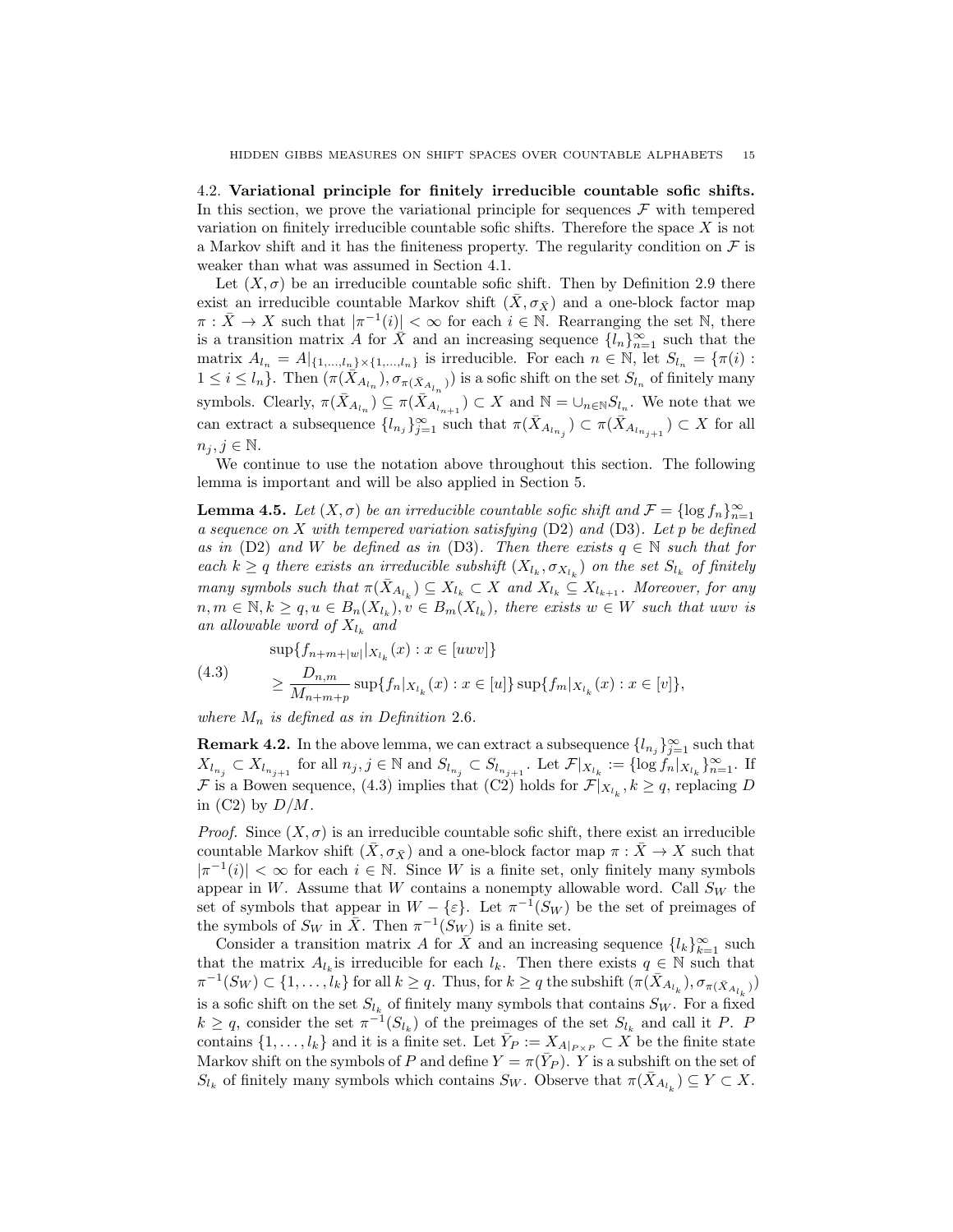### 4.2. Variational principle for finitely irreducible countable sofic shifts.

In this section, we prove the variational principle for sequences $\mathcal{F}$ with tempered variation on finitely irreducible countable sofic shifts. Therefore the space $X$ is not a Markov shift and it has the finiteness property. The regularity condition on $\mathcal{F}$ is weaker than what was assumed in Section 4.1.

Let $(X, \sigma)$ be an irreducible countable sofic shift. Then by Definition 2.9 there exist an irreducible countable Markov shift $(\bar{X}, \sigma_{\bar{X}})$ and a one-block factor map $\pi : \bar{X} \to X$ such that $|\pi^{-1}(i)| < \infty$ for each $i \in \mathbb{N}$. Rearranging the set $\mathbb{N}$, there is a transition matrix $A$ for $\bar{X}$ and an increasing sequence $\{l_n\}_{n=1}^{\infty}$ such that the matrix $A_{l_n} = A|_{\{1,\dots,l_n\}\times\{1,\dots,l_n\}}$ is irreducible. For each $n \in \mathbb{N}$, let $S_{l_n} = \{\pi(i) : 1 \leq i \leq l_n\}$. Then $(\pi(\bar{X}_{A_{l_n}}), \sigma_{\pi(\bar{X}_{A_{l_n}})})$ is a sofic shift on the set $S_{l_n}$ of finitely many symbols. Clearly, $\pi(\bar{X}_{A_{l_n}}) \subseteq \pi(\bar{X}_{A_{l_{n+1}}}) \subset X$ and $\mathbb{N} = \cup_{n\in\mathbb{N}} S_{l_n}$. We note that we can extract a subsequence $\{l_{n_j}\}_{j=1}^{\infty}$ such that $\pi(\bar{X}_{A_{l_{n_j}}}) \subset \pi(\bar{X}_{A_{l_{n_{j+1}}}}) \subset X$ for all $n_j, j \in \mathbb{N}$.

We continue to use the notation above throughout this section. The following lemma is important and will be also applied in Section 5.

**Lemma 4.5.** *Let $(X, \sigma)$ be an irreducible countable sofic shift and $\mathcal{F} = \{\log f_n\}_{n=1}^{\infty}$ a sequence on $X$ with tempered variation satisfying* (D2) *and* (D3). *Let $p$ be defined as in* (D2) *and $W$ be defined as in* (D3). *Then there exists $q \in \mathbb{N}$ such that for each $k \geq q$ there exists an irreducible subshift $(X_{l_k}, \sigma_{X_{l_k}})$ on the set $S_{l_k}$ of finitely many symbols such that $\pi(\bar{X}_{A_{l_k}}) \subseteq X_{l_k} \subset X$ and $X_{l_k} \subseteq X_{l_{k+1}}$. Moreover, for any $n, m \in \mathbb{N}, k \geq q, u \in B_n(X_{l_k}), v \in B_m(X_{l_k})$, there exists $w \in W$ such that $uwv$ is an allowable word of $X_{l_k}$ and*

$$\begin{aligned}
&\sup\{f_{n+m+|w|}|_{X_{l_k}}(x) : x \in [uwv]\} \\
\tag{4.3} &\geq \frac{D_{n,m}}{M_{n+m+p}} \sup\{f_n|_{X_{l_k}}(x) : x \in [u]\} \sup\{f_m|_{X_{l_k}}(x) : x \in [v]\},
\end{aligned}$$

*where $M_n$ is defined as in Definition* 2.6.

**Remark 4.2.** In the above lemma, we can extract a subsequence $\{l_{n_j}\}_{j=1}^{\infty}$ such that $X_{l_{n_j}} \subset X_{l_{n_{j+1}}}$ for all $n_j, j \in \mathbb{N}$ and $S_{l_{n_j}} \subset S_{l_{n_{j+1}}}$. Let $\mathcal{F}|_{X_{l_k}} := \{\log f_n|_{X_{l_k}}\}_{n=1}^{\infty}$. If $\mathcal{F}$ is a Bowen sequence, (4.3) implies that (C2) holds for $\mathcal{F}|_{X_{l_k}}, k \geq q$, replacing $D$ in (C2) by $D/M$.

*Proof.* Since $(X, \sigma)$ is an irreducible countable sofic shift, there exist an irreducible countable Markov shift $(\bar{X}, \sigma_{\bar{X}})$ and a one-block factor map $\pi : \bar{X} \to X$ such that $|\pi^{-1}(i)| < \infty$ for each $i \in \mathbb{N}$. Since $W$ is a finite set, only finitely many symbols appear in $W$. Assume that $W$ contains a nonempty allowable word. Call $S_W$ the set of symbols that appear in $W - \{\varepsilon\}$. Let $\pi^{-1}(S_W)$ be the set of preimages of the symbols of $S_W$ in $\bar{X}$. Then $\pi^{-1}(S_W)$ is a finite set.

Consider a transition matrix $A$ for $\bar{X}$ and an increasing sequence $\{l_k\}_{k=1}^{\infty}$ such that the matrix $A_{l_k}$is irreducible for each $l_k$. Then there exists $q \in \mathbb{N}$ such that $\pi^{-1}(S_W) \subset \{1, \dots, l_k\}$ for all $k \geq q$. Thus, for $k \geq q$ the subshift $(\pi(\bar{X}_{A_{l_k}}), \sigma_{\pi(\bar{X}_{A_{l_k}})})$ is a sofic shift on the set $S_{l_k}$ of finitely many symbols that contains $S_W$. For a fixed $k \geq q$, consider the set $\pi^{-1}(S_{l_k})$ of the preimages of the set $S_{l_k}$ and call it $P$. $P$ contains $\{1, \dots, l_k\}$ and it is a finite set. Let $\bar{Y}_P := X_{A|_{P\times P}} \subset X$ be the finite state Markov shift on the symbols of $P$ and define $Y = \pi(\bar{Y}_P)$. $Y$ is a subshift on the set of $S_{l_k}$ of finitely many symbols which contains $S_W$. Observe that $\pi(\bar{X}_{A_{l_k}}) \subseteq Y \subset X$.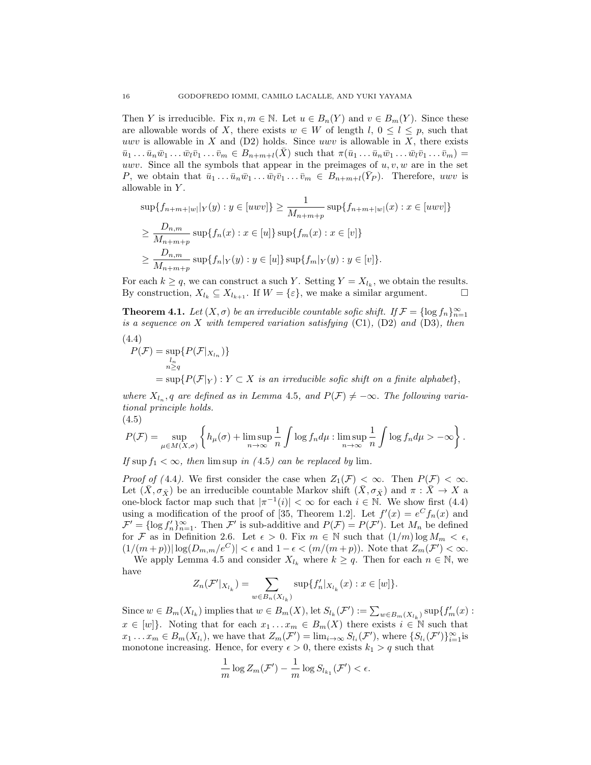Then $Y$ is irreducible. Fix $n, m \in \mathbb{N}$. Let $u \in B_n(Y)$ and $v \in B_m(Y)$. Since these are allowable words of $X$, there exists $w \in W$ of length $l$, $0 \le l \le p$, such that $uwv$ is allowable in $X$ and (D2) holds. Since $uwv$ is allowable in $X$, there exists $\bar{u}_1 \dots \bar{u}_n \bar{w}_1 \dots \bar{w}_l \bar{v}_1 \dots \bar{v}_m \in B_{n+m+l}(\bar{X})$ such that $\pi(\bar{u}_1 \dots \bar{u}_n \bar{w}_1 \dots \bar{w}_l \bar{v}_1 \dots \bar{v}_m) = uwv$. Since all the symbols that appear in the preimages of $u, v, w$ are in the set $P$, we obtain that $\bar{u}_1 \dots \bar{u}_n \bar{w}_1 \dots \bar{w}_l \bar{v}_1 \dots \bar{v}_m \in B_{n+m+l}(\bar{Y}_P)$. Therefore, $uwv$ is allowable in $Y$.

$$
\begin{aligned}
&\sup\{f_{n+m+|w|}|_Y(y) : y \in [uwv]\} \ge \frac{1}{M_{n+m+p}} \sup\{f_{n+m+|w|}(x) : x \in [uwv]\} \\
&\ge \frac{D_{n,m}}{M_{n+m+p}} \sup\{f_n(x) : x \in [u]\} \sup\{f_m(x) : x \in [v]\} \\
&\ge \frac{D_{n,m}}{M_{n+m+p}} \sup\{f_n|_Y(y) : y \in [u]\} \sup\{f_m|_Y(y) : y \in [v]\}.
\end{aligned}
$$

For each $k \ge q$, we can construct a such $Y$. Setting $Y = X_{l_k}$, we obtain the results. By construction, $X_{l_k} \subseteq X_{l_{k+1}}$. If $W = \{\varepsilon\}$, we make a similar argument. $\square$

**Theorem 4.1.** *Let $(X, \sigma)$ be an irreducible countable sofic shift. If $\mathcal{F} = \{\log f_n\}_{n=1}^\infty$ is a sequence on $X$ with tempered variation satisfying* (C1), (D2) *and* (D3), *then*

$$
\begin{aligned}
(4.4) \quad P(\mathcal{F}) &= \sup_{\substack{l_n \\ n \ge q}} \{P(\mathcal{F}|_{X_{l_n}})\} \\
&= \sup\{P(\mathcal{F}|_Y) : Y \subset X \text{ is an irreducible sofic shift on a finite alphabet}\},
\end{aligned}
$$

*where $X_{l_n}, q$ are defined as in Lemma* 4.5, *and $P(\mathcal{F}) \neq -\infty$. The following variational principle holds.*

$$
(4.5) \quad P(\mathcal{F}) = \sup_{\mu \in M(X,\sigma)} \left\{ h_\mu(\sigma) + \limsup_{n \to \infty} \frac{1}{n} \int \log f_n d\mu : \limsup_{n \to \infty} \frac{1}{n} \int \log f_n d\mu > -\infty \right\}.
$$

*If $\sup f_1 < \infty$, then* $\limsup$ *in (*4.5*) can be replaced by* $\lim$.

*Proof of (*4.4*).* We first consider the case when $Z_1(\mathcal{F}) < \infty$. Then $P(\mathcal{F}) < \infty$. Let $(\bar{X}, \sigma_{\bar{X}})$ be an irreducible countable Markov shift $(\bar{X}, \sigma_{\bar{X}})$ and $\pi : \bar{X} \to X$ a one-block factor map such that $|\pi^{-1}(i)| < \infty$ for each $i \in \mathbb{N}$. We show first (4.4) using a modification of the proof of [35, Theorem 1.2]. Let $f'(x) = e^C f_n(x)$ and $\mathcal{F}' = \{\log f'_n\}_{n=1}^\infty$. Then $\mathcal{F}'$ is sub-additive and $P(\mathcal{F}) = P(\mathcal{F}')$. Let $M_n$ be defined for $\mathcal{F}$ as in Definition 2.6. Let $\epsilon > 0$. Fix $m \in \mathbb{N}$ such that $(1/m) \log M_m < \epsilon$, $(1/(m+p))|\log(D_{m,m}/e^C)| < \epsilon$ and $1 - \epsilon < (m/(m+p))$. Note that $Z_m(\mathcal{F}') < \infty$.

We apply Lemma 4.5 and consider $X_{l_k}$ where $k \ge q$. Then for each $n \in \mathbb{N}$, we have

$$
Z_n(\mathcal{F}'|_{X_{l_k}}) = \sum_{w \in B_n(X_{l_k})} \sup\{f'_n|_{X_{l_k}}(x) : x \in [w]\}.
$$

Since $w \in B_m(X_{l_k})$ implies that $w \in B_m(X)$, let $S_{l_k}(\mathcal{F}') := \sum_{w \in B_m(X_{l_k})} \sup\{f'_m(x) : x \in [w]\}$. Noting that for each $x_1 \dots x_m \in B_m(X)$ there exists $i \in \mathbb{N}$ such that $x_1 \dots x_m \in B_m(X_{l_i})$, we have that $Z_m(\mathcal{F}') = \lim_{i \to \infty} S_{l_i}(\mathcal{F}')$, where $\{S_{l_i}(\mathcal{F}')\}_{i=1}^\infty$is monotone increasing. Hence, for every $\epsilon > 0$, there exists $k_1 > q$ such that

$$
\frac{1}{m} \log Z_m(\mathcal{F}') - \frac{1}{m} \log S_{l_{k_1}}(\mathcal{F}') < \epsilon.
$$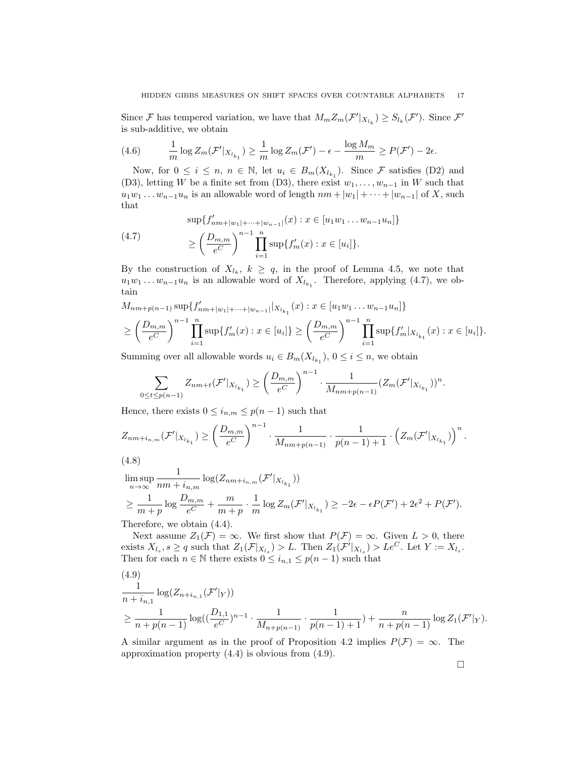Since $\mathcal{F}$ has tempered variation, we have that $M_m Z_m(\mathcal{F}'|_{X_{l_k}}) \geq S_{l_k}(\mathcal{F}')$. Since $\mathcal{F}'$ is sub-additive, we obtain

$$\frac{1}{m}\log Z_m(\mathcal{F}'|_{X_{l_{k_1}}}) \geq \frac{1}{m}\log Z_m(\mathcal{F}') - \epsilon - \frac{\log M_m}{m} \geq P(\mathcal{F}') - 2\epsilon. \tag{4.6}$$

Now, for $0 \leq i \leq n$, $n \in \mathbb{N}$, let $u_i \in B_m(X_{l_{k_1}})$. Since $\mathcal{F}$ satisfies (D2) and (D3), letting $W$ be a finite set from (D3), there exist $w_1, \ldots, w_{n-1}$ in $W$ such that $u_1 w_1 \ldots w_{n-1} u_n$ is an allowable word of length $nm + |w_1| + \cdots + |w_{n-1}|$ of $X$, such that

$$\begin{aligned} &\sup\{f'_{nm+|w_1|+\cdots+|w_{n-1}|}(x) : x \in [u_1 w_1 \ldots w_{n-1} u_n]\} \\ &\geq \left(\frac{D_{m,m}}{e^C}\right)^{n-1} \prod_{i=1}^{n} \sup\{f'_m(x) : x \in [u_i]\}. \end{aligned} \tag{4.7}$$

By the construction of $X_{l_k}$, $k \geq q$, in the proof of Lemma 4.5, we note that $u_1 w_1 \ldots w_{n-1} u_n$ is an allowable word of $X_{l_{k_1}}$. Therefore, applying (4.7), we obtain

$$\begin{aligned} &M_{nm+p(n-1)} \sup\{f'_{nm+|w_1|+\cdots+|w_{n-1}|}|_{X_{l_{k_1}}}(x) : x \in [u_1 w_1 \ldots w_{n-1} u_n]\} \\ &\geq \left(\frac{D_{m,m}}{e^C}\right)^{n-1} \prod_{i=1}^{n} \sup\{f'_m(x) : x \in [u_i]\} \geq \left(\frac{D_{m,m}}{e^C}\right)^{n-1} \prod_{i=1}^{n} \sup\{f'_m|_{X_{l_{k_1}}}(x) : x \in [u_i]\}. \end{aligned}$$

Summing over all allowable words $u_i \in B_m(X_{l_{k_1}})$, $0 \leq i \leq n$, we obtain

$$\sum_{0 \leq t \leq p(n-1)} Z_{nm+t}(\mathcal{F}'|_{X_{l_{k_1}}}) \geq \left(\frac{D_{m,m}}{e^C}\right)^{n-1} \cdot \frac{1}{M_{nm+p(n-1)}} (Z_m(\mathcal{F}'|_{X_{l_{k_1}}}))^n.$$

Hence, there exists $0 \leq i_{n,m} \leq p(n-1)$ such that

$$Z_{nm+i_{n,m}}(\mathcal{F}'|_{X_{l_{k_1}}}) \geq \left(\frac{D_{m,m}}{e^C}\right)^{n-1} \cdot \frac{1}{M_{nm+p(n-1)}} \cdot \frac{1}{p(n-1)+1} \cdot \left(Z_m(\mathcal{F}'|_{X_{l_{k_1}}})\right)^n.$$

$$\begin{aligned} &\limsup_{n\to\infty} \frac{1}{nm+i_{n,m}} \log(Z_{nm+i_{n,m}}(\mathcal{F}'|_{X_{l_{k_1}}})) \\ &\geq \frac{1}{m+p}\log\frac{D_{m,m}}{e^C} + \frac{m}{m+p}\cdot\frac{1}{m}\log Z_m(\mathcal{F}'|_{X_{l_{k_1}}}) \geq -2\epsilon - \epsilon P(\mathcal{F}') + 2\epsilon^2 + P(\mathcal{F}'). \end{aligned} \tag{4.8}$$

Therefore, we obtain (4.4).

Next assume $Z_1(\mathcal{F}) = \infty$. We first show that $P(\mathcal{F}) = \infty$. Given $L > 0$, there exists $X_{l_s}, s \geq q$ such that $Z_1(\mathcal{F}|_{X_{l_s}}) > L$. Then $Z_1(\mathcal{F}'|_{X_{l_s}}) > Le^C$. Let $Y := X_{l_s}$. Then for each $n \in \mathbb{N}$ there exists $0 \leq i_{n,1} \leq p(n-1)$ such that

$$\begin{aligned} &\frac{1}{n+i_{n,1}} \log(Z_{n+i_{n,1}}(\mathcal{F}'|_Y)) \\ &\geq \frac{1}{n+p(n-1)} \log((\frac{D_{1,1}}{e^C})^{n-1} \cdot \frac{1}{M_{n+p(n-1)}} \cdot \frac{1}{p(n-1)+1}) + \frac{n}{n+p(n-1)} \log Z_1(\mathcal{F}'|_Y). \end{aligned} \tag{4.9}$$

A similar argument as in the proof of Proposition 4.2 implies $P(\mathcal{F}) = \infty$. The approximation property (4.4) is obvious from (4.9).

□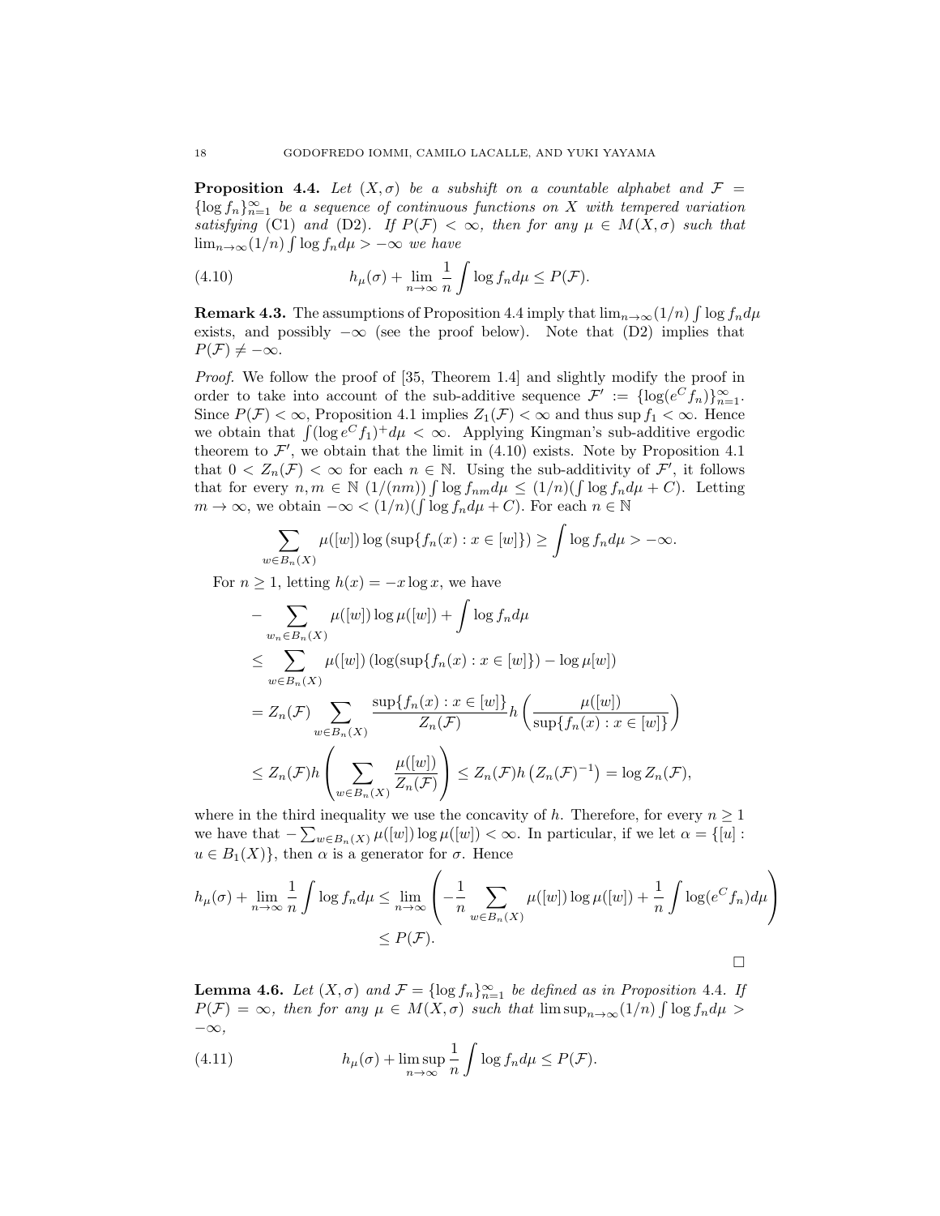**Proposition 4.4.** *Let $(X, \sigma)$ be a subshift on a countable alphabet and $\mathcal{F} = \{\log f_n\}_{n=1}^{\infty}$ be a sequence of continuous functions on $X$ with tempered variation satisfying* (C1) *and* (D2). *If $P(\mathcal{F}) < \infty$, then for any $\mu \in M(X, \sigma)$ such that $\lim_{n\to\infty}(1/n)\int \log f_n d\mu > -\infty$ we have*

$$h_\mu(\sigma) + \lim_{n\to\infty} \frac{1}{n} \int \log f_n d\mu \leq P(\mathcal{F}). \tag{4.10}$$

**Remark 4.3.** The assumptions of Proposition 4.4 imply that $\lim_{n\to\infty}(1/n)\int \log f_n d\mu$ exists, and possibly $-\infty$ (see the proof below). Note that (D2) implies that $P(\mathcal{F}) \neq -\infty$.

*Proof.* We follow the proof of [35, Theorem 1.4] and slightly modify the proof in order to take into account of the sub-additive sequence $\mathcal{F}' := \{\log(e^C f_n)\}_{n=1}^{\infty}$. Since $P(\mathcal{F}) < \infty$, Proposition 4.1 implies $Z_1(\mathcal{F}) < \infty$ and thus $\sup f_1 < \infty$. Hence we obtain that $\int (\log e^C f_1)^+ d\mu < \infty$. Applying Kingman's sub-additive ergodic theorem to $\mathcal{F}'$, we obtain that the limit in (4.10) exists. Note by Proposition 4.1 that $0 < Z_n(\mathcal{F}) < \infty$ for each $n \in \mathbb{N}$. Using the sub-additivity of $\mathcal{F}'$, it follows that for every $n, m \in \mathbb{N}$ $(1/(nm))\int \log f_{nm} d\mu \leq (1/n)(\int \log f_n d\mu + C)$. Letting $m \to \infty$, we obtain $-\infty < (1/n)(\int \log f_n d\mu + C)$. For each $n \in \mathbb{N}$

$$\sum_{w \in B_n(X)} \mu([w]) \log\left(\sup\{f_n(x) : x \in [w]\}\right) \geq \int \log f_n d\mu > -\infty.$$

For $n \geq 1$, letting $h(x) = -x \log x$, we have

$$\begin{aligned}
&- \sum_{w_n \in B_n(X)} \mu([w]) \log \mu([w]) + \int \log f_n d\mu \\
&\leq \sum_{w \in B_n(X)} \mu([w]) \left(\log(\sup\{f_n(x) : x \in [w]\}) - \log \mu[w]\right) \\
&= Z_n(\mathcal{F}) \sum_{w \in B_n(X)} \frac{\sup\{f_n(x) : x \in [w]\}}{Z_n(\mathcal{F})} h\left(\frac{\mu([w])}{\sup\{f_n(x) : x \in [w]\}}\right) \\
&\leq Z_n(\mathcal{F}) h\left(\sum_{w \in B_n(X)} \frac{\mu([w])}{Z_n(\mathcal{F})}\right) \leq Z_n(\mathcal{F}) h\left(Z_n(\mathcal{F})^{-1}\right) = \log Z_n(\mathcal{F}),
\end{aligned}$$

where in the third inequality we use the concavity of $h$. Therefore, for every $n \geq 1$ we have that $-\sum_{w \in B_n(X)} \mu([w]) \log \mu([w]) < \infty$. In particular, if we let $\alpha = \{[u] : u \in B_1(X)\}$, then $\alpha$ is a generator for $\sigma$. Hence

$$\begin{aligned}
h_\mu(\sigma) + \lim_{n\to\infty} \frac{1}{n} \int \log f_n d\mu &\leq \lim_{n\to\infty} \left(-\frac{1}{n} \sum_{w \in B_n(X)} \mu([w]) \log \mu([w]) + \frac{1}{n} \int \log(e^C f_n) d\mu\right) \\
&\leq P(\mathcal{F}).
\end{aligned}$$

$\square$

**Lemma 4.6.** *Let $(X, \sigma)$ and $\mathcal{F} = \{\log f_n\}_{n=1}^{\infty}$ be defined as in Proposition 4.4. If $P(\mathcal{F}) = \infty$, then for any $\mu \in M(X, \sigma)$ such that $\limsup_{n\to\infty}(1/n)\int \log f_n d\mu > -\infty$,*

$$h_\mu(\sigma) + \limsup_{n\to\infty} \frac{1}{n} \int \log f_n d\mu \leq P(\mathcal{F}). \tag{4.11}$$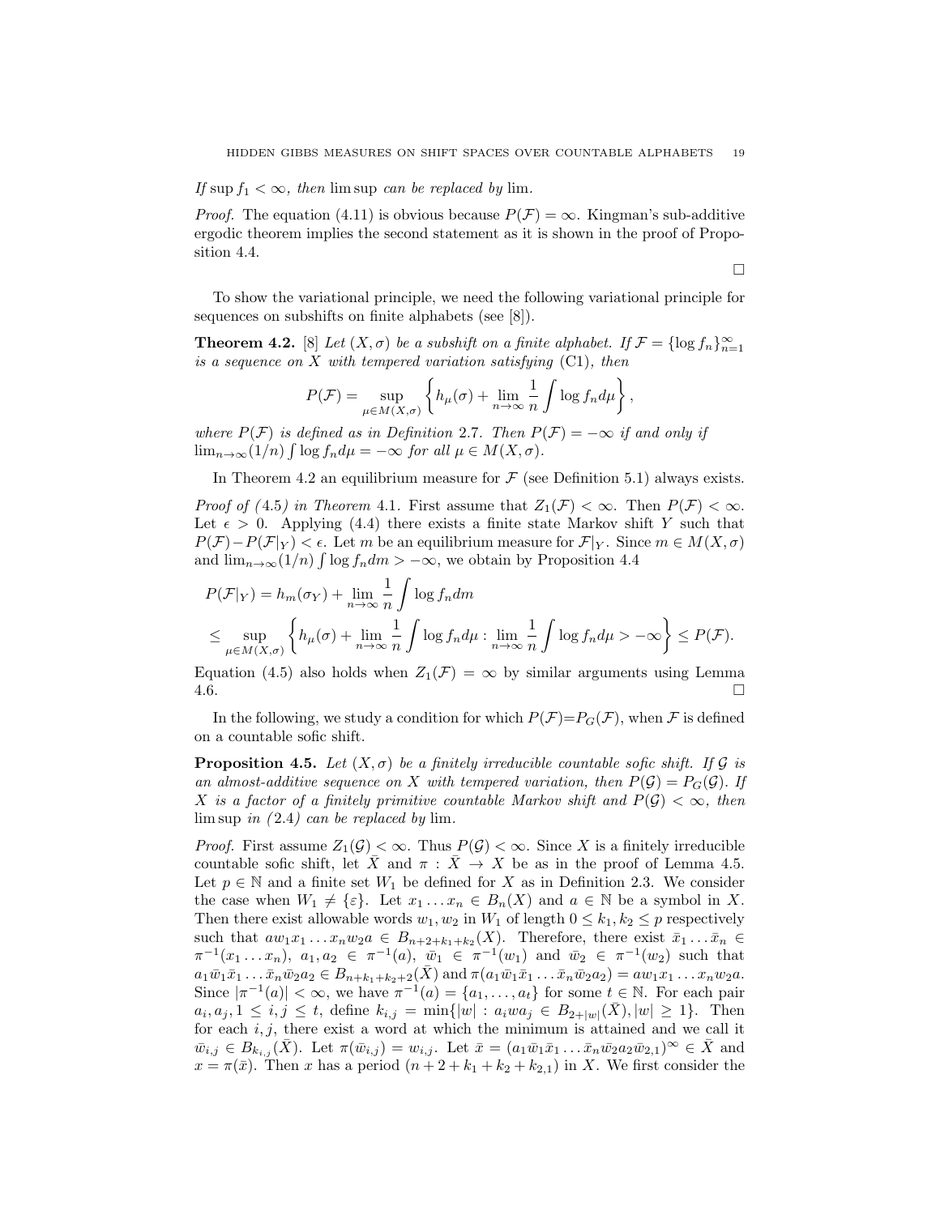*If* $\sup f_1 < \infty$*, then* $\limsup$ *can be replaced by* $\lim$.

*Proof.* The equation (4.11) is obvious because $P(\mathcal{F}) = \infty$. Kingman's sub-additive ergodic theorem implies the second statement as it is shown in the proof of Proposition 4.4. □

To show the variational principle, we need the following variational principle for sequences on subshifts on finite alphabets (see [8]).

**Theorem 4.2.** [8] *Let* $(X, \sigma)$ *be a subshift on a finite alphabet. If* $\mathcal{F} = \{\log f_n\}_{n=1}^{\infty}$ *is a sequence on* $X$ *with tempered variation satisfying* (C1)*, then*

$$P(\mathcal{F}) = \sup_{\mu \in M(X,\sigma)} \left\{ h_\mu(\sigma) + \lim_{n\to\infty} \frac{1}{n} \int \log f_n d\mu \right\},$$

*where* $P(\mathcal{F})$ *is defined as in Definition* 2.7*. Then* $P(\mathcal{F}) = -\infty$ *if and only if* $\lim_{n\to\infty}(1/n)\int \log f_n d\mu = -\infty$ *for all* $\mu \in M(X, \sigma)$*.*

In Theorem 4.2 an equilibrium measure for $\mathcal{F}$ (see Definition 5.1) always exists.

*Proof of (*4.5*) in Theorem* 4.1. First assume that $Z_1(\mathcal{F}) < \infty$. Then $P(\mathcal{F}) < \infty$. Let $\epsilon > 0$. Applying (4.4) there exists a finite state Markov shift $Y$ such that $P(\mathcal{F}) - P(\mathcal{F}|_Y) < \epsilon$. Let $m$ be an equilibrium measure for $\mathcal{F}|_Y$. Since $m \in M(X, \sigma)$ and $\lim_{n\to\infty}(1/n)\int \log f_n dm > -\infty$, we obtain by Proposition 4.4

$$\begin{aligned}
&P(\mathcal{F}|_Y) = h_m(\sigma_Y) + \lim_{n\to\infty} \frac{1}{n} \int \log f_n dm \\
&\leq \sup_{\mu\in M(X,\sigma)} \left\{ h_\mu(\sigma) + \lim_{n\to\infty} \frac{1}{n} \int \log f_n d\mu : \lim_{n\to\infty} \frac{1}{n} \int \log f_n d\mu > -\infty \right\} \leq P(\mathcal{F}).
\end{aligned}$$

Equation (4.5) also holds when $Z_1(\mathcal{F}) = \infty$ by similar arguments using Lemma 4.6. □

In the following, we study a condition for which $P(\mathcal{F}) = P_G(\mathcal{F})$, when $\mathcal{F}$ is defined on a countable sofic shift.

**Proposition 4.5.** *Let* $(X, \sigma)$ *be a finitely irreducible countable sofic shift. If* $\mathcal{G}$ *is an almost-additive sequence on* $X$ *with tempered variation, then* $P(\mathcal{G}) = P_G(\mathcal{G})$*. If* $X$ *is a factor of a finitely primitive countable Markov shift and* $P(\mathcal{G}) < \infty$*, then* $\limsup$ *in (*2.4*) can be replaced by* $\lim$*.*

*Proof.* First assume $Z_1(\mathcal{G}) < \infty$. Thus $P(\mathcal{G}) < \infty$. Since $X$ is a finitely irreducible countable sofic shift, let $\bar{X}$ and $\pi : \bar{X} \to X$ be as in the proof of Lemma 4.5. Let $p \in \mathbb{N}$ and a finite set $W_1$ be defined for $X$ as in Definition 2.3. We consider the case when $W_1 \neq \{\varepsilon\}$. Let $x_1 \ldots x_n \in B_n(X)$ and $a \in \mathbb{N}$ be a symbol in $X$. Then there exist allowable words $w_1, w_2$ in $W_1$ of length $0 \leq k_1, k_2 \leq p$ respectively such that $aw_1x_1 \ldots x_nw_2a \in B_{n+2+k_1+k_2}(X)$. Therefore, there exist $\bar{x}_1 \ldots \bar{x}_n \in \pi^{-1}(x_1 \ldots x_n)$, $a_1, a_2 \in \pi^{-1}(a)$, $\bar{w}_1 \in \pi^{-1}(w_1)$ and $\bar{w}_2 \in \pi^{-1}(w_2)$ such that $a_1\bar{w}_1\bar{x}_1 \ldots \bar{x}_n\bar{w}_2a_2 \in B_{n+k_1+k_2+2}(\bar{X})$ and $\pi(a_1\bar{w}_1\bar{x}_1 \ldots \bar{x}_n\bar{w}_2a_2) = aw_1x_1 \ldots x_nw_2a$. Since $|\pi^{-1}(a)| < \infty$, we have $\pi^{-1}(a) = \{a_1, \ldots, a_t\}$ for some $t \in \mathbb{N}$. For each pair $a_i, a_j, 1 \leq i, j \leq t$, define $k_{i,j} = \min\{|w| : a_iwa_j \in B_{2+|w|}(\bar{X}), |w| \geq 1\}$. Then for each $i, j$, there exist a word at which the minimum is attained and we call it $\bar{w}_{i,j} \in B_{k_{i,j}}(\bar{X})$. Let $\pi(\bar{w}_{i,j}) = w_{i,j}$. Let $\bar{x} = (a_1\bar{w}_1\bar{x}_1 \ldots \bar{x}_n\bar{w}_2a_2\bar{w}_{2,1})^\infty \in \bar{X}$ and $x = \pi(\bar{x})$. Then $x$ has a period $(n + 2 + k_1 + k_2 + k_{2,1})$ in $X$. We first consider the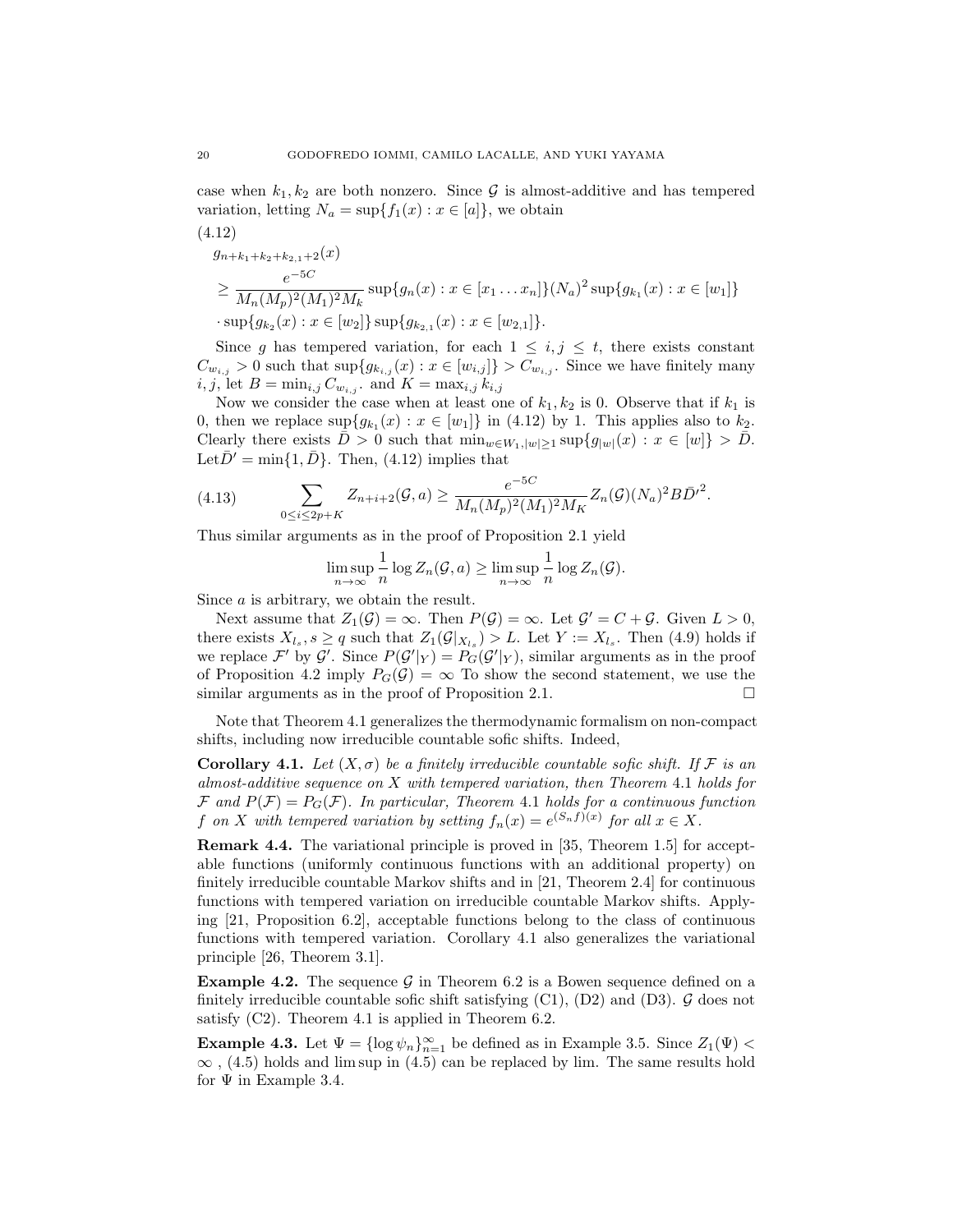case when $k_1, k_2$ are both nonzero. Since $\mathcal{G}$ is almost-additive and has tempered variation, letting $N_a = \sup\{f_1(x) : x \in [a]\}$, we obtain

$$
\begin{aligned}
&g_{n+k_1+k_2+k_{2,1}+2}(x) \\
&\geq \frac{e^{-5C}}{M_n (M_p)^2 (M_1)^2 M_k} \sup\{g_n(x) : x \in [x_1 \dots x_n]\} (N_a)^2 \sup\{g_{k_1}(x) : x \in [w_1]\} \\
&\cdot \sup\{g_{k_2}(x) : x \in [w_2]\} \sup\{g_{k_{2,1}}(x) : x \in [w_{2,1}]\}.
\end{aligned} \tag{4.12}
$$

Since $g$ has tempered variation, for each $1 \leq i, j \leq t$, there exists constant $C_{w_{i,j}} > 0$ such that $\sup\{g_{k_{i,j}}(x) : x \in [w_{i,j}]\} > C_{w_{i,j}}$. Since we have finitely many $i, j$, let $B = \min_{i,j} C_{w_{i,j}}$. and $K = \max_{i,j} k_{i,j}$

Now we consider the case when at least one of $k_1, k_2$ is 0. Observe that if $k_1$ is 0, then we replace $\sup\{g_{k_1}(x) : x \in [w_1]\}$ in (4.12) by 1. This applies also to $k_2$. Clearly there exists $\bar{D} > 0$ such that $\min_{w \in W_1, |w| \geq 1} \sup\{g_{|w|}(x) : x \in [w]\} > \bar{D}$. Let $\bar{D}' = \min\{1, \bar{D}\}$. Then, (4.12) implies that

$$
\sum_{0 \leq i \leq 2p+K} Z_{n+i+2}(\mathcal{G}, a) \geq \frac{e^{-5C}}{M_n (M_p)^2 (M_1)^2 M_K} Z_n(\mathcal{G}) (N_a)^2 B \bar{D}'^2. \tag{4.13}
$$

Thus similar arguments as in the proof of Proposition 2.1 yield

$$
\limsup_{n \to \infty} \frac{1}{n} \log Z_n(\mathcal{G}, a) \geq \limsup_{n \to \infty} \frac{1}{n} \log Z_n(\mathcal{G}).
$$

Since $a$ is arbitrary, we obtain the result.

Next assume that $Z_1(\mathcal{G}) = \infty$. Then $P(\mathcal{G}) = \infty$. Let $\mathcal{G}' = C + \mathcal{G}$. Given $L > 0$, there exists $X_{l_s}, s \geq q$ such that $Z_1(\mathcal{G}|_{X_{l_s}}) > L$. Let $Y := X_{l_s}$. Then (4.9) holds if we replace $\mathcal{F}'$ by $\mathcal{G}'$. Since $P(\mathcal{G}'|_Y) = P_G(\mathcal{G}'|_Y)$, similar arguments as in the proof of Proposition 4.2 imply $P_G(\mathcal{G}) = \infty$ To show the second statement, we use the similar arguments as in the proof of Proposition 2.1. $\square$

Note that Theorem 4.1 generalizes the thermodynamic formalism on non-compact shifts, including now irreducible countable sofic shifts. Indeed,

**Corollary 4.1.** *Let $(X, \sigma)$ be a finitely irreducible countable sofic shift. If $\mathcal{F}$ is an almost-additive sequence on $X$ with tempered variation, then Theorem 4.1 holds for $\mathcal{F}$ and $P(\mathcal{F}) = P_G(\mathcal{F})$. In particular, Theorem 4.1 holds for a continuous function $f$ on $X$ with tempered variation by setting $f_n(x) = e^{(S_n f)(x)}$ for all $x \in X$.*

**Remark 4.4.** The variational principle is proved in [35, Theorem 1.5] for acceptable functions (uniformly continuous functions with an additional property) on finitely irreducible countable Markov shifts and in [21, Theorem 2.4] for continuous functions with tempered variation on irreducible countable Markov shifts. Applying [21, Proposition 6.2], acceptable functions belong to the class of continuous functions with tempered variation. Corollary 4.1 also generalizes the variational principle [26, Theorem 3.1].

**Example 4.2.** The sequence $\mathcal{G}$ in Theorem 6.2 is a Bowen sequence defined on a finitely irreducible countable sofic shift satisfying (C1), (D2) and (D3). $\mathcal{G}$ does not satisfy (C2). Theorem 4.1 is applied in Theorem 6.2.

**Example 4.3.** Let $\Psi = \{\log \psi_n\}_{n=1}^{\infty}$ be defined as in Example 3.5. Since $Z_1(\Psi) < \infty$ , (4.5) holds and lim sup in (4.5) can be replaced by lim. The same results hold for $\Psi$ in Example 3.4.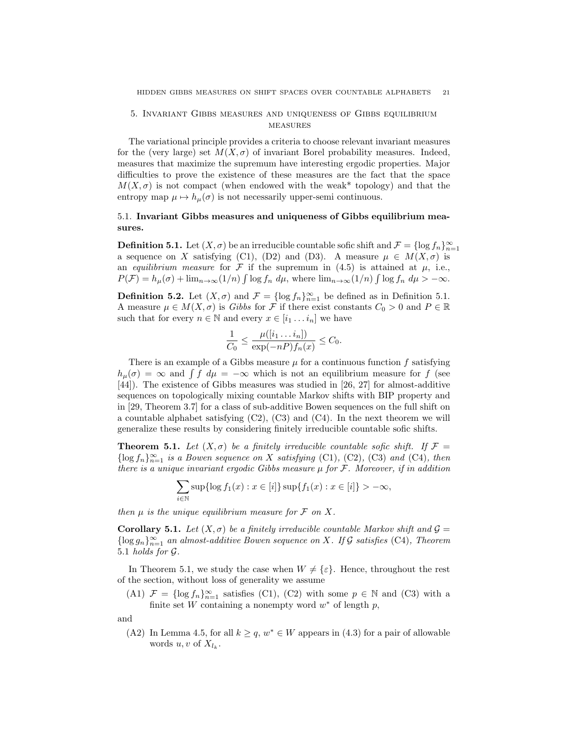## 5. Invariant Gibbs measures and uniqueness of Gibbs equilibrium measures

The variational principle provides a criteria to choose relevant invariant measures for the (very large) set $M(X, \sigma)$ of invariant Borel probability measures. Indeed, measures that maximize the supremum have interesting ergodic properties. Major difficulties to prove the existence of these measures are the fact that the space $M(X, \sigma)$ is not compact (when endowed with the weak* topology) and that the entropy map $\mu \mapsto h_\mu(\sigma)$ is not necessarily upper-semi continuous.

### 5.1. Invariant Gibbs measures and uniqueness of Gibbs equilibrium measures.

**Definition 5.1.** Let $(X, \sigma)$ be an irreducible countable sofic shift and $\mathcal{F} = \{\log f_n\}_{n=1}^{\infty}$ a sequence on $X$ satisfying (C1), (D2) and (D3). A measure $\mu \in M(X, \sigma)$ is an *equilibrium measure* for $\mathcal{F}$ if the supremum in (4.5) is attained at $\mu$, i.e., $P(\mathcal{F}) = h_\mu(\sigma) + \lim_{n\to\infty}(1/n)\int \log f_n \, d\mu$, where $\lim_{n\to\infty}(1/n)\int \log f_n \, d\mu > -\infty$.

**Definition 5.2.** Let $(X, \sigma)$ and $\mathcal{F} = \{\log f_n\}_{n=1}^{\infty}$ be defined as in Definition 5.1. A measure $\mu \in M(X, \sigma)$ is *Gibbs* for $\mathcal{F}$ if there exist constants $C_0 > 0$ and $P \in \mathbb{R}$ such that for every $n \in \mathbb{N}$ and every $x \in [i_1 \dots i_n]$ we have

$$\frac{1}{C_0} \leq \frac{\mu([i_1 \dots i_n])}{\exp(-nP) f_n(x)} \leq C_0.$$

There is an example of a Gibbs measure $\mu$ for a continuous function $f$ satisfying $h_\mu(\sigma) = \infty$ and $\int f \, d\mu = -\infty$ which is not an equilibrium measure for $f$ (see [44]). The existence of Gibbs measures was studied in [26, 27] for almost-additive sequences on topologically mixing countable Markov shifts with BIP property and in [29, Theorem 3.7] for a class of sub-additive Bowen sequences on the full shift on a countable alphabet satisfying (C2), (C3) and (C4). In the next theorem we will generalize these results by considering finitely irreducible countable sofic shifts.

**Theorem 5.1.** *Let $(X, \sigma)$ be a finitely irreducible countable sofic shift. If $\mathcal{F} = \{\log f_n\}_{n=1}^{\infty}$ is a Bowen sequence on $X$ satisfying* (C1), (C2), (C3) *and* (C4), *then there is a unique invariant ergodic Gibbs measure $\mu$ for $\mathcal{F}$. Moreover, if in addition*

$$\sum_{i\in\mathbb{N}} \sup\{\log f_1(x) : x \in [i]\} \sup\{f_1(x) : x \in [i]\} > -\infty,$$

*then $\mu$ is the unique equilibrium measure for $\mathcal{F}$ on $X$.*

**Corollary 5.1.** *Let $(X, \sigma)$ be a finitely irreducible countable Markov shift and $\mathcal{G} = \{\log g_n\}_{n=1}^{\infty}$ an almost-additive Bowen sequence on $X$. If $\mathcal{G}$ satisfies* (C4), *Theorem* 5.1 *holds for $\mathcal{G}$.*

In Theorem 5.1, we study the case when $W \neq \{\varepsilon\}$. Hence, throughout the rest of the section, without loss of generality we assume

(A1) $\mathcal{F} = \{\log f_n\}_{n=1}^{\infty}$ satisfies (C1), (C2) with some $p \in \mathbb{N}$ and (C3) with a finite set $W$ containing a nonempty word $w^*$ of length $p$,

and

(A2) In Lemma 4.5, for all $k \geq q$, $w^* \in W$ appears in (4.3) for a pair of allowable words $u, v$ of $X_{l_k}$.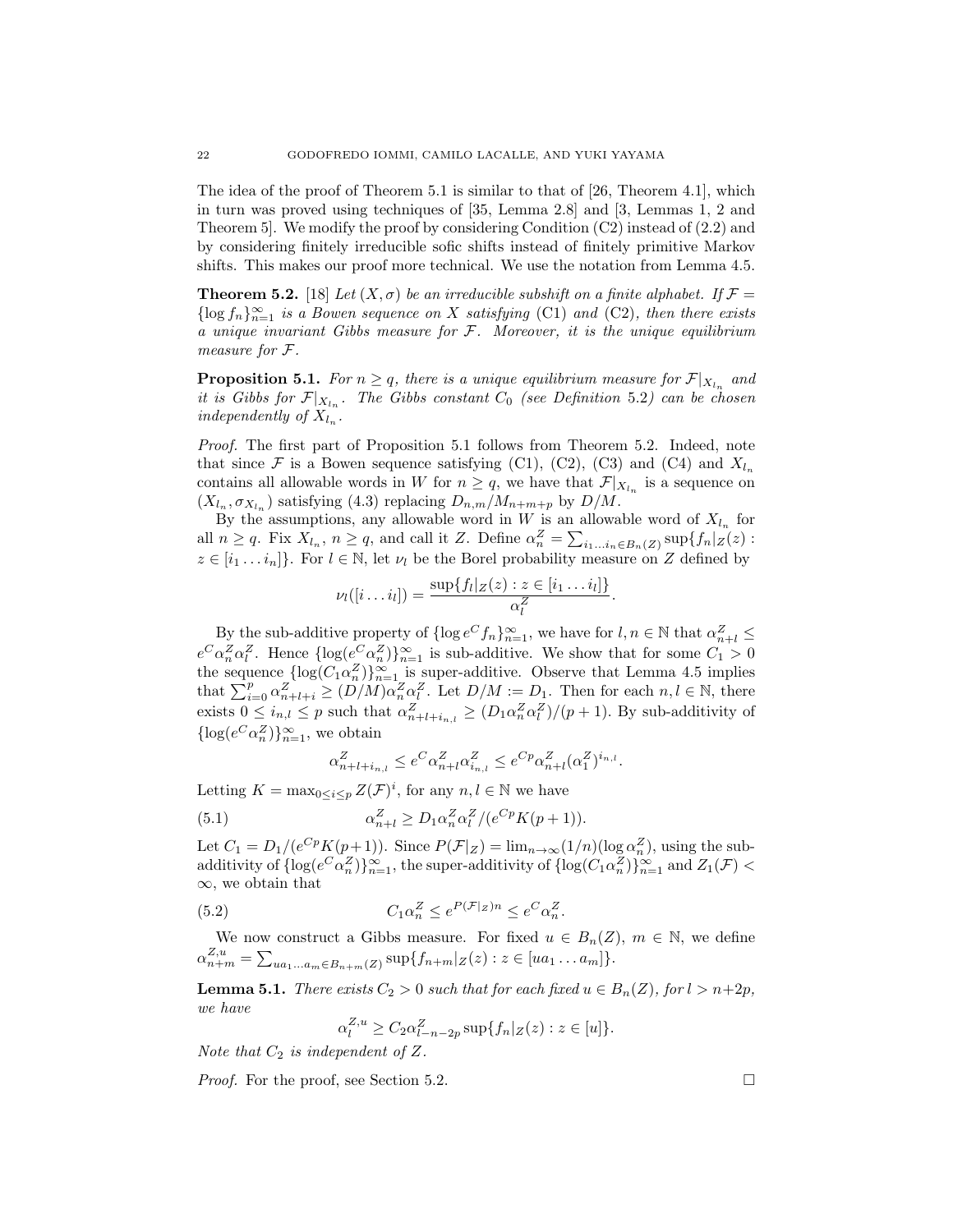The idea of the proof of Theorem 5.1 is similar to that of [26, Theorem 4.1], which in turn was proved using techniques of [35, Lemma 2.8] and [3, Lemmas 1, 2 and Theorem 5]. We modify the proof by considering Condition (C2) instead of (2.2) and by considering finitely irreducible sofic shifts instead of finitely primitive Markov shifts. This makes our proof more technical. We use the notation from Lemma 4.5.

**Theorem 5.2.** [18] *Let $(X, \sigma)$ be an irreducible subshift on a finite alphabet. If $\mathcal{F} = \{\log f_n\}_{n=1}^{\infty}$ is a Bowen sequence on $X$ satisfying* (C1) *and* (C2)*, then there exists a unique invariant Gibbs measure for $\mathcal{F}$. Moreover, it is the unique equilibrium measure for $\mathcal{F}$.*

**Proposition 5.1.** *For $n \geq q$, there is a unique equilibrium measure for $\mathcal{F}|_{X_{l_n}}$ and it is Gibbs for $\mathcal{F}|_{X_{l_n}}$. The Gibbs constant $C_0$ (see Definition 5.2) can be chosen independently of $X_{l_n}$.*

*Proof.* The first part of Proposition 5.1 follows from Theorem 5.2. Indeed, note that since $\mathcal{F}$ is a Bowen sequence satisfying (C1), (C2), (C3) and (C4) and $X_{l_n}$ contains all allowable words in $W$ for $n \geq q$, we have that $\mathcal{F}|_{X_{l_n}}$ is a sequence on $(X_{l_n}, \sigma_{X_{l_n}})$ satisfying (4.3) replacing $D_{n,m}/M_{n+m+p}$ by $D/M$.

By the assumptions, any allowable word in $W$ is an allowable word of $X_{l_n}$ for all $n \geq q$. Fix $X_{l_n}$, $n \geq q$, and call it $Z$. Define $\alpha_n^Z = \sum_{i_1 \dots i_n \in B_n(Z)} \sup\{f_n|_Z(z) : z \in [i_1 \dots i_n]\}$. For $l \in \mathbb{N}$, let $\nu_l$ be the Borel probability measure on $Z$ defined by

$$\nu_l([i \dots i_l]) = \frac{\sup\{f_l|_Z(z) : z \in [i_1 \dots i_l]\}}{\alpha_l^Z}.$$

By the sub-additive property of $\{\log e^C f_n\}_{n=1}^{\infty}$, we have for $l, n \in \mathbb{N}$ that $\alpha_{n+l}^Z \leq e^C \alpha_n^Z \alpha_l^Z$. Hence $\{\log(e^C \alpha_n^Z)\}_{n=1}^{\infty}$ is sub-additive. We show that for some $C_1 > 0$ the sequence $\{\log(C_1 \alpha_n^Z)\}_{n=1}^{\infty}$ is super-additive. Observe that Lemma 4.5 implies that $\sum_{i=0}^{p} \alpha_{n+l+i}^Z \geq (D/M)\alpha_n^Z \alpha_l^Z$. Let $D/M := D_1$. Then for each $n, l \in \mathbb{N}$, there exists $0 \leq i_{n,l} \leq p$ such that $\alpha_{n+l+i_{n,l}}^Z \geq (D_1 \alpha_n^Z \alpha_l^Z)/(p+1)$. By sub-additivity of $\{\log(e^C \alpha_n^Z)\}_{n=1}^{\infty}$, we obtain

$$\alpha_{n+l+i_{n,l}}^Z \leq e^C \alpha_{n+l}^Z \alpha_{i_{n,l}}^Z \leq e^{Cp} \alpha_{n+l}^Z (\alpha_1^Z)^{i_{n,l}}.$$

Letting $K = \max_{0 \leq i \leq p} Z(\mathcal{F})^i$, for any $n, l \in \mathbb{N}$ we have

$$\alpha_{n+l}^Z \geq D_1 \alpha_n^Z \alpha_l^Z / (e^{Cp} K(p+1)). \tag{5.1}$$

Let $C_1 = D_1/(e^{Cp}K(p+1))$. Since $P(\mathcal{F}|_Z) = \lim_{n\to\infty}(1/n)(\log \alpha_n^Z)$, using the sub-additivity of $\{\log(e^C \alpha_n^Z)\}_{n=1}^{\infty}$, the super-additivity of $\{\log(C_1 \alpha_n^Z)\}_{n=1}^{\infty}$ and $Z_1(\mathcal{F}) < \infty$, we obtain that

$$C_1 \alpha_n^Z \leq e^{P(\mathcal{F}|_Z)n} \leq e^C \alpha_n^Z. \tag{5.2}$$

We now construct a Gibbs measure. For fixed $u \in B_n(Z)$, $m \in \mathbb{N}$, we define $\alpha_{n+m}^{Z,u} = \sum_{ua_1 \dots a_m \in B_{n+m}(Z)} \sup\{f_{n+m}|_Z(z) : z \in [ua_1 \dots a_m]\}$.

**Lemma 5.1.** *There exists $C_2 > 0$ such that for each fixed $u \in B_n(Z)$, for $l > n+2p$, we have*

$$\alpha_l^{Z,u} \geq C_2 \alpha_{l-n-2p}^Z \sup\{f_n|_Z(z) : z \in [u]\}.$$

*Note that $C_2$ is independent of $Z$.*

*Proof.* For the proof, see Section 5.2. $\square$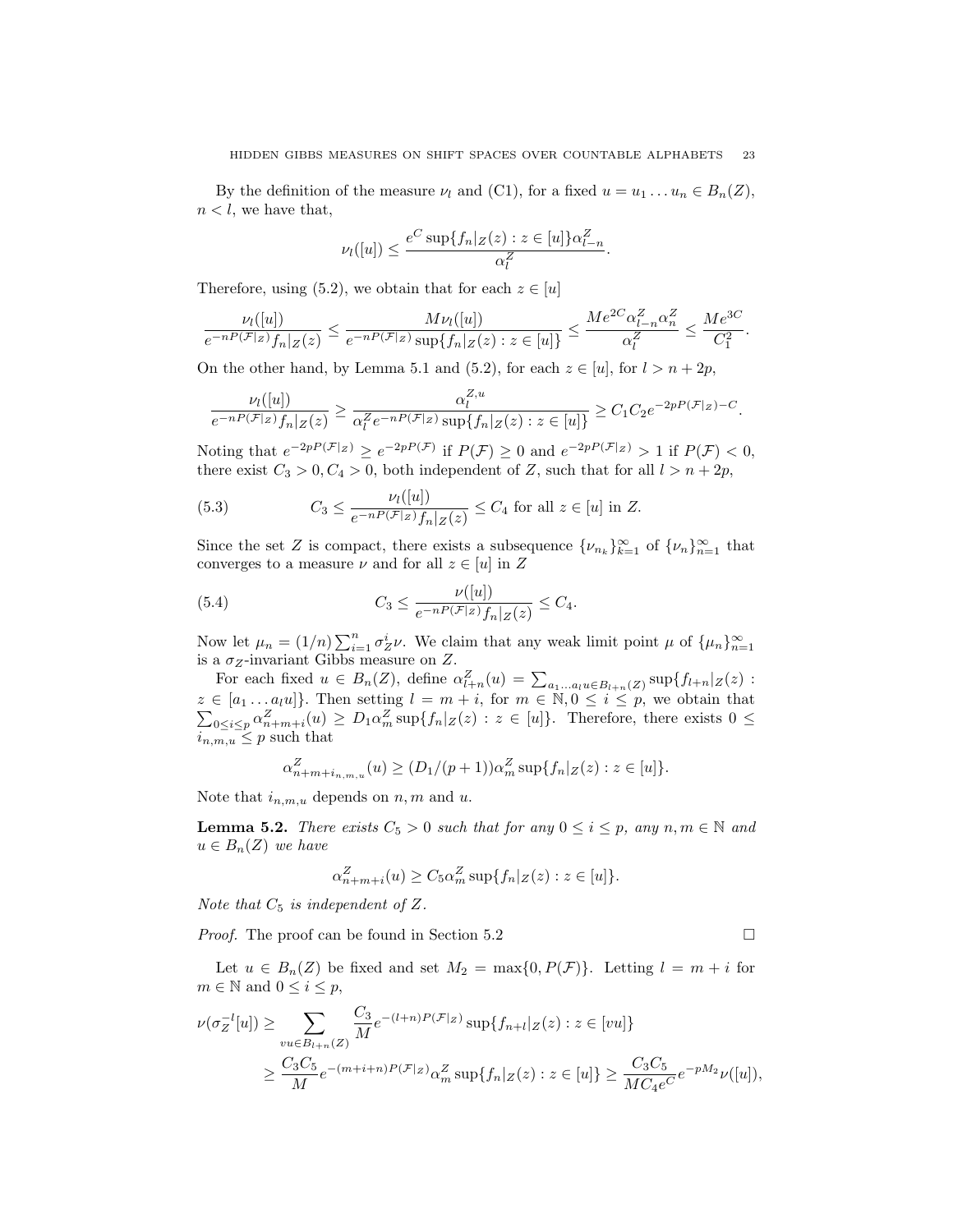By the definition of the measure $\nu_l$ and (C1), for a fixed $u = u_1 \dots u_n \in B_n(Z)$, $n < l$, we have that,

$$\nu_l([u]) \leq \frac{e^C \sup\{f_n|_Z(z) : z \in [u]\}\alpha^Z_{l-n}}{\alpha^Z_l}.$$

Therefore, using (5.2), we obtain that for each $z \in [u]$

$$\frac{\nu_l([u])}{e^{-nP(\mathcal{F}|_Z)} f_n|_Z(z)} \leq \frac{M\nu_l([u])}{e^{-nP(\mathcal{F}|_Z)} \sup\{f_n|_Z(z) : z \in [u]\}} \leq \frac{Me^{2C}\alpha^Z_{l-n}\alpha^Z_n}{\alpha^Z_l} \leq \frac{Me^{3C}}{C_1^2}.$$

On the other hand, by Lemma 5.1 and (5.2), for each $z \in [u]$, for $l > n + 2p$,

$$\frac{\nu_l([u])}{e^{-nP(\mathcal{F}|_Z)} f_n|_Z(z)} \geq \frac{\alpha^{Z,u}_l}{\alpha^Z_l e^{-nP(\mathcal{F}|_Z)} \sup\{f_n|_Z(z) : z \in [u]\}} \geq C_1C_2 e^{-2pP(\mathcal{F}|_Z)-C}.$$

Noting that $e^{-2pP(\mathcal{F}|_Z)} \geq e^{-2pP(\mathcal{F})}$ if $P(\mathcal{F}) \geq 0$ and $e^{-2pP(\mathcal{F}|_Z)} > 1$ if $P(\mathcal{F}) < 0$, there exist $C_3 > 0, C_4 > 0$, both independent of $Z$, such that for all $l > n + 2p$,

$$C_3 \leq \frac{\nu_l([u])}{e^{-nP(\mathcal{F}|_Z)} f_n|_Z(z)} \leq C_4 \text{ for all } z \in [u] \text{ in } Z. \tag{5.3}$$

Since the set $Z$ is compact, there exists a subsequence $\{\nu_{n_k}\}_{k=1}^\infty$ of $\{\nu_n\}_{n=1}^\infty$ that converges to a measure $\nu$ and for all $z \in [u]$ in $Z$

$$C_3 \leq \frac{\nu([u])}{e^{-nP(\mathcal{F}|_Z)} f_n|_Z(z)} \leq C_4. \tag{5.4}$$

Now let $\mu_n = (1/n)\sum_{i=1}^n \sigma^i_Z \nu$. We claim that any weak limit point $\mu$ of $\{\mu_n\}_{n=1}^\infty$ is a $\sigma_Z$-invariant Gibbs measure on $Z$.

For each fixed $u \in B_n(Z)$, define $\alpha^Z_{l+n}(u) = \sum_{a_1\dots a_l u \in B_{l+n}(Z)} \sup\{f_{l+n}|_Z(z) : z \in [a_1 \dots a_l u]\}$. Then setting $l = m + i$, for $m \in \mathbb{N}, 0 \leq i \leq p$, we obtain that $\sum_{0 \leq i \leq p} \alpha^Z_{n+m+i}(u) \geq D_1 \alpha^Z_m \sup\{f_n|_Z(z) : z \in [u]\}$. Therefore, there exists $0 \leq i_{n,m,u} \leq p$ such that

$$\alpha^Z_{n+m+i_{n,m,u}}(u) \geq (D_1/(p+1))\alpha^Z_m \sup\{f_n|_Z(z) : z \in [u]\}.$$

Note that $i_{n,m,u}$ depends on $n, m$ and $u$.

**Lemma 5.2.** *There exists $C_5 > 0$ such that for any $0 \leq i \leq p$, any $n, m \in \mathbb{N}$ and $u \in B_n(Z)$ we have*

$$\alpha^Z_{n+m+i}(u) \geq C_5 \alpha^Z_m \sup\{f_n|_Z(z) : z \in [u]\}.$$

*Note that $C_5$ is independent of $Z$.*

*Proof.* The proof can be found in Section 5.2 □

Let $u \in B_n(Z)$ be fixed and set $M_2 = \max\{0, P(\mathcal{F})\}$. Letting $l = m + i$ for $m \in \mathbb{N}$ and $0 \leq i \leq p$,

$$\begin{aligned}
\nu(\sigma_Z^{-l}[u]) &\geq \sum_{vu \in B_{l+n}(Z)} \frac{C_3}{M} e^{-(l+n)P(\mathcal{F}|_Z)} \sup\{f_{n+l}|_Z(z) : z \in [vu]\} \\
&\geq \frac{C_3C_5}{M} e^{-(m+i+n)P(\mathcal{F}|_Z)} \alpha^Z_m \sup\{f_n|_Z(z) : z \in [u]\} \geq \frac{C_3C_5}{MC_4e^C} e^{-pM_2}\nu([u]),
\end{aligned}$$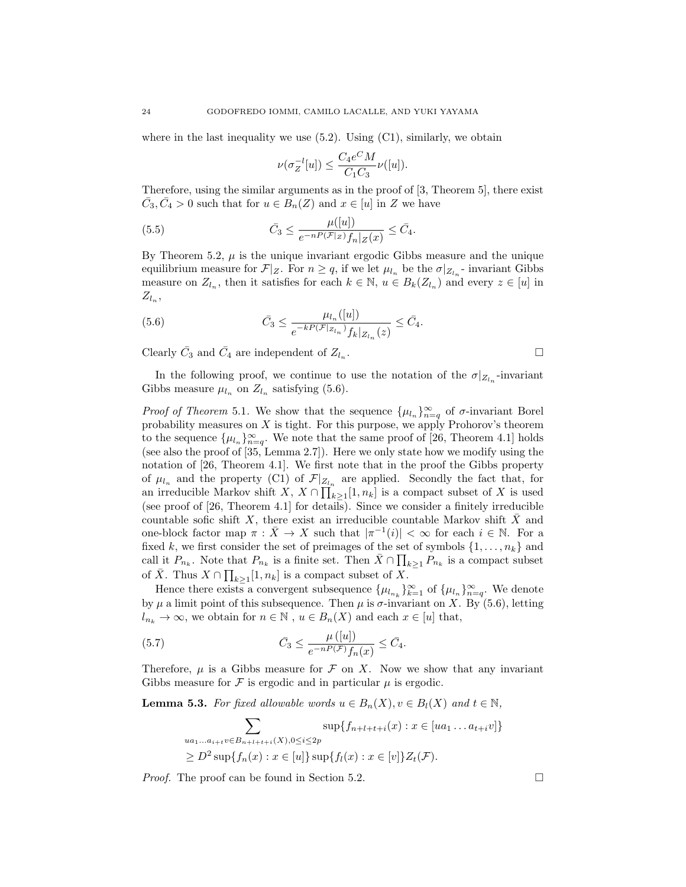where in the last inequality we use (5.2). Using (C1), similarly, we obtain

$$\nu(\sigma_Z^{-l}[u]) \leq \frac{C_4 e^C M}{C_1 C_3} \nu([u]).$$

Therefore, using the similar arguments as in the proof of [3, Theorem 5], there exist $\bar{C}_3, \bar{C}_4 > 0$ such that for $u \in B_n(Z)$ and $x \in [u]$ in $Z$ we have

$$\bar{C}_3 \leq \frac{\mu([u])}{e^{-nP(\mathcal{F}|_Z)} f_n|_Z(x)} \leq \bar{C}_4. \tag{5.5}$$

By Theorem 5.2, $\mu$ is the unique invariant ergodic Gibbs measure and the unique equilibrium measure for $\mathcal{F}|_Z$. For $n \geq q$, if we let $\mu_{l_n}$ be the $\sigma|_{Z_{l_n}}$- invariant Gibbs measure on $Z_{l_n}$, then it satisfies for each $k \in \mathbb{N}$, $u \in B_k(Z_{l_n})$ and every $z \in [u]$ in $Z_{l_n}$,

$$\bar{C}_3 \leq \frac{\mu_{l_n}([u])}{e^{-kP(\mathcal{F}|_{Z_{l_n}})} f_k|_{Z_{l_n}}(z)} \leq \bar{C}_4. \tag{5.6}$$

Clearly $\bar{C}_3$ and $\bar{C}_4$ are independent of $Z_{l_n}$. □

In the following proof, we continue to use the notation of the $\sigma|_{Z_{l_n}}$-invariant Gibbs measure $\mu_{l_n}$ on $Z_{l_n}$ satisfying (5.6).

*Proof of Theorem* 5.1. We show that the sequence $\{\mu_{l_n}\}_{n=q}^{\infty}$ of $\sigma$-invariant Borel probability measures on $X$ is tight. For this purpose, we apply Prohorov's theorem to the sequence $\{\mu_{l_n}\}_{n=q}^{\infty}$. We note that the same proof of [26, Theorem 4.1] holds (see also the proof of [35, Lemma 2.7]). Here we only state how we modify using the notation of [26, Theorem 4.1]. We first note that in the proof the Gibbs property of $\mu_{l_n}$ and the property (C1) of $\mathcal{F}|_{Z_{l_n}}$ are applied. Secondly the fact that, for an irreducible Markov shift $X$, $X \cap \prod_{k\geq 1}[1, n_k]$ is a compact subset of $X$ is used (see proof of [26, Theorem 4.1] for details). Since we consider a finitely irreducible countable sofic shift $X$, there exist an irreducible countable Markov shift $\bar{X}$ and one-block factor map $\pi : \bar{X} \to X$ such that $|\pi^{-1}(i)| < \infty$ for each $i \in \mathbb{N}$. For a fixed $k$, we first consider the set of preimages of the set of symbols $\{1, \ldots, n_k\}$ and call it $P_{n_k}$. Note that $P_{n_k}$ is a finite set. Then $\bar{X} \cap \prod_{k\geq 1} P_{n_k}$ is a compact subset of $\bar{X}$. Thus $X \cap \prod_{k\geq 1}[1, n_k]$ is a compact subset of $X$.

Hence there exists a convergent subsequence $\{\mu_{l_{n_k}}\}_{k=1}^{\infty}$ of $\{\mu_{l_n}\}_{n=q}^{\infty}$. We denote by $\mu$ a limit point of this subsequence. Then $\mu$ is $\sigma$-invariant on $X$. By (5.6), letting $l_{n_k} \to \infty$, we obtain for $n \in \mathbb{N}$ , $u \in B_n(X)$ and each $x \in [u]$ that,

$$\bar{C}_3 \leq \frac{\mu([u])}{e^{-nP(\mathcal{F})} f_n(x)} \leq \bar{C}_4. \tag{5.7}$$

Therefore, $\mu$ is a Gibbs measure for $\mathcal{F}$ on $X$. Now we show that any invariant Gibbs measure for $\mathcal{F}$ is ergodic and in particular $\mu$ is ergodic.

**Lemma 5.3.** *For fixed allowable words $u \in B_n(X), v \in B_l(X)$ and $t \in \mathbb{N}$,*

$$\begin{aligned}
&\sum_{ua_1\ldots a_{i+t}v \in B_{n+l+t+i}(X), 0\leq i\leq 2p} \sup\{f_{n+l+t+i}(x) : x \in [ua_1 \ldots a_{t+i}v]\} \\
&\geq D^2 \sup\{f_n(x) : x \in [u]\} \sup\{f_l(x) : x \in [v]\} Z_t(\mathcal{F}).
\end{aligned}$$

*Proof.* The proof can be found in Section 5.2. □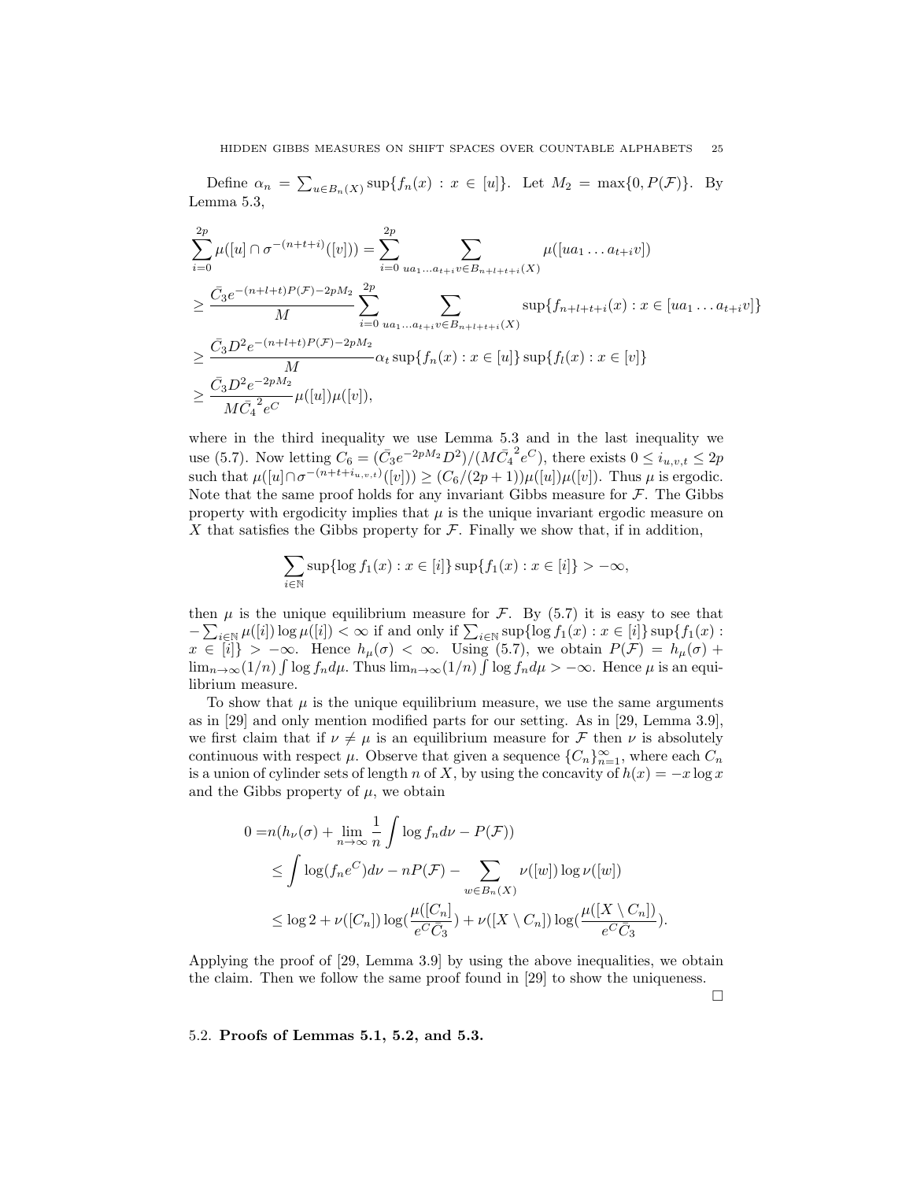Define $\alpha_n = \sum_{u \in B_n(X)} \sup\{f_n(x) : x \in [u]\}$. Let $M_2 = \max\{0, P(\mathcal{F})\}$. By Lemma 5.3,

$$
\begin{aligned}
&\sum_{i=0}^{2p} \mu([u] \cap \sigma^{-(n+t+i)}([v])) = \sum_{i=0}^{2p} \sum_{ua_1\ldots a_{t+i}v \in B_{n+l+t+i}(X)} \mu([ua_1 \ldots a_{t+i}v]) \\
&\geq \frac{\bar{C}_3 e^{-(n+l+t)P(\mathcal{F})-2pM_2}}{M} \sum_{i=0}^{2p} \sum_{ua_1\ldots a_{t+i}v \in B_{n+l+t+i}(X)} \sup\{f_{n+l+t+i}(x) : x \in [ua_1 \ldots a_{t+i}v]\} \\
&\geq \frac{\bar{C}_3 D^2 e^{-(n+l+t)P(\mathcal{F})-2pM_2}}{M} \alpha_t \sup\{f_n(x) : x \in [u]\} \sup\{f_l(x) : x \in [v]\} \\
&\geq \frac{\bar{C}_3 D^2 e^{-2pM_2}}{M \bar{C_4}^2 e^C} \mu([u])\mu([v]),
\end{aligned}
$$

where in the third inequality we use Lemma 5.3 and in the last inequality we use (5.7). Now letting $C_6 = (\bar{C}_3 e^{-2pM_2} D^2)/(M\bar{C_4}^2 e^C)$, there exists $0 \leq i_{u,v,t} \leq 2p$ such that $\mu([u] \cap \sigma^{-(n+t+i_{u,v,t})}([v])) \geq (C_6/(2p+1))\mu([u])\mu([v])$. Thus $\mu$ is ergodic. Note that the same proof holds for any invariant Gibbs measure for $\mathcal{F}$. The Gibbs property with ergodicity implies that $\mu$ is the unique invariant ergodic measure on $X$ that satisfies the Gibbs property for $\mathcal{F}$. Finally we show that, if in addition,

$$
\sum_{i \in \mathbb{N}} \sup\{\log f_1(x) : x \in [i]\} \sup\{f_1(x) : x \in [i]\} > -\infty,
$$

then $\mu$ is the unique equilibrium measure for $\mathcal{F}$. By (5.7) it is easy to see that $-\sum_{i \in \mathbb{N}} \mu([i]) \log \mu([i]) < \infty$ if and only if $\sum_{i \in \mathbb{N}} \sup\{\log f_1(x) : x \in [i]\} \sup\{f_1(x) : x \in [i]\} > -\infty$. Hence $h_\mu(\sigma) < \infty$. Using (5.7), we obtain $P(\mathcal{F}) = h_\mu(\sigma) + \lim_{n\to\infty}(1/n)\int \log f_n d\mu$. Thus $\lim_{n\to\infty}(1/n)\int \log f_n d\mu > -\infty$. Hence $\mu$ is an equilibrium measure.

To show that $\mu$ is the unique equilibrium measure, we use the same arguments as in [29] and only mention modified parts for our setting. As in [29, Lemma 3.9], we first claim that if $\nu \neq \mu$ is an equilibrium measure for $\mathcal{F}$ then $\nu$ is absolutely continuous with respect $\mu$. Observe that given a sequence $\{C_n\}_{n=1}^{\infty}$, where each $C_n$ is a union of cylinder sets of length $n$ of $X$, by using the concavity of $h(x) = -x \log x$ and the Gibbs property of $\mu$, we obtain

$$
\begin{aligned}
0 =& n(h_\nu(\sigma) + \lim_{n\to\infty} \frac{1}{n} \int \log f_n d\nu - P(\mathcal{F})) \\
\leq& \int \log(f_n e^C) d\nu - nP(\mathcal{F}) - \sum_{w \in B_n(X)} \nu([w]) \log \nu([w]) \\
\leq& \log 2 + \nu([C_n]) \log(\frac{\mu([C_n])}{e^C \bar{C}_3}) + \nu([X \setminus C_n]) \log(\frac{\mu([X \setminus C_n])}{e^C \bar{C}_3}).
\end{aligned}
$$

Applying the proof of [29, Lemma 3.9] by using the above inequalities, we obtain the claim. Then we follow the same proof found in [29] to show the uniqueness. □

### 5.2. **Proofs of Lemmas 5.1, 5.2, and 5.3.**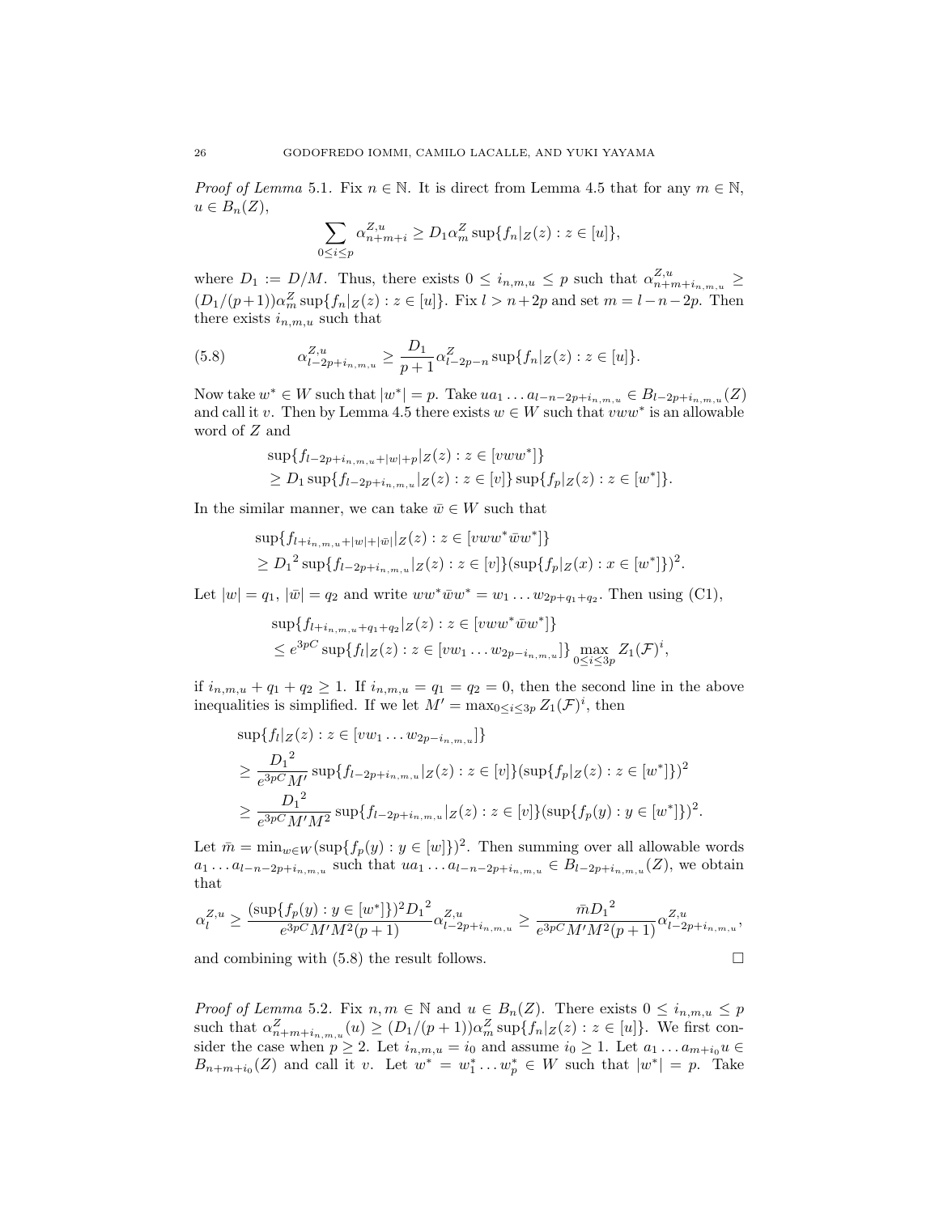*Proof of Lemma* 5.1. Fix $n \in \mathbb{N}$. It is direct from Lemma 4.5 that for any $m \in \mathbb{N}$, $u \in B_n(Z)$,

$$\sum_{0 \le i \le p} \alpha_{n+m+i}^{Z,u} \ge D_1 \alpha_m^Z \sup\{f_n|_Z(z) : z \in [u]\},$$

where $D_1 := D/M$. Thus, there exists $0 \le i_{n,m,u} \le p$ such that $\alpha_{n+m+i_{n,m,u}}^{Z,u} \ge (D_1/(p+1))\alpha_m^Z \sup\{f_n|_Z(z) : z \in [u]\}$. Fix $l > n+2p$ and set $m = l-n-2p$. Then there exists $i_{n,m,u}$ such that

$$\alpha_{l-2p+i_{n,m,u}}^{Z,u} \ge \frac{D_1}{p+1} \alpha_{l-2p-n}^Z \sup\{f_n|_Z(z) : z \in [u]\}. \tag{5.8}$$

Now take $w^* \in W$ such that $|w^*| = p$. Take $ua_1 \dots a_{l-n-2p+i_{n,m,u}} \in B_{l-2p+i_{n,m,u}}(Z)$ and call it $v$. Then by Lemma 4.5 there exists $w \in W$ such that $vww^*$ is an allowable word of $Z$ and

$$\begin{aligned}
&\sup\{f_{l-2p+i_{n,m,u}+|w|+p}|_Z(z) : z \in [vww^*]\} \\
&\ge D_1 \sup\{f_{l-2p+i_{n,m,u}}|_Z(z) : z \in [v]\} \sup\{f_p|_Z(z) : z \in [w^*]\}.
\end{aligned}$$

In the similar manner, we can take $\bar{w} \in W$ such that

$$\begin{aligned}
&\sup\{f_{l+i_{n,m,u}+|w|+|\bar{w}|}|_Z(z) : z \in [vww^*\bar{w}w^*]\} \\
&\ge {D_1}^2 \sup\{f_{l-2p+i_{n,m,u}}|_Z(z) : z \in [v]\} (\sup\{f_p|_Z(x) : x \in [w^*]\})^2.
\end{aligned}$$

Let $|w| = q_1$, $|\bar{w}| = q_2$ and write $ww^*\bar{w}w^* = w_1 \dots w_{2p+q_1+q_2}$. Then using (C1),

$$\begin{aligned}
&\sup\{f_{l+i_{n,m,u}+q_1+q_2}|_Z(z) : z \in [vww^*\bar{w}w^*]\} \\
&\le e^{3pC} \sup\{f_l|_Z(z) : z \in [vw_1 \dots w_{2p-i_{n,m,u}}]\} \max_{0 \le i \le 3p} Z_1(\mathcal{F})^i,
\end{aligned}$$

if $i_{n,m,u} + q_1 + q_2 \ge 1$. If $i_{n,m,u} = q_1 = q_2 = 0$, then the second line in the above inequalities is simplified. If we let $M' = \max_{0 \le i \le 3p} Z_1(\mathcal{F})^i$, then

$$\begin{aligned}
&\sup\{f_l|_Z(z) : z \in [vw_1 \dots w_{2p-i_{n,m,u}}]\} \\
&\ge \frac{{D_1}^2}{e^{3pC}M'} \sup\{f_{l-2p+i_{n,m,u}}|_Z(z) : z \in [v]\} (\sup\{f_p|_Z(z) : z \in [w^*]\})^2 \\
&\ge \frac{{D_1}^2}{e^{3pC}M'M^2} \sup\{f_{l-2p+i_{n,m,u}}|_Z(z) : z \in [v]\} (\sup\{f_p(y) : y \in [w^*]\})^2.
\end{aligned}$$

Let $\bar{m} = \min_{w \in W} (\sup\{f_p(y) : y \in [w]\})^2$. Then summing over all allowable words $a_1 \dots a_{l-n-2p+i_{n,m,u}}$ such that $ua_1 \dots a_{l-n-2p+i_{n,m,u}} \in B_{l-2p+i_{n,m,u}}(Z)$, we obtain that

$$\alpha_l^{Z,u} \ge \frac{(\sup\{f_p(y) : y \in [w^*]\})^2 {D_1}^2}{e^{3pC}M'M^2(p+1)} \alpha_{l-2p+i_{n,m,u}}^{Z,u} \ge \frac{\bar{m}{D_1}^2}{e^{3pC}M'M^2(p+1)} \alpha_{l-2p+i_{n,m,u}}^{Z,u},$$

and combining with (5.8) the result follows. $\square$

*Proof of Lemma* 5.2. Fix $n, m \in \mathbb{N}$ and $u \in B_n(Z)$. There exists $0 \le i_{n,m,u} \le p$ such that $\alpha_{n+m+i_{n,m,u}}^Z(u) \ge (D_1/(p+1))\alpha_m^Z \sup\{f_n|_Z(z) : z \in [u]\}$. We first consider the case when $p \ge 2$. Let $i_{n,m,u} = i_0$ and assume $i_0 \ge 1$. Let $a_1 \dots a_{m+i_0}u \in B_{n+m+i_0}(Z)$ and call it $v$. Let $w^* = w_1^* \dots w_p^* \in W$ such that $|w^*| = p$. Take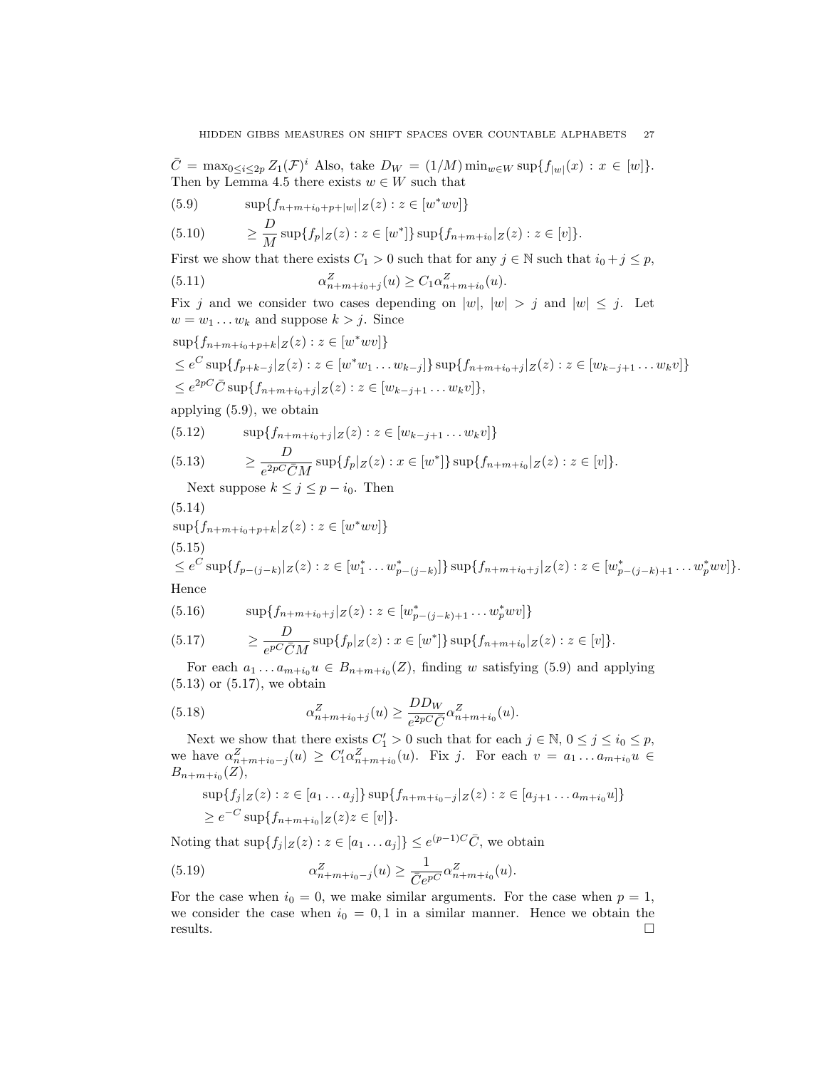$\bar{C} = \max_{0 \le i \le 2p} Z_1(\mathcal{F})^i$ Also, take $D_W = (1/M) \min_{w \in W} \sup\{f_{|w|}(x) : x \in [w]\}$. Then by Lemma 4.5 there exists $w \in W$ such that

$$\sup\{f_{n+m+i_0+p+|w|}|_Z(z) : z \in [w^* wv]\} \tag{5.9}$$

$$\ge \frac{D}{M} \sup\{f_p|_Z(z) : z \in [w^*]\} \sup\{f_{n+m+i_0}|_Z(z) : z \in [v]\}. \tag{5.10}$$

First we show that there exists $C_1 > 0$ such that for any $j \in \mathbb{N}$ such that $i_0 + j \le p$,

$$\alpha^Z_{n+m+i_0+j}(u) \ge C_1 \alpha^Z_{n+m+i_0}(u). \tag{5.11}$$

Fix $j$ and we consider two cases depending on $|w|$, $|w| > j$ and $|w| \le j$. Let $w = w_1 \dots w_k$ and suppose $k > j$. Since

$$\begin{aligned}
&\sup\{f_{n+m+i_0+p+k}|_Z(z) : z \in [w^* wv]\} \\
&\le e^C \sup\{f_{p+k-j}|_Z(z) : z \in [w^* w_1 \dots w_{k-j}]\} \sup\{f_{n+m+i_0+j}|_Z(z) : z \in [w_{k-j+1} \dots w_k v]\} \\
&\le e^{2pC} \bar{C} \sup\{f_{n+m+i_0+j}|_Z(z) : z \in [w_{k-j+1} \dots w_k v]\},
\end{aligned}$$

applying (5.9), we obtain

$$\sup\{f_{n+m+i_0+j}|_Z(z) : z \in [w_{k-j+1} \dots w_k v]\} \tag{5.12}$$

$$\ge \frac{D}{e^{2pC} \bar{C} M} \sup\{f_p|_Z(z) : x \in [w^*]\} \sup\{f_{n+m+i_0}|_Z(z) : z \in [v]\}. \tag{5.13}$$

Next suppose $k \le j \le p - i_0$. Then

$$\sup\{f_{n+m+i_0+p+k}|_Z(z) : z \in [w^* wv]\} \tag{5.14}$$

$$\le e^C \sup\{f_{p-(j-k)}|_Z(z) : z \in [w^*_1 \dots w^*_{p-(j-k)}]\} \sup\{f_{n+m+i_0+j}|_Z(z) : z \in [w^*_{p-(j-k)+1} \dots w^*_p wv]\}. \tag{5.15}$$

Hence

$$\sup\{f_{n+m+i_0+j}|_Z(z) : z \in [w^*_{p-(j-k)+1} \dots w^*_p wv]\} \tag{5.16}$$

$$\ge \frac{D}{e^{pC} \bar{C} M} \sup\{f_p|_Z(z) : x \in [w^*]\} \sup\{f_{n+m+i_0}|_Z(z) : z \in [v]\}. \tag{5.17}$$

For each $a_1 \dots a_{m+i_0} u \in B_{n+m+i_0}(Z)$, finding $w$ satisfying (5.9) and applying (5.13) or (5.17), we obtain

$$\alpha^Z_{n+m+i_0+j}(u) \ge \frac{D D_W}{e^{2pC} \bar{C}} \alpha^Z_{n+m+i_0}(u). \tag{5.18}$$

Next we show that there exists $C'_1 > 0$ such that for each $j \in \mathbb{N}$, $0 \le j \le i_0 \le p$, we have $\alpha^Z_{n+m+i_0-j}(u) \ge C'_1 \alpha^Z_{n+m+i_0}(u)$. Fix $j$. For each $v = a_1 \dots a_{m+i_0} u \in B_{n+m+i_0}(Z)$,

$$\begin{aligned}
&\sup\{f_j|_Z(z) : z \in [a_1 \dots a_j]\} \sup\{f_{n+m+i_0-j}|_Z(z) : z \in [a_{j+1} \dots a_{m+i_0} u]\} \\
&\ge e^{-C} \sup\{f_{n+m+i_0}|_Z(z) z \in [v]\}.
\end{aligned}$$

Noting that $\sup\{f_j|_Z(z) : z \in [a_1 \dots a_j]\} \le e^{(p-1)C} \bar{C}$, we obtain

$$\alpha^Z_{n+m+i_0-j}(u) \ge \frac{1}{\bar{C} e^{pC}} \alpha^Z_{n+m+i_0}(u). \tag{5.19}$$

For the case when $i_0 = 0$, we make similar arguments. For the case when $p = 1$, we consider the case when $i_0 = 0, 1$ in a similar manner. Hence we obtain the results. □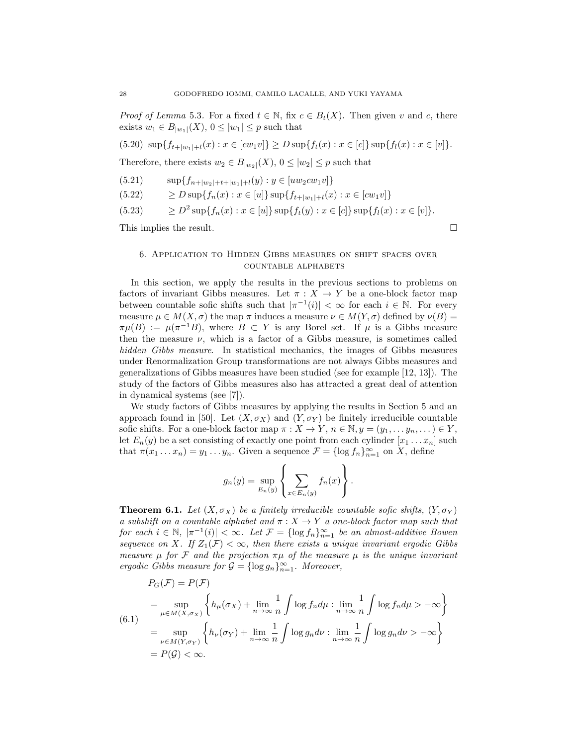*Proof of Lemma* 5.3. For a fixed $t \in \mathbb{N}$, fix $c \in B_t(X)$. Then given $v$ and $c$, there exists $w_1 \in B_{|w_1|}(X)$, $0 \le |w_1| \le p$ such that

$$\sup\{f_{t+|w_1|+l}(x) : x \in [cw_1v]\} \ge D \sup\{f_t(x) : x \in [c]\} \sup\{f_l(x) : x \in [v]\}. \tag{5.20}$$

Therefore, there exists $w_2 \in B_{|w_2|}(X)$, $0 \le |w_2| \le p$ such that

$$\sup\{f_{n+|w_2|+t+|w_1|+l}(y) : y \in [uw_2cw_1v]\} \tag{5.21}$$

$$\ge D \sup\{f_n(x) : x \in [u]\} \sup\{f_{t+|w_1|+l}(x) : x \in [cw_1v]\} \tag{5.22}$$

$$\ge D^2 \sup\{f_n(x) : x \in [u]\} \sup\{f_t(y) : x \in [c]\} \sup\{f_l(x) : x \in [v]\}. \tag{5.23}$$

This implies the result. □

## 6. Application to Hidden Gibbs measures on shift spaces over countable alphabets

In this section, we apply the results in the previous sections to problems on factors of invariant Gibbs measures. Let $\pi : X \to Y$ be a one-block factor map between countable sofic shifts such that $|\pi^{-1}(i)| < \infty$ for each $i \in \mathbb{N}$. For every measure $\mu \in M(X, \sigma)$ the map $\pi$ induces a measure $\nu \in M(Y, \sigma)$ defined by $\nu(B) = \pi\mu(B) := \mu(\pi^{-1}B)$, where $B \subset Y$ is any Borel set. If $\mu$ is a Gibbs measure then the measure $\nu$, which is a factor of a Gibbs measure, is sometimes called *hidden Gibbs measure*. In statistical mechanics, the images of Gibbs measures under Renormalization Group transformations are not always Gibbs measures and generalizations of Gibbs measures have been studied (see for example [12, 13]). The study of the factors of Gibbs measures also has attracted a great deal of attention in dynamical systems (see [7]).

We study factors of Gibbs measures by applying the results in Section 5 and an approach found in [50]. Let $(X, \sigma_X)$ and $(Y, \sigma_Y)$ be finitely irreducible countable sofic shifts. For a one-block factor map $\pi : X \to Y$, $n \in \mathbb{N}, y = (y_1, \dots y_n, \dots) \in Y$, let $E_n(y)$ be a set consisting of exactly one point from each cylinder $[x_1 \dots x_n]$ such that $\pi(x_1 \dots x_n) = y_1 \dots y_n$. Given a sequence $\mathcal{F} = \{\log f_n\}_{n=1}^{\infty}$ on $X$, define

$$g_n(y) = \sup_{E_n(y)} \left\{ \sum_{x \in E_n(y)} f_n(x) \right\}.$$

**Theorem 6.1.** *Let $(X, \sigma_X)$ be a finitely irreducible countable sofic shifts, $(Y, \sigma_Y)$ a subshift on a countable alphabet and $\pi : X \to Y$ a one-block factor map such that for each $i \in \mathbb{N}$, $|\pi^{-1}(i)| < \infty$. Let $\mathcal{F} = \{\log f_n\}_{n=1}^{\infty}$ be an almost-additive Bowen sequence on $X$. If $Z_1(\mathcal{F}) < \infty$, then there exists a unique invariant ergodic Gibbs measure $\mu$ for $\mathcal{F}$ and the projection $\pi\mu$ of the measure $\mu$ is the unique invariant ergodic Gibbs measure for $\mathcal{G} = \{\log g_n\}_{n=1}^{\infty}$. Moreover,*

$$\begin{aligned}
&P_G(\mathcal{F}) = P(\mathcal{F}) \\
&= \sup_{\mu \in M(X, \sigma_X)} \left\{ h_\mu(\sigma_X) + \lim_{n\to\infty} \frac{1}{n} \int \log f_n d\mu : \lim_{n\to\infty} \frac{1}{n} \int \log f_n d\mu > -\infty \right\} \\
&= \sup_{\nu \in M(Y, \sigma_Y)} \left\{ h_\nu(\sigma_Y) + \lim_{n\to\infty} \frac{1}{n} \int \log g_n d\nu : \lim_{n\to\infty} \frac{1}{n} \int \log g_n d\nu > -\infty \right\} \\
&= P(\mathcal{G}) < \infty.
\end{aligned} \tag{6.1}$$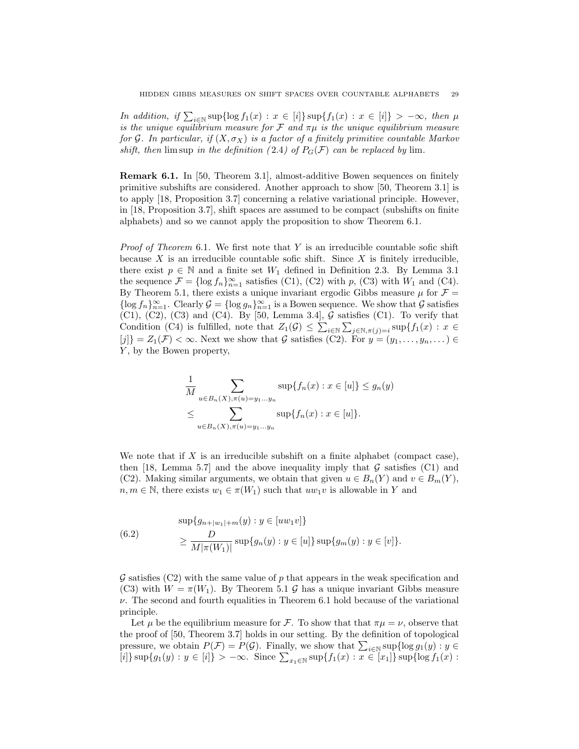*In addition, if* $\sum_{i\in\mathbb{N}}\sup\{\log f_1(x) : x \in [i]\}\sup\{f_1(x) : x \in [i]\} > -\infty$*, then* $\mu$ *is the unique equilibrium measure for* $\mathcal{F}$ *and* $\pi\mu$ *is the unique equilibrium measure for* $\mathcal{G}$*. In particular, if* $(X, \sigma_X)$ *is a factor of a finitely primitive countable Markov shift, then* lim sup *in the definition (*2.4*) of* $P_G(\mathcal{F})$ *can be replaced by* lim*.*

**Remark 6.1.** In [50, Theorem 3.1], almost-additive Bowen sequences on finitely primitive subshifts are considered. Another approach to show [50, Theorem 3.1] is to apply [18, Proposition 3.7] concerning a relative variational principle. However, in [18, Proposition 3.7], shift spaces are assumed to be compact (subshifts on finite alphabets) and so we cannot apply the proposition to show Theorem 6.1.

*Proof of Theorem* 6.1. We first note that $Y$ is an irreducible countable sofic shift because $X$ is an irreducible countable sofic shift. Since $X$ is finitely irreducible, there exist $p \in \mathbb{N}$ and a finite set $W_1$ defined in Definition 2.3. By Lemma 3.1 the sequence $\mathcal{F} = \{\log f_n\}_{n=1}^{\infty}$ satisfies (C1), (C2) with $p$, (C3) with $W_1$ and (C4). By Theorem 5.1, there exists a unique invariant ergodic Gibbs measure $\mu$ for $\mathcal{F} = \{\log f_n\}_{n=1}^{\infty}$. Clearly $\mathcal{G} = \{\log g_n\}_{n=1}^{\infty}$ is a Bowen sequence. We show that $\mathcal{G}$ satisfies (C1), (C2), (C3) and (C4). By [50, Lemma 3.4], $\mathcal{G}$ satisfies (C1). To verify that Condition (C4) is fulfilled, note that $Z_1(\mathcal{G}) \leq \sum_{i\in\mathbb{N}}\sum_{j\in\mathbb{N},\pi(j)=i}\sup\{f_1(x) : x \in [j]\} = Z_1(\mathcal{F}) < \infty$. Next we show that $\mathcal{G}$ satisfies (C2). For $y = (y_1, \dots, y_n, \dots) \in Y$, by the Bowen property,

$$
\begin{aligned}
&\frac{1}{M}\sum_{u\in B_n(X),\pi(u)=y_1\dots y_n}\sup\{f_n(x) : x \in [u]\} \leq g_n(y) \\
&\leq \sum_{u\in B_n(X),\pi(u)=y_1\dots y_n}\sup\{f_n(x) : x \in [u]\}.
\end{aligned}
$$

We note that if $X$ is an irreducible subshift on a finite alphabet (compact case), then [18, Lemma 5.7] and the above inequality imply that $\mathcal{G}$ satisfies (C1) and (C2). Making similar arguments, we obtain that given $u \in B_n(Y)$ and $v \in B_m(Y)$, $n, m \in \mathbb{N}$, there exists $w_1 \in \pi(W_1)$ such that $uw_1v$ is allowable in $Y$ and

$$
\begin{aligned}
&\sup\{g_{n+|w_1|+m}(y) : y \in [uw_1v]\} \\
&\geq \frac{D}{M|\pi(W_1)|}\sup\{g_n(y) : y \in [u]\}\sup\{g_m(y) : y \in [v]\}.
\end{aligned}
\tag{6.2}
$$

$\mathcal{G}$ satisfies (C2) with the same value of $p$ that appears in the weak specification and (C3) with $W = \pi(W_1)$. By Theorem 5.1 $\mathcal{G}$ has a unique invariant Gibbs measure $\nu$. The second and fourth equalities in Theorem 6.1 hold because of the variational principle.

Let $\mu$ be the equilibrium measure for $\mathcal{F}$. To show that that $\pi\mu = \nu$, observe that the proof of [50, Theorem 3.7] holds in our setting. By the definition of topological pressure, we obtain $P(\mathcal{F}) = P(\mathcal{G})$. Finally, we show that $\sum_{i\in\mathbb{N}}\sup\{\log g_1(y) : y \in [i]\}\sup\{g_1(y) : y \in [i]\} > -\infty$. Since $\sum_{x_1\in\mathbb{N}}\sup\{f_1(x) : x \in [x_1]\}\sup\{\log f_1(x) :$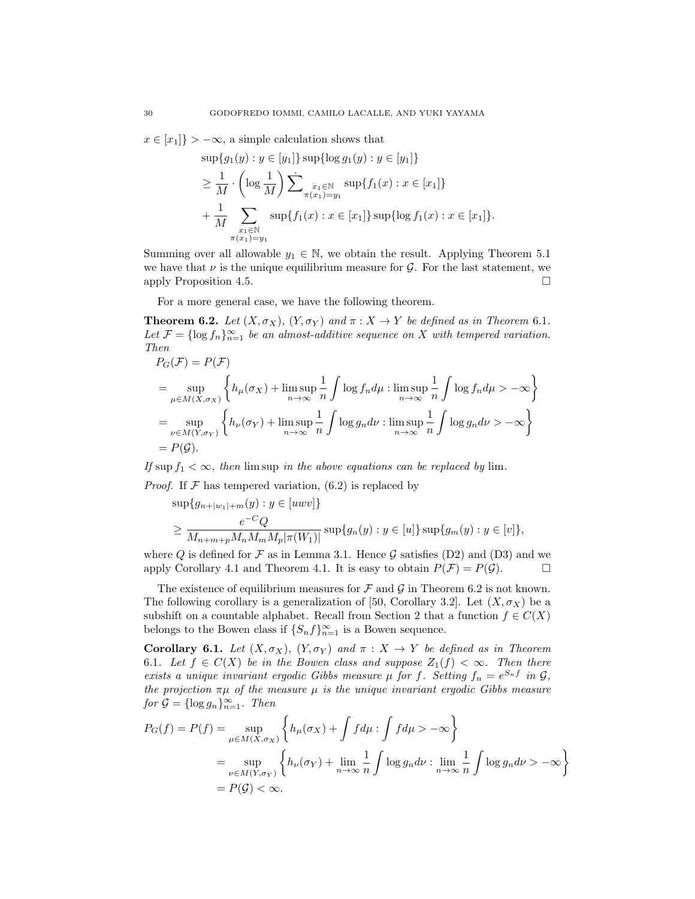$x \in [x_1]\} > -\infty$, a simple calculation shows that

$$
\begin{aligned}
&\sup\{g_1(y) : y \in [y_1]\} \sup\{\log g_1(y) : y \in [y_1]\} \\
&\geq \frac{1}{M} \cdot \left(\log \frac{1}{M}\right) \sum_{\substack{x_1 \in \mathbb{N} \\ \pi(x_1)=y_1}} \sup\{f_1(x) : x \in [x_1]\} \\
&+ \frac{1}{M} \sum_{\substack{x_1 \in \mathbb{N} \\ \pi(x_1)=y_1}} \sup\{f_1(x) : x \in [x_1]\} \sup\{\log f_1(x) : x \in [x_1]\}.
\end{aligned}
$$

Summing over all allowable $y_1 \in \mathbb{N}$, we obtain the result. Applying Theorem 5.1 we have that $\nu$ is the unique equilibrium measure for $\mathcal{G}$. For the last statement, we apply Proposition 4.5. $\square$

For a more general case, we have the following theorem.

**Theorem 6.2.** *Let $(X, \sigma_X)$, $(Y, \sigma_Y)$ and $\pi : X \to Y$ be defined as in Theorem 6.1. Let $\mathcal{F} = \{\log f_n\}_{n=1}^{\infty}$ be an almost-additive sequence on $X$ with tempered variation. Then*

$$
\begin{aligned}
&P_G(\mathcal{F}) = P(\mathcal{F}) \\
&= \sup_{\mu \in M(X, \sigma_X)} \left\{ h_\mu(\sigma_X) + \limsup_{n \to \infty} \frac{1}{n} \int \log f_n d\mu : \limsup_{n \to \infty} \frac{1}{n} \int \log f_n d\mu > -\infty \right\} \\
&= \sup_{\nu \in M(Y, \sigma_Y)} \left\{ h_\nu(\sigma_Y) + \limsup_{n \to \infty} \frac{1}{n} \int \log g_n d\nu : \limsup_{n \to \infty} \frac{1}{n} \int \log g_n d\nu > -\infty \right\} \\
&= P(\mathcal{G}).
\end{aligned}
$$

*If $\sup f_1 < \infty$, then $\limsup$ in the above equations can be replaced by $\lim$.*

*Proof.* If $\mathcal{F}$ has tempered variation, (6.2) is replaced by

$$
\begin{aligned}
&\sup\{g_{n+|w_1|+m}(y) : y \in [uwv]\} \\
&\geq \frac{e^{-C} Q}{M_{n+m+p} M_n M_m M_p |\pi(W_1)|} \sup\{g_n(y) : y \in [u]\} \sup\{g_m(y) : y \in [v]\},
\end{aligned}
$$

where $Q$ is defined for $\mathcal{F}$ as in Lemma 3.1. Hence $\mathcal{G}$ satisfies (D2) and (D3) and we apply Corollary 4.1 and Theorem 4.1. It is easy to obtain $P(\mathcal{F}) = P(\mathcal{G})$. $\square$

The existence of equilibrium measures for $\mathcal{F}$ and $\mathcal{G}$ in Theorem 6.2 is not known. The following corollary is a generalization of [50, Corollary 3.2]. Let $(X, \sigma_X)$ be a subshift on a countable alphabet. Recall from Section 2 that a function $f \in C(X)$ belongs to the Bowen class if $\{S_n f\}_{n=1}^{\infty}$ is a Bowen sequence.

**Corollary 6.1.** *Let $(X, \sigma_X)$, $(Y, \sigma_Y)$ and $\pi : X \to Y$ be defined as in Theorem 6.1. Let $f \in C(X)$ be in the Bowen class and suppose $Z_1(f) < \infty$. Then there exists a unique invariant ergodic Gibbs measure $\mu$ for $f$. Setting $f_n = e^{S_n f}$ in $\mathcal{G}$, the projection $\pi\mu$ of the measure $\mu$ is the unique invariant ergodic Gibbs measure for $\mathcal{G} = \{\log g_n\}_{n=1}^{\infty}$. Then*

$$
\begin{aligned}
P_G(f) = P(f) &= \sup_{\mu \in M(X, \sigma_X)} \left\{ h_\mu(\sigma_X) + \int f d\mu : \int f d\mu > -\infty \right\} \\
&= \sup_{\nu \in M(Y, \sigma_Y)} \left\{ h_\nu(\sigma_Y) + \lim_{n \to \infty} \frac{1}{n} \int \log g_n d\nu : \lim_{n \to \infty} \frac{1}{n} \int \log g_n d\nu > -\infty \right\} \\
&= P(\mathcal{G}) < \infty.
\end{aligned}
$$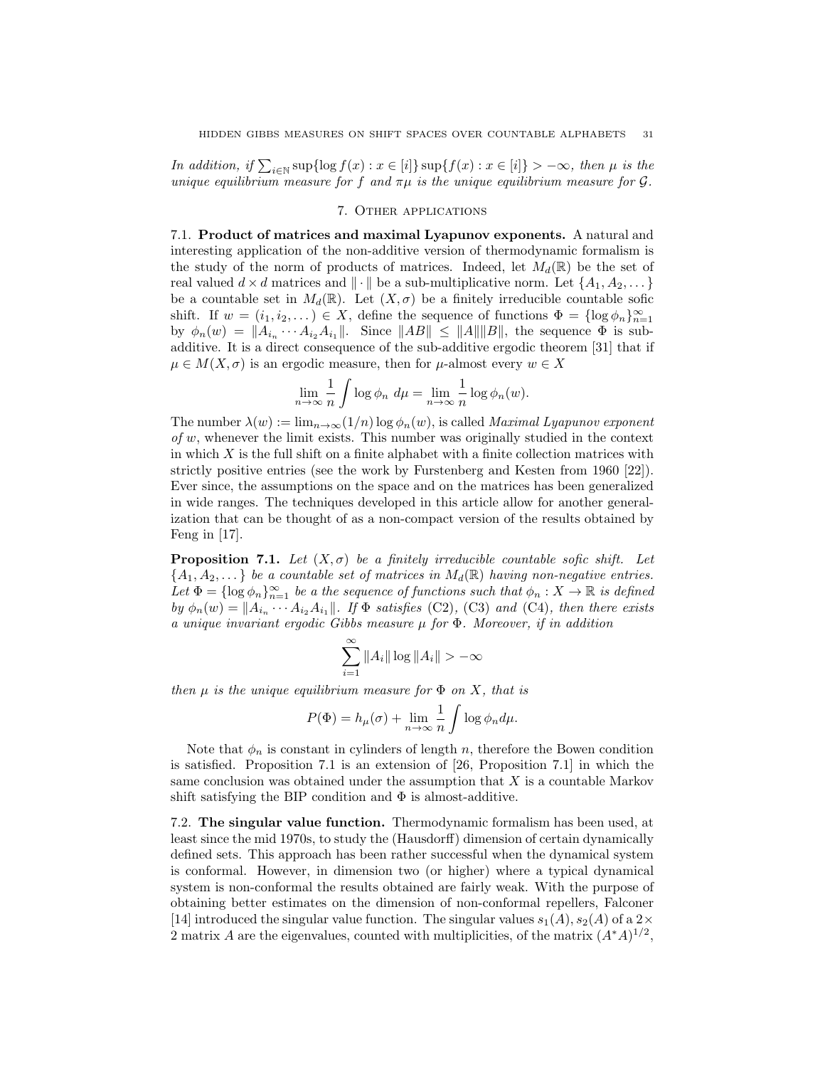*In addition, if $\sum_{i\in\mathbb{N}} \sup\{\log f(x) : x \in [i]\} \sup\{f(x) : x \in [i]\} > -\infty$, then $\mu$ is the unique equilibrium measure for $f$ and $\pi\mu$ is the unique equilibrium measure for $\mathcal{G}$.*

## 7. Other applications

### 7.1. Product of matrices and maximal Lyapunov exponents.

A natural and interesting application of the non-additive version of thermodynamic formalism is the study of the norm of products of matrices. Indeed, let $M_d(\mathbb{R})$ be the set of real valued $d \times d$ matrices and $\|\cdot\|$ be a sub-multiplicative norm. Let $\{A_1, A_2, \dots\}$ be a countable set in $M_d(\mathbb{R})$. Let $(X, \sigma)$ be a finitely irreducible countable sofic shift. If $w = (i_1, i_2, \dots) \in X$, define the sequence of functions $\Phi = \{\log \phi_n\}_{n=1}^{\infty}$ by $\phi_n(w) = \|A_{i_n} \cdots A_{i_2} A_{i_1}\|$. Since $\|AB\| \leq \|A\|\|B\|$, the sequence $\Phi$ is sub-additive. It is a direct consequence of the sub-additive ergodic theorem [31] that if $\mu \in M(X, \sigma)$ is an ergodic measure, then for $\mu$-almost every $w \in X$

$$\lim_{n\to\infty} \frac{1}{n} \int \log \phi_n \, d\mu = \lim_{n\to\infty} \frac{1}{n} \log \phi_n(w).$$

The number $\lambda(w) := \lim_{n\to\infty} (1/n) \log \phi_n(w)$, is called *Maximal Lyapunov exponent of $w$*, whenever the limit exists. This number was originally studied in the context in which $X$ is the full shift on a finite alphabet with a finite collection matrices with strictly positive entries (see the work by Furstenberg and Kesten from 1960 [22]). Ever since, the assumptions on the space and on the matrices has been generalized in wide ranges. The techniques developed in this article allow for another generalization that can be thought of as a non-compact version of the results obtained by Feng in [17].

**Proposition 7.1.** *Let $(X, \sigma)$ be a finitely irreducible countable sofic shift. Let $\{A_1, A_2, \dots\}$ be a countable set of matrices in $M_d(\mathbb{R})$ having non-negative entries. Let $\Phi = \{\log \phi_n\}_{n=1}^{\infty}$ be a the sequence of functions such that $\phi_n : X \to \mathbb{R}$ is defined by $\phi_n(w) = \|A_{i_n} \cdots A_{i_2} A_{i_1}\|$. If $\Phi$ satisfies* (C2), (C3) *and* (C4), *then there exists a unique invariant ergodic Gibbs measure $\mu$ for $\Phi$. Moreover, if in addition*

$$\sum_{i=1}^{\infty} \|A_i\| \log \|A_i\| > -\infty$$

*then $\mu$ is the unique equilibrium measure for $\Phi$ on $X$, that is*

$$P(\Phi) = h_\mu(\sigma) + \lim_{n\to\infty} \frac{1}{n} \int \log \phi_n d\mu.$$

Note that $\phi_n$ is constant in cylinders of length $n$, therefore the Bowen condition is satisfied. Proposition 7.1 is an extension of [26, Proposition 7.1] in which the same conclusion was obtained under the assumption that $X$ is a countable Markov shift satisfying the BIP condition and $\Phi$ is almost-additive.

### 7.2. The singular value function.

Thermodynamic formalism has been used, at least since the mid 1970s, to study the (Hausdorff) dimension of certain dynamically defined sets. This approach has been rather successful when the dynamical system is conformal. However, in dimension two (or higher) where a typical dynamical system is non-conformal the results obtained are fairly weak. With the purpose of obtaining better estimates on the dimension of non-conformal repellers, Falconer [14] introduced the singular value function. The singular values $s_1(A), s_2(A)$ of a $2\times 2$ matrix $A$ are the eigenvalues, counted with multiplicities, of the matrix $(A^*A)^{1/2}$,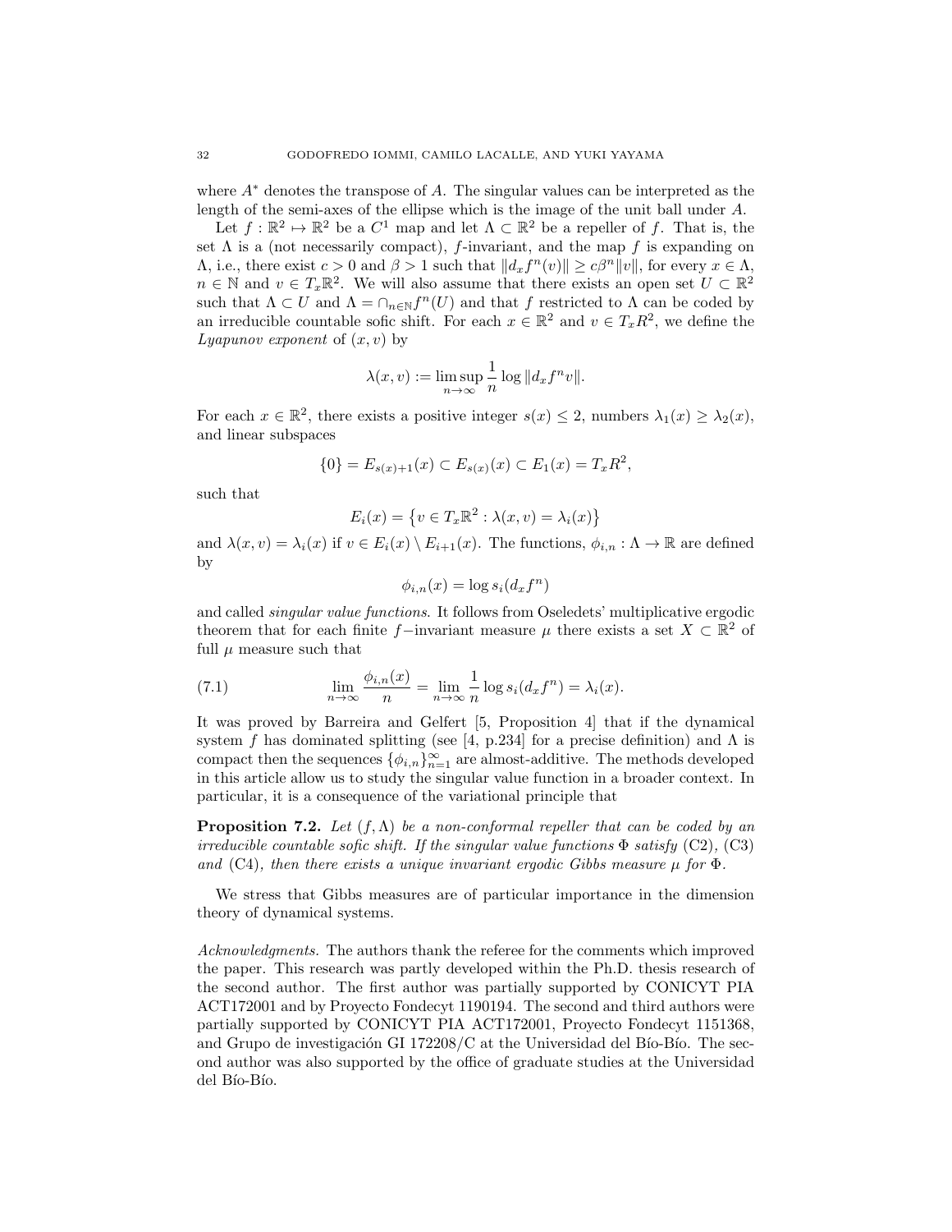where $A^*$ denotes the transpose of $A$. The singular values can be interpreted as the length of the semi-axes of the ellipse which is the image of the unit ball under $A$.

Let $f : \mathbb{R}^2 \mapsto \mathbb{R}^2$ be a $C^1$ map and let $\Lambda \subset \mathbb{R}^2$ be a repeller of $f$. That is, the set $\Lambda$ is a (not necessarily compact), $f$-invariant, and the map $f$ is expanding on $\Lambda$, i.e., there exist $c > 0$ and $\beta > 1$ such that $\|d_x f^n(v)\| \geq c\beta^n \|v\|$, for every $x \in \Lambda$, $n \in \mathbb{N}$ and $v \in T_x\mathbb{R}^2$. We will also assume that there exists an open set $U \subset \mathbb{R}^2$ such that $\Lambda \subset U$ and $\Lambda = \cap_{n\in\mathbb{N}} f^n(U)$ and that $f$ restricted to $\Lambda$ can be coded by an irreducible countable sofic shift. For each $x \in \mathbb{R}^2$ and $v \in T_x R^2$, we define the *Lyapunov exponent* of $(x, v)$ by

$$\lambda(x, v) := \limsup_{n\to\infty} \frac{1}{n} \log \|d_x f^n v\|.$$

For each $x \in \mathbb{R}^2$, there exists a positive integer $s(x) \leq 2$, numbers $\lambda_1(x) \geq \lambda_2(x)$, and linear subspaces

$$\{0\} = E_{s(x)+1}(x) \subset E_{s(x)}(x) \subset E_1(x) = T_x R^2,$$

such that

$$E_i(x) = \left\{ v \in T_x\mathbb{R}^2 : \lambda(x, v) = \lambda_i(x) \right\}$$

and $\lambda(x, v) = \lambda_i(x)$ if $v \in E_i(x) \setminus E_{i+1}(x)$. The functions, $\phi_{i,n} : \Lambda \to \mathbb{R}$ are defined by

$$\phi_{i,n}(x) = \log s_i(d_x f^n)$$

and called *singular value functions*. It follows from Oseledets' multiplicative ergodic theorem that for each finite $f$-invariant measure $\mu$ there exists a set $X \subset \mathbb{R}^2$ of full $\mu$ measure such that

$$\lim_{n\to\infty} \frac{\phi_{i,n}(x)}{n} = \lim_{n\to\infty} \frac{1}{n} \log s_i(d_x f^n) = \lambda_i(x). \tag{7.1}$$

It was proved by Barreira and Gelfert [5, Proposition 4] that if the dynamical system $f$ has dominated splitting (see [4, p.234] for a precise definition) and $\Lambda$ is compact then the sequences $\{\phi_{i,n}\}_{n=1}^{\infty}$ are almost-additive. The methods developed in this article allow us to study the singular value function in a broader context. In particular, it is a consequence of the variational principle that

**Proposition 7.2.** *Let $(f, \Lambda)$ be a non-conformal repeller that can be coded by an irreducible countable sofic shift. If the singular value functions $\Phi$ satisfy* (C2), (C3) *and* (C4)*, then there exists a unique invariant ergodic Gibbs measure $\mu$ for $\Phi$.*

We stress that Gibbs measures are of particular importance in the dimension theory of dynamical systems.

*Acknowledgments.* The authors thank the referee for the comments which improved the paper. This research was partly developed within the Ph.D. thesis research of the second author. The first author was partially supported by CONICYT PIA ACT172001 and by Proyecto Fondecyt 1190194. The second and third authors were partially supported by CONICYT PIA ACT172001, Proyecto Fondecyt 1151368, and Grupo de investigación GI 172208/C at the Universidad del Bío-Bío. The second author was also supported by the office of graduate studies at the Universidad del Bío-Bío.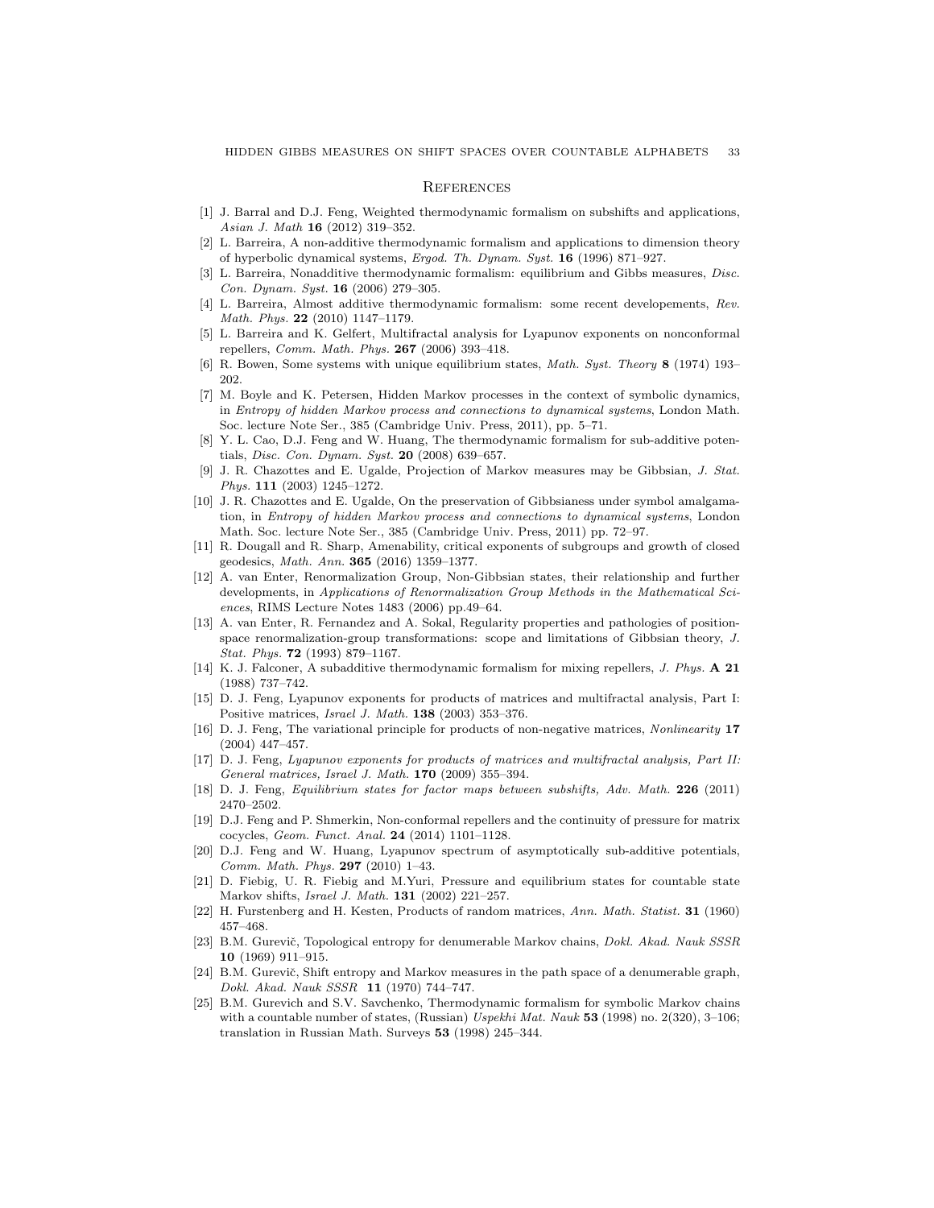## References

[1] J. Barral and D.J. Feng, Weighted thermodynamic formalism on subshifts and applications, *Asian J. Math* **16** (2012) 319–352.

[2] L. Barreira, A non-additive thermodynamic formalism and applications to dimension theory of hyperbolic dynamical systems, *Ergod. Th. Dynam. Syst.* **16** (1996) 871–927.

[3] L. Barreira, Nonadditive thermodynamic formalism: equilibrium and Gibbs measures, *Disc. Con. Dynam. Syst.* **16** (2006) 279–305.

[4] L. Barreira, Almost additive thermodynamic formalism: some recent developements, *Rev. Math. Phys.* **22** (2010) 1147–1179.

[5] L. Barreira and K. Gelfert, Multifractal analysis for Lyapunov exponents on nonconformal repellers, *Comm. Math. Phys.* **267** (2006) 393–418.

[6] R. Bowen, Some systems with unique equilibrium states, *Math. Syst. Theory* **8** (1974) 193–202.

[7] M. Boyle and K. Petersen, Hidden Markov processes in the context of symbolic dynamics, in *Entropy of hidden Markov process and connections to dynamical systems*, London Math. Soc. lecture Note Ser., 385 (Cambridge Univ. Press, 2011), pp. 5–71.

[8] Y. L. Cao, D.J. Feng and W. Huang, The thermodynamic formalism for sub-additive potentials, *Disc. Con. Dynam. Syst.* **20** (2008) 639–657.

[9] J. R. Chazottes and E. Ugalde, Projection of Markov measures may be Gibbsian, *J. Stat. Phys.* **111** (2003) 1245–1272.

[10] J. R. Chazottes and E. Ugalde, On the preservation of Gibbsianess under symbol amalgamation, in *Entropy of hidden Markov process and connections to dynamical systems*, London Math. Soc. lecture Note Ser., 385 (Cambridge Univ. Press, 2011) pp. 72–97.

[11] R. Dougall and R. Sharp, Amenability, critical exponents of subgroups and growth of closed geodesics, *Math. Ann.* **365** (2016) 1359–1377.

[12] A. van Enter, Renormalization Group, Non-Gibbsian states, their relationship and further developments, in *Applications of Renormalization Group Methods in the Mathematical Sciences*, RIMS Lecture Notes 1483 (2006) pp.49–64.

[13] A. van Enter, R. Fernandez and A. Sokal, Regularity properties and pathologies of position-space renormalization-group transformations: scope and limitations of Gibbsian theory, *J. Stat. Phys.* **72** (1993) 879–1167.

[14] K. J. Falconer, A subadditive thermodynamic formalism for mixing repellers, *J. Phys.* **A 21** (1988) 737–742.

[15] D. J. Feng, Lyapunov exponents for products of matrices and multifractal analysis, Part I: Positive matrices, *Israel J. Math.* **138** (2003) 353–376.

[16] D. J. Feng, The variational principle for products of non-negative matrices, *Nonlinearity* **17** (2004) 447–457.

[17] D. J. Feng, *Lyapunov exponents for products of matrices and multifractal analysis, Part II: General matrices, Israel J. Math.* **170** (2009) 355–394.

[18] D. J. Feng, *Equilibrium states for factor maps between subshifts, Adv. Math.* **226** (2011) 2470–2502.

[19] D.J. Feng and P. Shmerkin, Non-conformal repellers and the continuity of pressure for matrix cocycles, *Geom. Funct. Anal.* **24** (2014) 1101–1128.

[20] D.J. Feng and W. Huang, Lyapunov spectrum of asymptotically sub-additive potentials, *Comm. Math. Phys.* **297** (2010) 1–43.

[21] D. Fiebig, U. R. Fiebig and M.Yuri, Pressure and equilibrium states for countable state Markov shifts, *Israel J. Math.* **131** (2002) 221–257.

[22] H. Furstenberg and H. Kesten, Products of random matrices, *Ann. Math. Statist.* **31** (1960) 457–468.

[23] B.M. Gurevič, Topological entropy for denumerable Markov chains, *Dokl. Akad. Nauk SSSR* **10** (1969) 911–915.

[24] B.M. Gurevič, Shift entropy and Markov measures in the path space of a denumerable graph, *Dokl. Akad. Nauk SSSR* **11** (1970) 744–747.

[25] B.M. Gurevich and S.V. Savchenko, Thermodynamic formalism for symbolic Markov chains with a countable number of states, (Russian) *Uspekhi Mat. Nauk* **53** (1998) no. 2(320), 3–106; translation in Russian Math. Surveys **53** (1998) 245–344.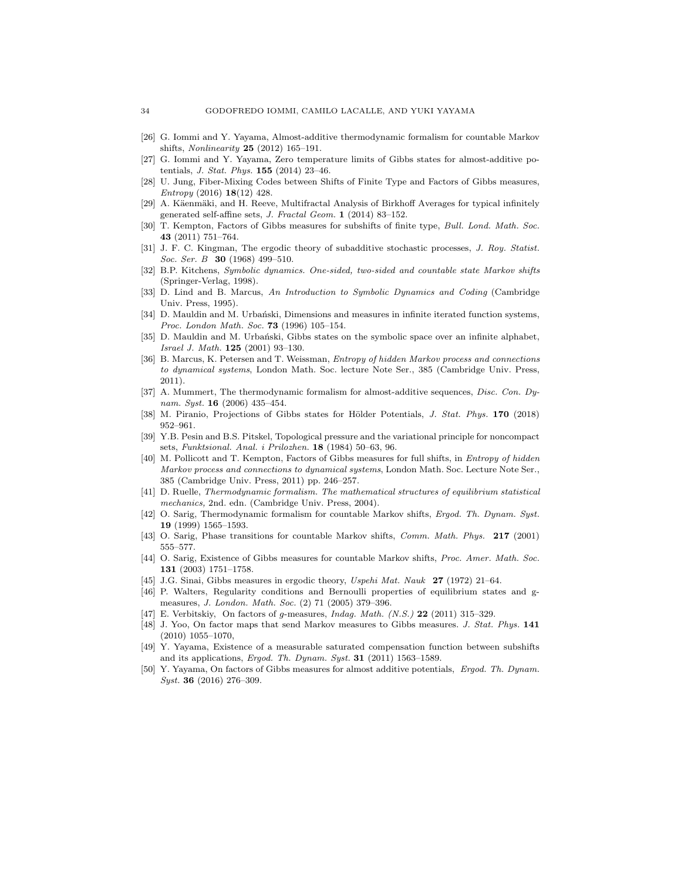[26] G. Iommi and Y. Yayama, Almost-additive thermodynamic formalism for countable Markov shifts, *Nonlinearity* **25** (2012) 165–191.

[27] G. Iommi and Y. Yayama, Zero temperature limits of Gibbs states for almost-additive potentials, *J. Stat. Phys.* **155** (2014) 23–46.

[28] U. Jung, Fiber-Mixing Codes between Shifts of Finite Type and Factors of Gibbs measures, *Entropy* (2016) **18**(12) 428.

[29] A. Käenmäki, and H. Reeve, Multifractal Analysis of Birkhoff Averages for typical infinitely generated self-affine sets, *J. Fractal Geom.* **1** (2014) 83–152.

[30] T. Kempton, Factors of Gibbs measures for subshifts of finite type, *Bull. Lond. Math. Soc.* **43** (2011) 751–764.

[31] J. F. C. Kingman, The ergodic theory of subadditive stochastic processes, *J. Roy. Statist. Soc. Ser. B* **30** (1968) 499–510.

[32] B.P. Kitchens, *Symbolic dynamics. One-sided, two-sided and countable state Markov shifts* (Springer-Verlag, 1998).

[33] D. Lind and B. Marcus, *An Introduction to Symbolic Dynamics and Coding* (Cambridge Univ. Press, 1995).

[34] D. Mauldin and M. Urbański, Dimensions and measures in infinite iterated function systems, *Proc. London Math. Soc.* **73** (1996) 105–154.

[35] D. Mauldin and M. Urbański, Gibbs states on the symbolic space over an infinite alphabet, *Israel J. Math.* **125** (2001) 93–130.

[36] B. Marcus, K. Petersen and T. Weissman, *Entropy of hidden Markov process and connections to dynamical systems*, London Math. Soc. lecture Note Ser., 385 (Cambridge Univ. Press, 2011).

[37] A. Mummert, The thermodynamic formalism for almost-additive sequences, *Disc. Con. Dynam. Syst.* **16** (2006) 435–454.

[38] M. Piranio, Projections of Gibbs states for Hölder Potentials, *J. Stat. Phys.* **170** (2018) 952–961.

[39] Y.B. Pesin and B.S. Pitskel, Topological pressure and the variational principle for noncompact sets, *Funktsional. Anal. i Prilozhen.* **18** (1984) 50–63, 96.

[40] M. Pollicott and T. Kempton, Factors of Gibbs measures for full shifts, in *Entropy of hidden Markov process and connections to dynamical systems*, London Math. Soc. Lecture Note Ser., 385 (Cambridge Univ. Press, 2011) pp. 246–257.

[41] D. Ruelle, *Thermodynamic formalism. The mathematical structures of equilibrium statistical mechanics,* 2nd. edn. (Cambridge Univ. Press, 2004).

[42] O. Sarig, Thermodynamic formalism for countable Markov shifts, *Ergod. Th. Dynam. Syst.* **19** (1999) 1565–1593.

[43] O. Sarig, Phase transitions for countable Markov shifts, *Comm. Math. Phys.* **217** (2001) 555–577.

[44] O. Sarig, Existence of Gibbs measures for countable Markov shifts, *Proc. Amer. Math. Soc.* **131** (2003) 1751–1758.

[45] J.G. Sinai, Gibbs measures in ergodic theory, *Uspehi Mat. Nauk* **27** (1972) 21–64.

[46] P. Walters, Regularity conditions and Bernoulli properties of equilibrium states and g-measures, *J. London. Math. Soc.* (2) 71 (2005) 379–396.

[47] E. Verbitskiy, On factors of $g$-measures, *Indag. Math. (N.S.)* **22** (2011) 315–329.

[48] J. Yoo, On factor maps that send Markov measures to Gibbs measures. *J. Stat. Phys.* **141** (2010) 1055–1070,

[49] Y. Yayama, Existence of a measurable saturated compensation function between subshifts and its applications, *Ergod. Th. Dynam. Syst.* **31** (2011) 1563–1589.

[50] Y. Yayama, On factors of Gibbs measures for almost additive potentials, *Ergod. Th. Dynam. Syst.* **36** (2016) 276–309.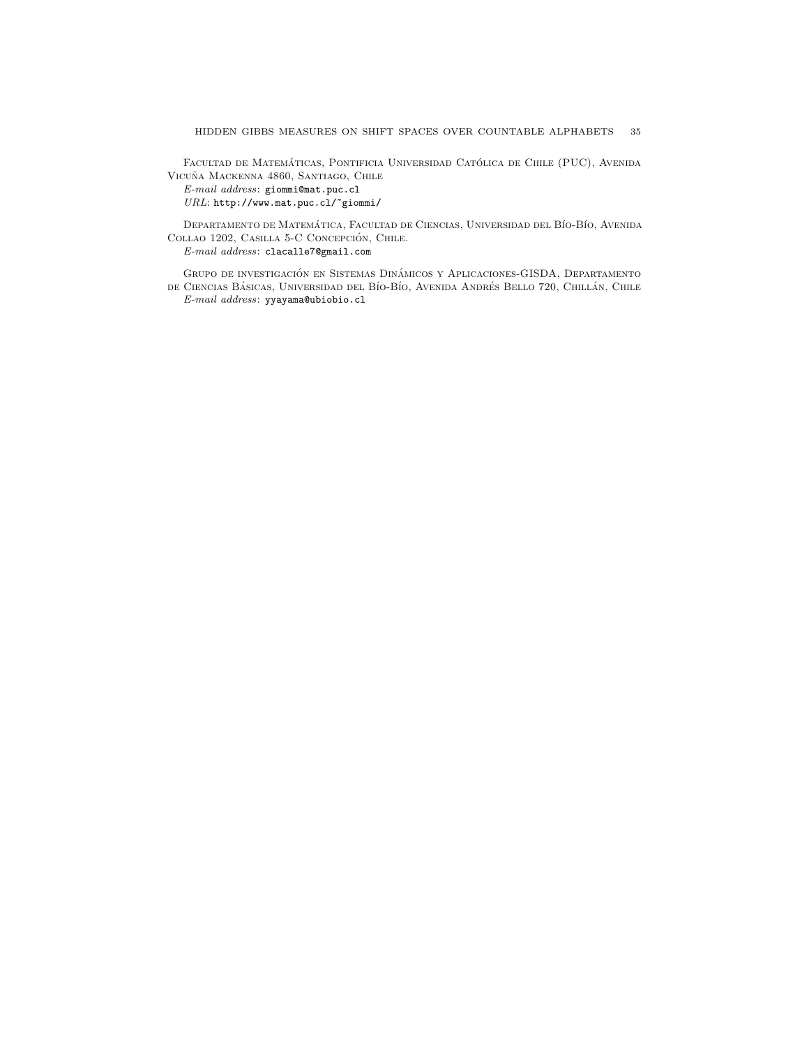Facultad de Matemáticas, Pontificia Universidad Católica de Chile (PUC), Avenida Vicuña Mackenna 4860, Santiago, Chile

*E-mail address*: giommi@mat.puc.cl

*URL*: http://www.mat.puc.cl/~giommi/

Departamento de Matemática, Facultad de Ciencias, Universidad del Bío-Bío, Avenida Collao 1202, Casilla 5-C Concepción, Chile.

*E-mail address*: clacalle7@gmail.com

Grupo de investigación en Sistemas Dinámicos y Aplicaciones-GISDA, Departamento de Ciencias Básicas, Universidad del Bío-Bío, Avenida Andrés Bello 720, Chillán, Chile

*E-mail address*: yyayama@ubiobio.cl